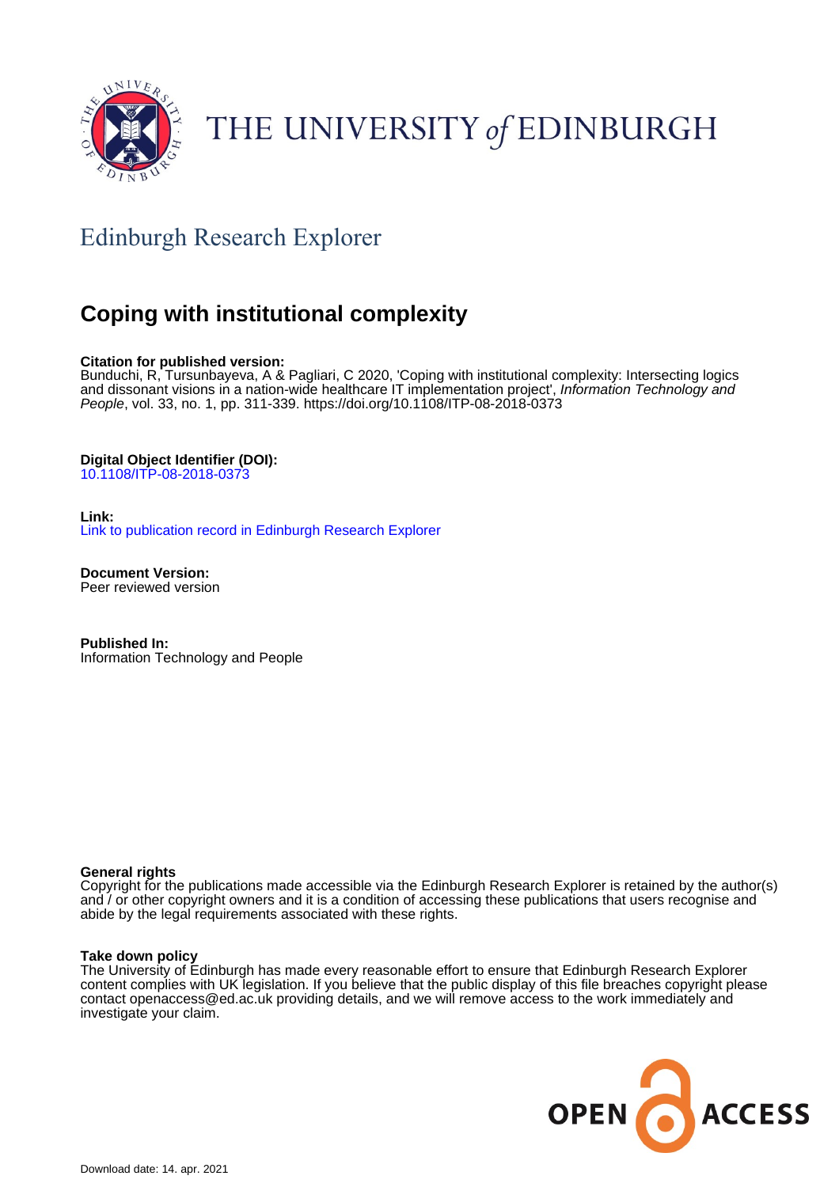THE UNIVERSITY of EDINBURGH

## Edinburgh Research Explorer

# Coping with institutional complexity

**Citation for published version:**
Bunduchi, R, Tursunbayeva, A & Pagliari, C 2020, 'Coping with institutional complexity: Intersecting logics and dissonant visions in a nation-wide healthcare IT implementation project', *Information Technology and People*, vol. 33, no. 1, pp. 311-339. https://doi.org/10.1108/ITP-08-2018-0373

**Digital Object Identifier (DOI):**
10.1108/ITP-08-2018-0373

**Link:**
Link to publication record in Edinburgh Research Explorer

**Document Version:**
Peer reviewed version

**Published In:**
Information Technology and People

**General rights**
Copyright for the publications made accessible via the Edinburgh Research Explorer is retained by the author(s) and / or other copyright owners and it is a condition of accessing these publications that users recognise and abide by the legal requirements associated with these rights.

**Take down policy**
The University of Edinburgh has made every reasonable effort to ensure that Edinburgh Research Explorer content complies with UK legislation. If you believe that the public display of this file breaches copyright please contact openaccess@ed.ac.uk providing details, and we will remove access to the work immediately and investigate your claim.

OPEN ACCESS

Download date: 14. apr. 2021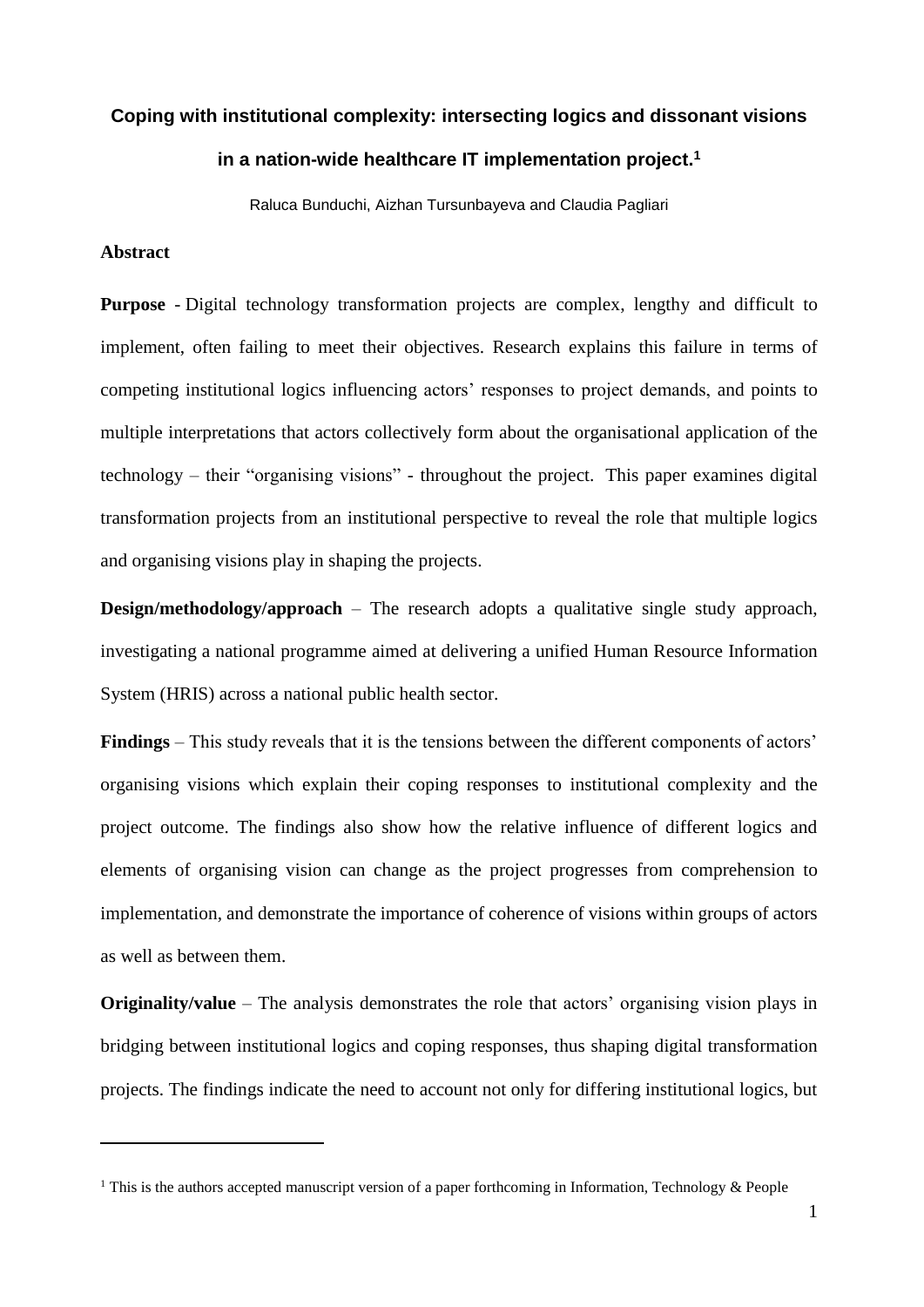# Coping with institutional complexity: intersecting logics and dissonant visions in a nation-wide healthcare IT implementation project.[1]

Raluca Bunduchi, Aizhan Tursunbayeva and Claudia Pagliari

## Abstract

**Purpose** - Digital technology transformation projects are complex, lengthy and difficult to implement, often failing to meet their objectives. Research explains this failure in terms of competing institutional logics influencing actors' responses to project demands, and points to multiple interpretations that actors collectively form about the organisational application of the technology – their "organising visions" - throughout the project. This paper examines digital transformation projects from an institutional perspective to reveal the role that multiple logics and organising visions play in shaping the projects.

**Design/methodology/approach** – The research adopts a qualitative single study approach, investigating a national programme aimed at delivering a unified Human Resource Information System (HRIS) across a national public health sector.

**Findings** – This study reveals that it is the tensions between the different components of actors' organising visions which explain their coping responses to institutional complexity and the project outcome. The findings also show how the relative influence of different logics and elements of organising vision can change as the project progresses from comprehension to implementation, and demonstrate the importance of coherence of visions within groups of actors as well as between them.

**Originality/value** – The analysis demonstrates the role that actors' organising vision plays in bridging between institutional logics and coping responses, thus shaping digital transformation projects. The findings indicate the need to account not only for differing institutional logics, but

---

[1] This is the authors accepted manuscript version of a paper forthcoming in Information, Technology & People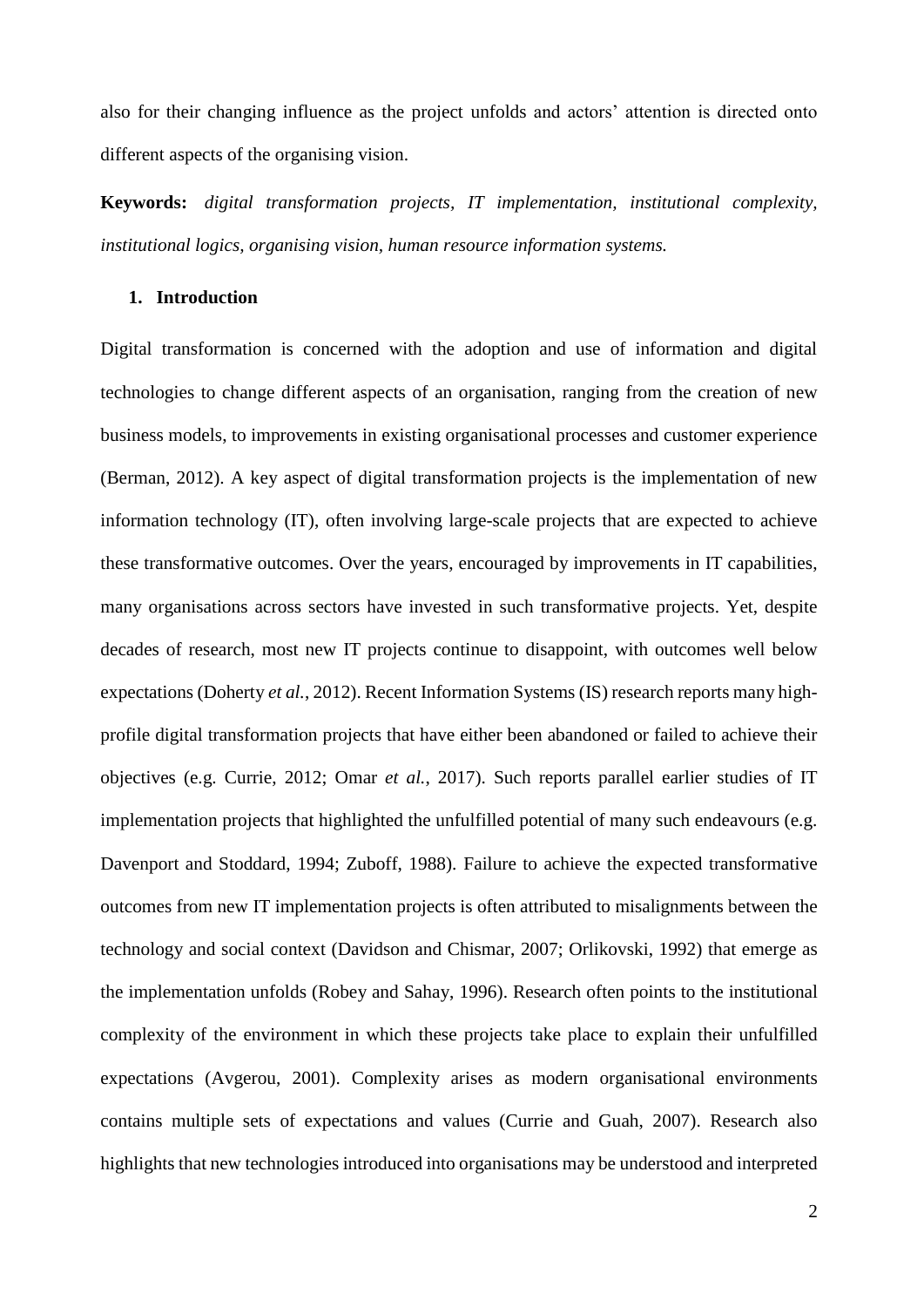also for their changing influence as the project unfolds and actors' attention is directed onto different aspects of the organising vision.

**Keywords:** *digital transformation projects, IT implementation, institutional complexity, institutional logics, organising vision, human resource information systems.*

## 1. Introduction

Digital transformation is concerned with the adoption and use of information and digital technologies to change different aspects of an organisation, ranging from the creation of new business models, to improvements in existing organisational processes and customer experience (Berman, 2012). A key aspect of digital transformation projects is the implementation of new information technology (IT), often involving large-scale projects that are expected to achieve these transformative outcomes. Over the years, encouraged by improvements in IT capabilities, many organisations across sectors have invested in such transformative projects. Yet, despite decades of research, most new IT projects continue to disappoint, with outcomes well below expectations (Doherty *et al.*, 2012). Recent Information Systems (IS) research reports many high-profile digital transformation projects that have either been abandoned or failed to achieve their objectives (e.g. Currie, 2012; Omar *et al.*, 2017). Such reports parallel earlier studies of IT implementation projects that highlighted the unfulfilled potential of many such endeavours (e.g. Davenport and Stoddard, 1994; Zuboff, 1988). Failure to achieve the expected transformative outcomes from new IT implementation projects is often attributed to misalignments between the technology and social context (Davidson and Chismar, 2007; Orlikovski, 1992) that emerge as the implementation unfolds (Robey and Sahay, 1996). Research often points to the institutional complexity of the environment in which these projects take place to explain their unfulfilled expectations (Avgerou, 2001). Complexity arises as modern organisational environments contains multiple sets of expectations and values (Currie and Guah, 2007). Research also highlights that new technologies introduced into organisations may be understood and interpreted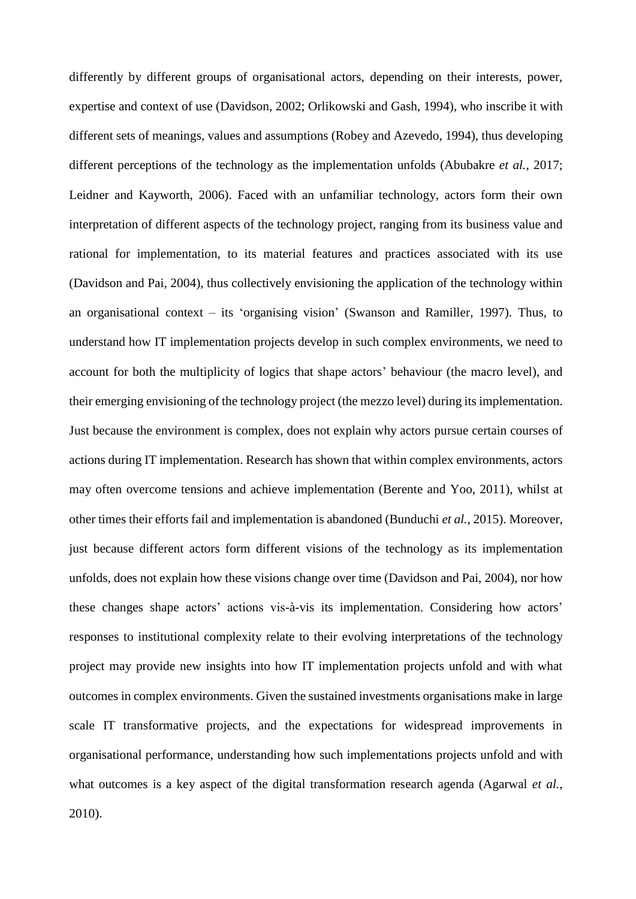differently by different groups of organisational actors, depending on their interests, power, expertise and context of use (Davidson, 2002; Orlikowski and Gash, 1994), who inscribe it with different sets of meanings, values and assumptions (Robey and Azevedo, 1994), thus developing different perceptions of the technology as the implementation unfolds (Abubakre *et al.*, 2017; Leidner and Kayworth, 2006). Faced with an unfamiliar technology, actors form their own interpretation of different aspects of the technology project, ranging from its business value and rational for implementation, to its material features and practices associated with its use (Davidson and Pai, 2004), thus collectively envisioning the application of the technology within an organisational context – its 'organising vision' (Swanson and Ramiller, 1997). Thus, to understand how IT implementation projects develop in such complex environments, we need to account for both the multiplicity of logics that shape actors' behaviour (the macro level), and their emerging envisioning of the technology project (the mezzo level) during its implementation. Just because the environment is complex, does not explain why actors pursue certain courses of actions during IT implementation. Research has shown that within complex environments, actors may often overcome tensions and achieve implementation (Berente and Yoo, 2011), whilst at other times their efforts fail and implementation is abandoned (Bunduchi *et al.*, 2015). Moreover, just because different actors form different visions of the technology as its implementation unfolds, does not explain how these visions change over time (Davidson and Pai, 2004), nor how these changes shape actors' actions vis-à-vis its implementation. Considering how actors' responses to institutional complexity relate to their evolving interpretations of the technology project may provide new insights into how IT implementation projects unfold and with what outcomes in complex environments. Given the sustained investments organisations make in large scale IT transformative projects, and the expectations for widespread improvements in organisational performance, understanding how such implementations projects unfold and with what outcomes is a key aspect of the digital transformation research agenda (Agarwal *et al.*, 2010).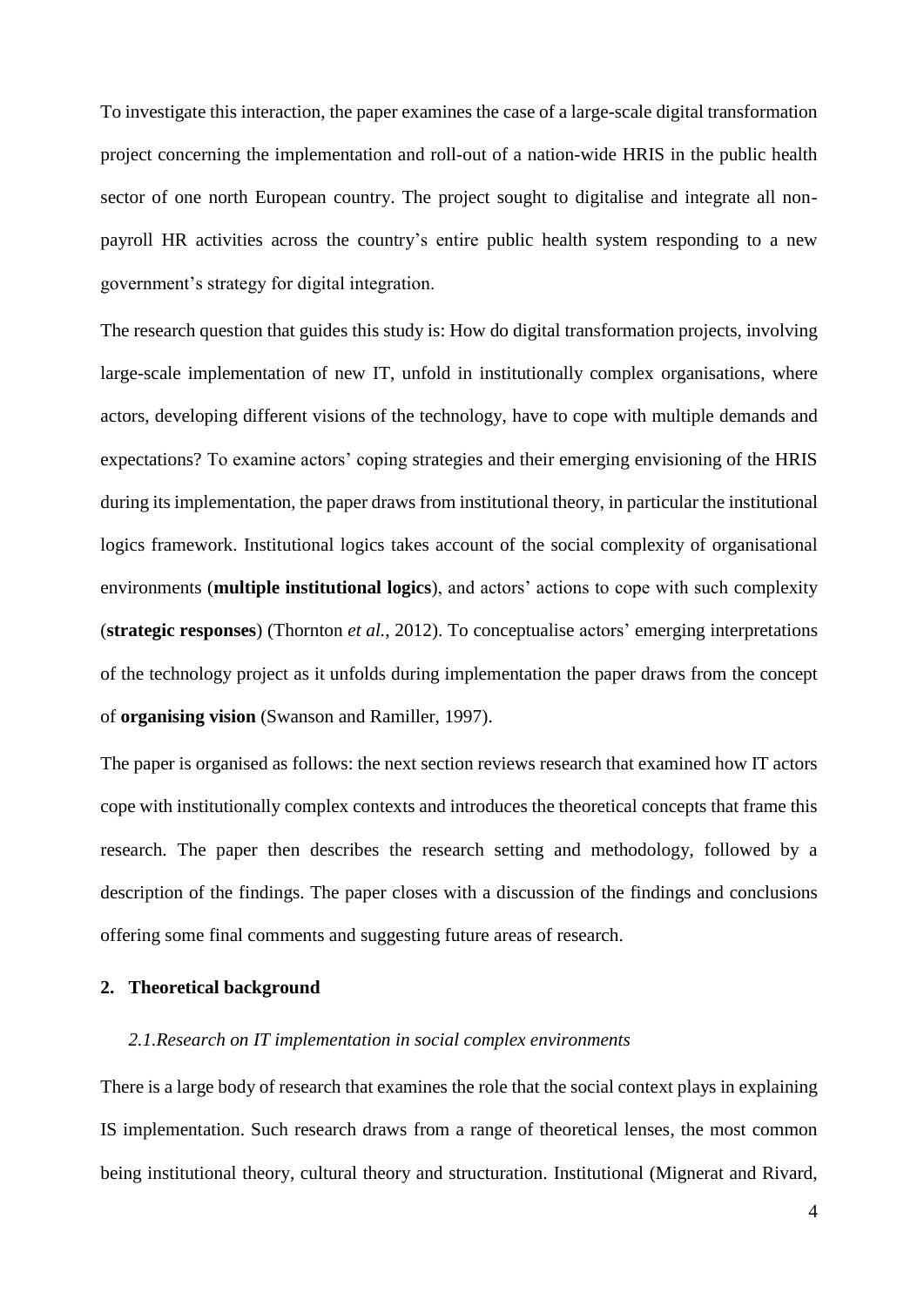To investigate this interaction, the paper examines the case of a large-scale digital transformation project concerning the implementation and roll-out of a nation-wide HRIS in the public health sector of one north European country. The project sought to digitalise and integrate all non-payroll HR activities across the country's entire public health system responding to a new government's strategy for digital integration.

The research question that guides this study is: How do digital transformation projects, involving large-scale implementation of new IT, unfold in institutionally complex organisations, where actors, developing different visions of the technology, have to cope with multiple demands and expectations? To examine actors' coping strategies and their emerging envisioning of the HRIS during its implementation, the paper draws from institutional theory, in particular the institutional logics framework. Institutional logics takes account of the social complexity of organisational environments (**multiple institutional logics**), and actors' actions to cope with such complexity (**strategic responses**) (Thornton *et al.*, 2012). To conceptualise actors' emerging interpretations of the technology project as it unfolds during implementation the paper draws from the concept of **organising vision** (Swanson and Ramiller, 1997).

The paper is organised as follows: the next section reviews research that examined how IT actors cope with institutionally complex contexts and introduces the theoretical concepts that frame this research. The paper then describes the research setting and methodology, followed by a description of the findings. The paper closes with a discussion of the findings and conclusions offering some final comments and suggesting future areas of research.

## 2. Theoretical background

### *2.1. Research on IT implementation in social complex environments*

There is a large body of research that examines the role that the social context plays in explaining IS implementation. Such research draws from a range of theoretical lenses, the most common being institutional theory, cultural theory and structuration. Institutional (Mignerat and Rivard,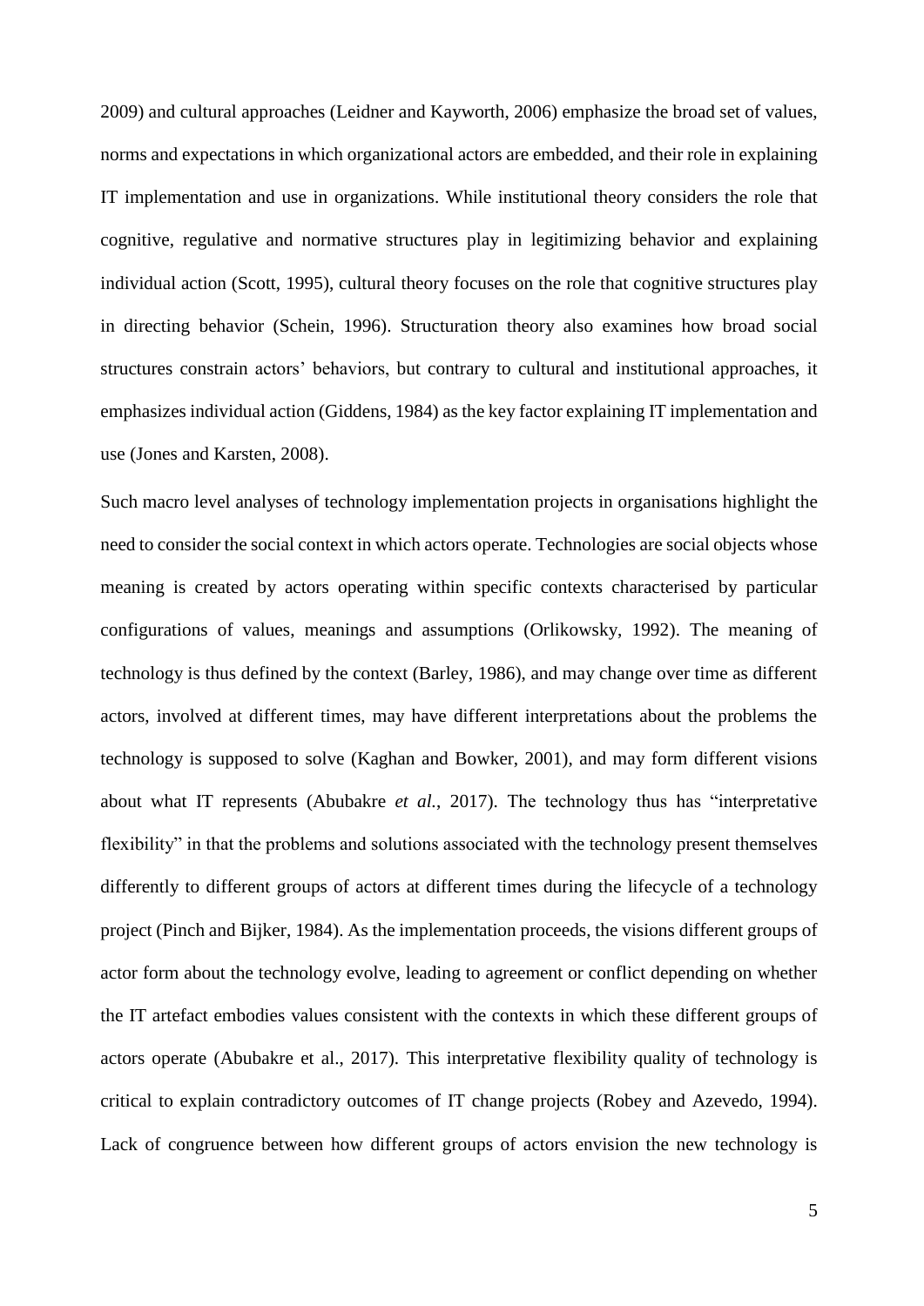2009) and cultural approaches (Leidner and Kayworth, 2006) emphasize the broad set of values, norms and expectations in which organizational actors are embedded, and their role in explaining IT implementation and use in organizations. While institutional theory considers the role that cognitive, regulative and normative structures play in legitimizing behavior and explaining individual action (Scott, 1995), cultural theory focuses on the role that cognitive structures play in directing behavior (Schein, 1996). Structuration theory also examines how broad social structures constrain actors' behaviors, but contrary to cultural and institutional approaches, it emphasizes individual action (Giddens, 1984) as the key factor explaining IT implementation and use (Jones and Karsten, 2008).

Such macro level analyses of technology implementation projects in organisations highlight the need to consider the social context in which actors operate. Technologies are social objects whose meaning is created by actors operating within specific contexts characterised by particular configurations of values, meanings and assumptions (Orlikowsky, 1992). The meaning of technology is thus defined by the context (Barley, 1986), and may change over time as different actors, involved at different times, may have different interpretations about the problems the technology is supposed to solve (Kaghan and Bowker, 2001), and may form different visions about what IT represents (Abubakre *et al.*, 2017). The technology thus has "interpretative flexibility" in that the problems and solutions associated with the technology present themselves differently to different groups of actors at different times during the lifecycle of a technology project (Pinch and Bijker, 1984). As the implementation proceeds, the visions different groups of actor form about the technology evolve, leading to agreement or conflict depending on whether the IT artefact embodies values consistent with the contexts in which these different groups of actors operate (Abubakre et al., 2017). This interpretative flexibility quality of technology is critical to explain contradictory outcomes of IT change projects (Robey and Azevedo, 1994). Lack of congruence between how different groups of actors envision the new technology is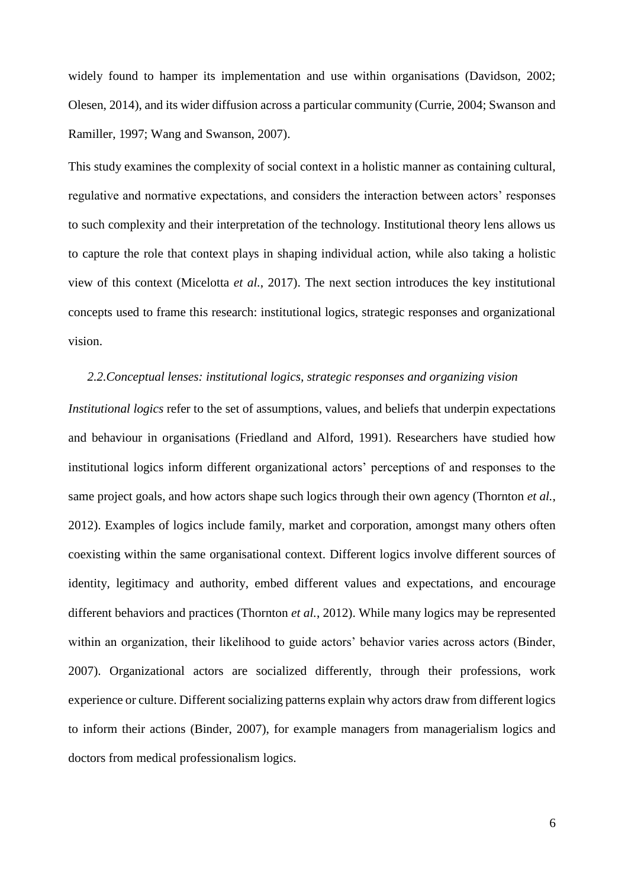widely found to hamper its implementation and use within organisations (Davidson, 2002; Olesen, 2014), and its wider diffusion across a particular community (Currie, 2004; Swanson and Ramiller, 1997; Wang and Swanson, 2007).

This study examines the complexity of social context in a holistic manner as containing cultural, regulative and normative expectations, and considers the interaction between actors' responses to such complexity and their interpretation of the technology. Institutional theory lens allows us to capture the role that context plays in shaping individual action, while also taking a holistic view of this context (Micelotta *et al.*, 2017). The next section introduces the key institutional concepts used to frame this research: institutional logics, strategic responses and organizational vision.

### *2.2.Conceptual lenses: institutional logics, strategic responses and organizing vision*

*Institutional logics* refer to the set of assumptions, values, and beliefs that underpin expectations and behaviour in organisations (Friedland and Alford, 1991). Researchers have studied how institutional logics inform different organizational actors' perceptions of and responses to the same project goals, and how actors shape such logics through their own agency (Thornton *et al.*, 2012). Examples of logics include family, market and corporation, amongst many others often coexisting within the same organisational context. Different logics involve different sources of identity, legitimacy and authority, embed different values and expectations, and encourage different behaviors and practices (Thornton *et al.*, 2012). While many logics may be represented within an organization, their likelihood to guide actors' behavior varies across actors (Binder, 2007). Organizational actors are socialized differently, through their professions, work experience or culture. Different socializing patterns explain why actors draw from different logics to inform their actions (Binder, 2007), for example managers from managerialism logics and doctors from medical professionalism logics.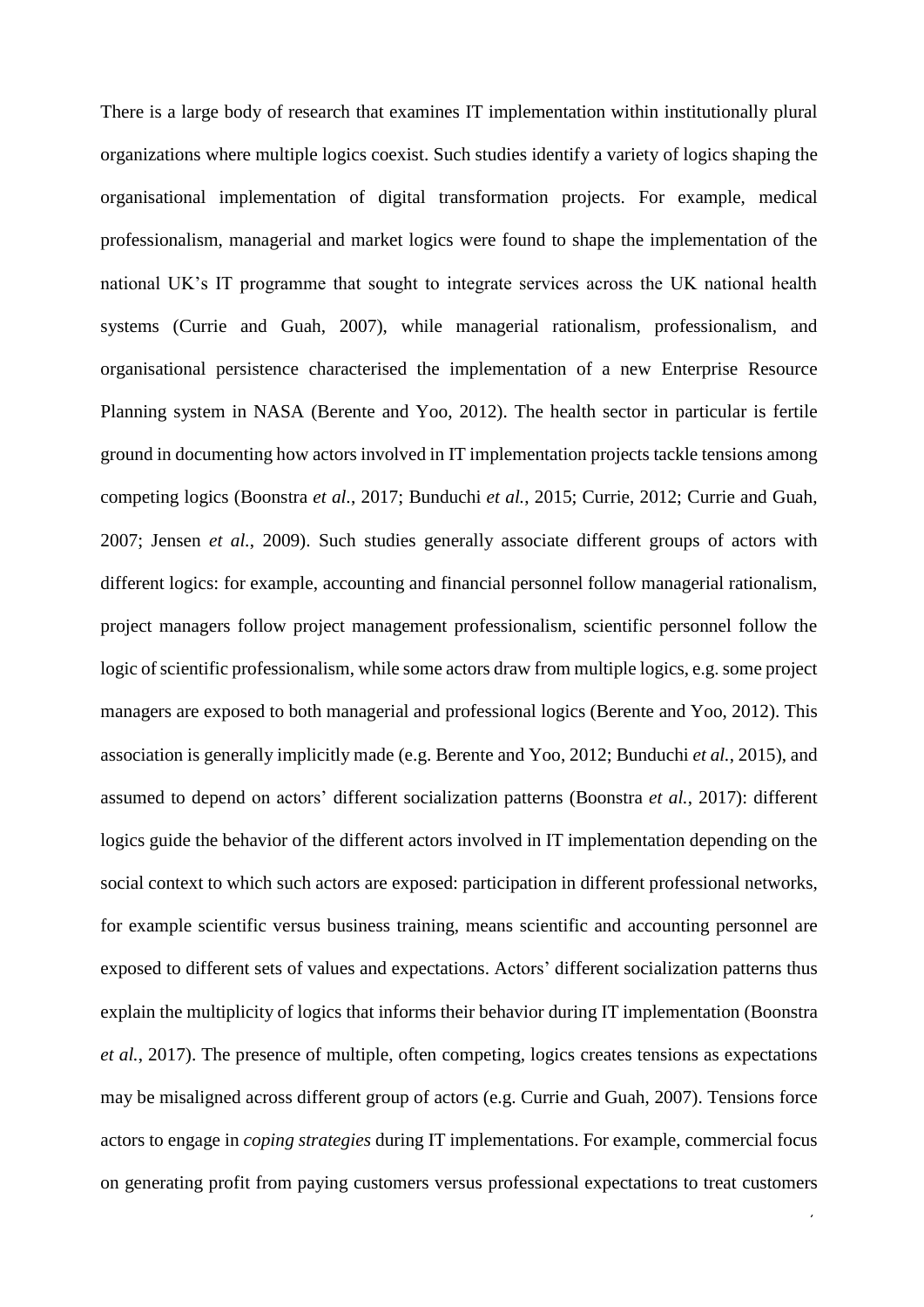There is a large body of research that examines IT implementation within institutionally plural organizations where multiple logics coexist. Such studies identify a variety of logics shaping the organisational implementation of digital transformation projects. For example, medical professionalism, managerial and market logics were found to shape the implementation of the national UK's IT programme that sought to integrate services across the UK national health systems (Currie and Guah, 2007), while managerial rationalism, professionalism, and organisational persistence characterised the implementation of a new Enterprise Resource Planning system in NASA (Berente and Yoo, 2012). The health sector in particular is fertile ground in documenting how actors involved in IT implementation projects tackle tensions among competing logics (Boonstra *et al.*, 2017; Bunduchi *et al.*, 2015; Currie, 2012; Currie and Guah, 2007; Jensen *et al.*, 2009). Such studies generally associate different groups of actors with different logics: for example, accounting and financial personnel follow managerial rationalism, project managers follow project management professionalism, scientific personnel follow the logic of scientific professionalism, while some actors draw from multiple logics, e.g. some project managers are exposed to both managerial and professional logics (Berente and Yoo, 2012). This association is generally implicitly made (e.g. Berente and Yoo, 2012; Bunduchi *et al.*, 2015), and assumed to depend on actors' different socialization patterns (Boonstra *et al.*, 2017): different logics guide the behavior of the different actors involved in IT implementation depending on the social context to which such actors are exposed: participation in different professional networks, for example scientific versus business training, means scientific and accounting personnel are exposed to different sets of values and expectations. Actors' different socialization patterns thus explain the multiplicity of logics that informs their behavior during IT implementation (Boonstra *et al.*, 2017). The presence of multiple, often competing, logics creates tensions as expectations may be misaligned across different group of actors (e.g. Currie and Guah, 2007). Tensions force actors to engage in *coping strategies* during IT implementations. For example, commercial focus on generating profit from paying customers versus professional expectations to treat customers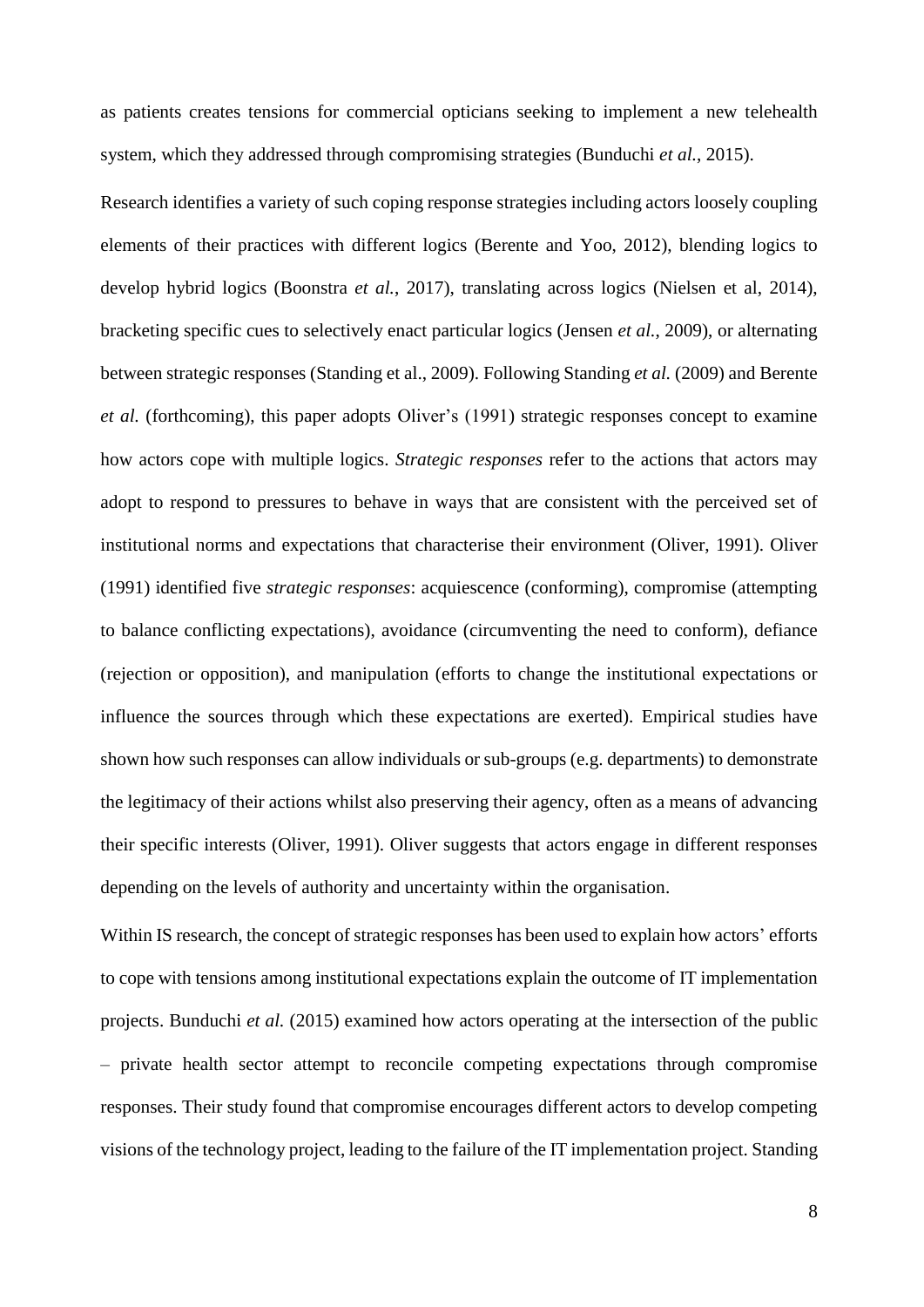as patients creates tensions for commercial opticians seeking to implement a new telehealth system, which they addressed through compromising strategies (Bunduchi *et al.*, 2015).

Research identifies a variety of such coping response strategies including actors loosely coupling elements of their practices with different logics (Berente and Yoo, 2012), blending logics to develop hybrid logics (Boonstra *et al.*, 2017), translating across logics (Nielsen et al, 2014), bracketing specific cues to selectively enact particular logics (Jensen *et al.*, 2009), or alternating between strategic responses (Standing et al., 2009). Following Standing *et al.* (2009) and Berente *et al.* (forthcoming), this paper adopts Oliver's (1991) strategic responses concept to examine how actors cope with multiple logics. *Strategic responses* refer to the actions that actors may adopt to respond to pressures to behave in ways that are consistent with the perceived set of institutional norms and expectations that characterise their environment (Oliver, 1991). Oliver (1991) identified five *strategic responses*: acquiescence (conforming), compromise (attempting to balance conflicting expectations), avoidance (circumventing the need to conform), defiance (rejection or opposition), and manipulation (efforts to change the institutional expectations or influence the sources through which these expectations are exerted). Empirical studies have shown how such responses can allow individuals or sub-groups (e.g. departments) to demonstrate the legitimacy of their actions whilst also preserving their agency, often as a means of advancing their specific interests (Oliver, 1991). Oliver suggests that actors engage in different responses depending on the levels of authority and uncertainty within the organisation.

Within IS research, the concept of strategic responses has been used to explain how actors' efforts to cope with tensions among institutional expectations explain the outcome of IT implementation projects. Bunduchi *et al.* (2015) examined how actors operating at the intersection of the public – private health sector attempt to reconcile competing expectations through compromise responses. Their study found that compromise encourages different actors to develop competing visions of the technology project, leading to the failure of the IT implementation project. Standing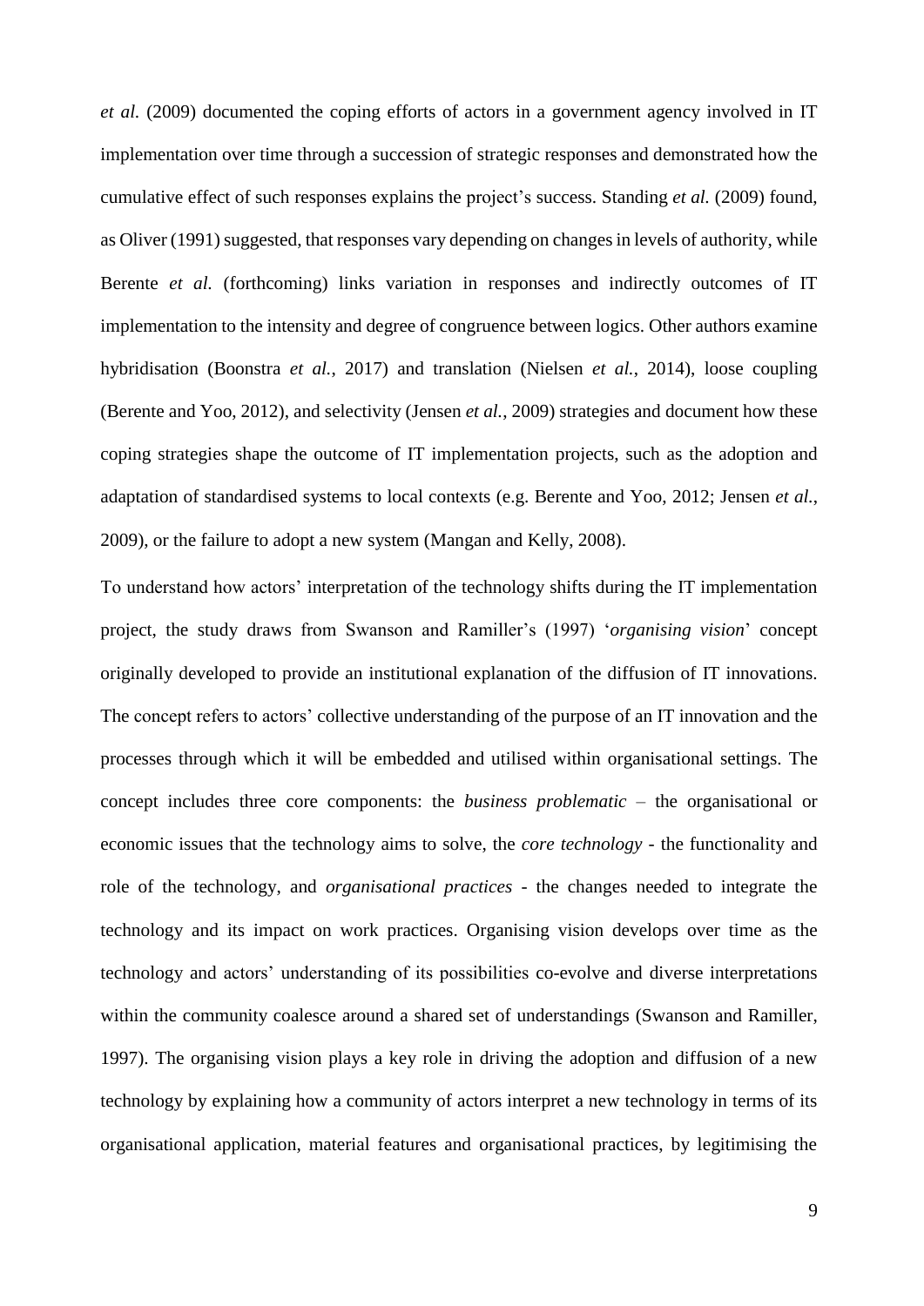*et al.* (2009) documented the coping efforts of actors in a government agency involved in IT implementation over time through a succession of strategic responses and demonstrated how the cumulative effect of such responses explains the project's success. Standing *et al.* (2009) found, as Oliver (1991) suggested, that responses vary depending on changes in levels of authority, while Berente *et al.* (forthcoming) links variation in responses and indirectly outcomes of IT implementation to the intensity and degree of congruence between logics. Other authors examine hybridisation (Boonstra *et al.*, 2017) and translation (Nielsen *et al.*, 2014), loose coupling (Berente and Yoo, 2012), and selectivity (Jensen *et al.*, 2009) strategies and document how these coping strategies shape the outcome of IT implementation projects, such as the adoption and adaptation of standardised systems to local contexts (e.g. Berente and Yoo, 2012; Jensen *et al.*, 2009), or the failure to adopt a new system (Mangan and Kelly, 2008).

To understand how actors' interpretation of the technology shifts during the IT implementation project, the study draws from Swanson and Ramiller's (1997) '*organising vision*' concept originally developed to provide an institutional explanation of the diffusion of IT innovations. The concept refers to actors' collective understanding of the purpose of an IT innovation and the processes through which it will be embedded and utilised within organisational settings. The concept includes three core components: the *business problematic* – the organisational or economic issues that the technology aims to solve, the *core technology* - the functionality and role of the technology, and *organisational practices* - the changes needed to integrate the technology and its impact on work practices. Organising vision develops over time as the technology and actors' understanding of its possibilities co-evolve and diverse interpretations within the community coalesce around a shared set of understandings (Swanson and Ramiller, 1997). The organising vision plays a key role in driving the adoption and diffusion of a new technology by explaining how a community of actors interpret a new technology in terms of its organisational application, material features and organisational practices, by legitimising the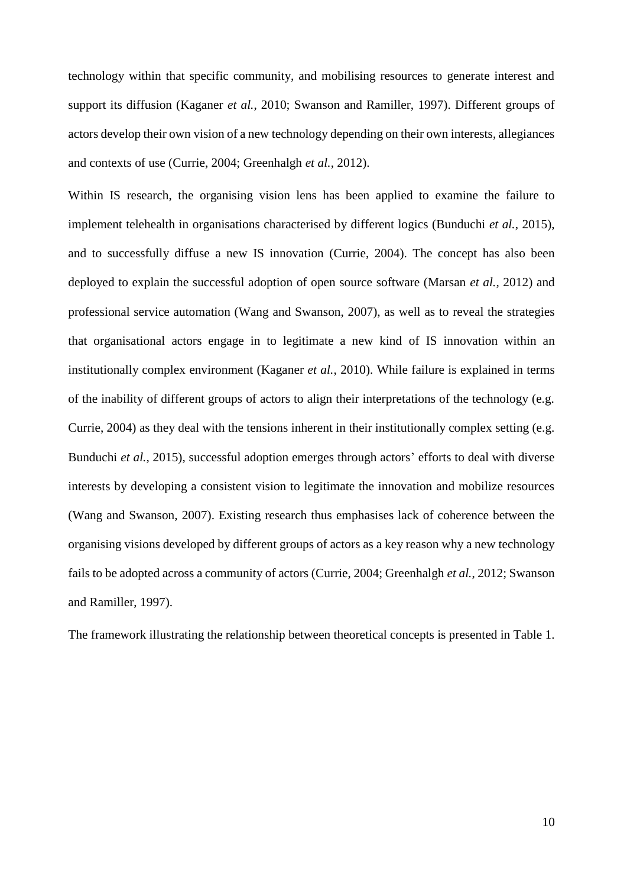technology within that specific community, and mobilising resources to generate interest and support its diffusion (Kaganer *et al.*, 2010; Swanson and Ramiller, 1997). Different groups of actors develop their own vision of a new technology depending on their own interests, allegiances and contexts of use (Currie, 2004; Greenhalgh *et al.*, 2012).

Within IS research, the organising vision lens has been applied to examine the failure to implement telehealth in organisations characterised by different logics (Bunduchi *et al.*, 2015), and to successfully diffuse a new IS innovation (Currie, 2004). The concept has also been deployed to explain the successful adoption of open source software (Marsan *et al.*, 2012) and professional service automation (Wang and Swanson, 2007), as well as to reveal the strategies that organisational actors engage in to legitimate a new kind of IS innovation within an institutionally complex environment (Kaganer *et al.*, 2010). While failure is explained in terms of the inability of different groups of actors to align their interpretations of the technology (e.g. Currie, 2004) as they deal with the tensions inherent in their institutionally complex setting (e.g. Bunduchi *et al.*, 2015), successful adoption emerges through actors' efforts to deal with diverse interests by developing a consistent vision to legitimate the innovation and mobilize resources (Wang and Swanson, 2007). Existing research thus emphasises lack of coherence between the organising visions developed by different groups of actors as a key reason why a new technology fails to be adopted across a community of actors (Currie, 2004; Greenhalgh *et al.*, 2012; Swanson and Ramiller, 1997).

The framework illustrating the relationship between theoretical concepts is presented in Table 1.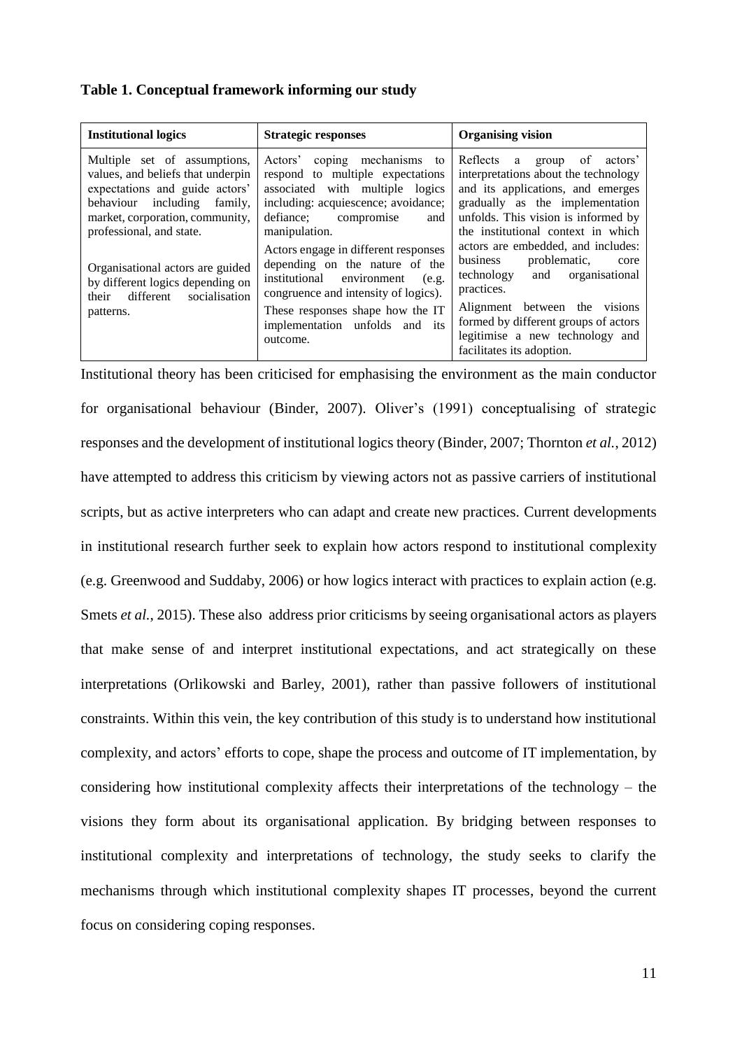**Table 1. Conceptual framework informing our study**

| Institutional logics | Strategic responses | Organising vision |
|---|---|---|
| Multiple set of assumptions, values, and beliefs that underpin expectations and guide actors' behaviour including family, market, corporation, community, professional, and state.<br><br>Organisational actors are guided by different logics depending on their different socialisation patterns. | Actors' coping mechanisms to respond to multiple expectations associated with multiple logics including: acquiescence; avoidance; defiance; compromise and manipulation.<br><br>Actors engage in different responses depending on the nature of the institutional environment (e.g. congruence and intensity of logics).<br><br>These responses shape how the IT implementation unfolds and its outcome. | Reflects a group of actors' interpretations about the technology and its applications, and emerges gradually as the implementation unfolds. This vision is informed by the institutional context in which actors are embedded, and includes: business problematic, core technology and organisational practices.<br><br>Alignment between the visions formed by different groups of actors legitimise a new technology and facilitates its adoption. |

Institutional theory has been criticised for emphasising the environment as the main conductor for organisational behaviour (Binder, 2007). Oliver's (1991) conceptualising of strategic responses and the development of institutional logics theory (Binder, 2007; Thornton *et al.*, 2012) have attempted to address this criticism by viewing actors not as passive carriers of institutional scripts, but as active interpreters who can adapt and create new practices. Current developments in institutional research further seek to explain how actors respond to institutional complexity (e.g. Greenwood and Suddaby, 2006) or how logics interact with practices to explain action (e.g. Smets *et al.*, 2015). These also address prior criticisms by seeing organisational actors as players that make sense of and interpret institutional expectations, and act strategically on these interpretations (Orlikowski and Barley, 2001), rather than passive followers of institutional constraints. Within this vein, the key contribution of this study is to understand how institutional complexity, and actors' efforts to cope, shape the process and outcome of IT implementation, by considering how institutional complexity affects their interpretations of the technology – the visions they form about its organisational application. By bridging between responses to institutional complexity and interpretations of technology, the study seeks to clarify the mechanisms through which institutional complexity shapes IT processes, beyond the current focus on considering coping responses.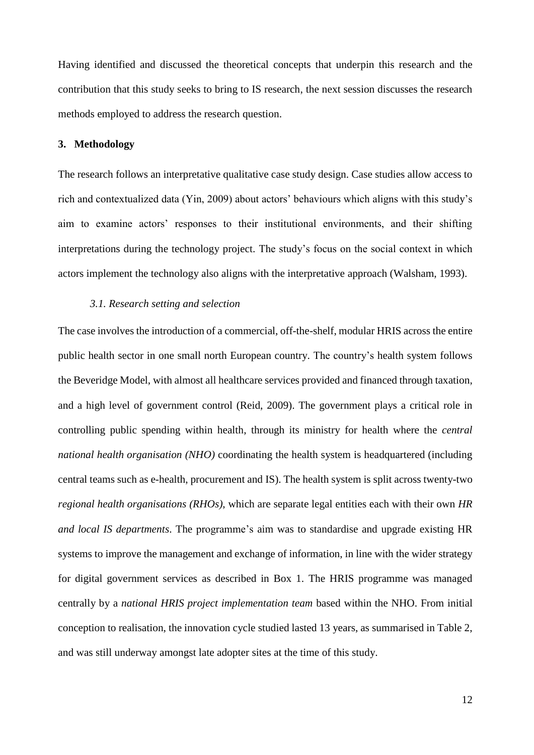Having identified and discussed the theoretical concepts that underpin this research and the contribution that this study seeks to bring to IS research, the next session discusses the research methods employed to address the research question.

## 3. Methodology

The research follows an interpretative qualitative case study design. Case studies allow access to rich and contextualized data (Yin, 2009) about actors' behaviours which aligns with this study's aim to examine actors' responses to their institutional environments, and their shifting interpretations during the technology project. The study's focus on the social context in which actors implement the technology also aligns with the interpretative approach (Walsham, 1993).

### *3.1. Research setting and selection*

The case involves the introduction of a commercial, off-the-shelf, modular HRIS across the entire public health sector in one small north European country. The country's health system follows the Beveridge Model, with almost all healthcare services provided and financed through taxation, and a high level of government control (Reid, 2009). The government plays a critical role in controlling public spending within health, through its ministry for health where the *central national health organisation (NHO)* coordinating the health system is headquartered (including central teams such as e-health, procurement and IS). The health system is split across twenty-two *regional health organisations (RHOs)*, which are separate legal entities each with their own *HR and local IS departments*. The programme's aim was to standardise and upgrade existing HR systems to improve the management and exchange of information, in line with the wider strategy for digital government services as described in Box 1. The HRIS programme was managed centrally by a *national HRIS project implementation team* based within the NHO. From initial conception to realisation, the innovation cycle studied lasted 13 years, as summarised in Table 2, and was still underway amongst late adopter sites at the time of this study.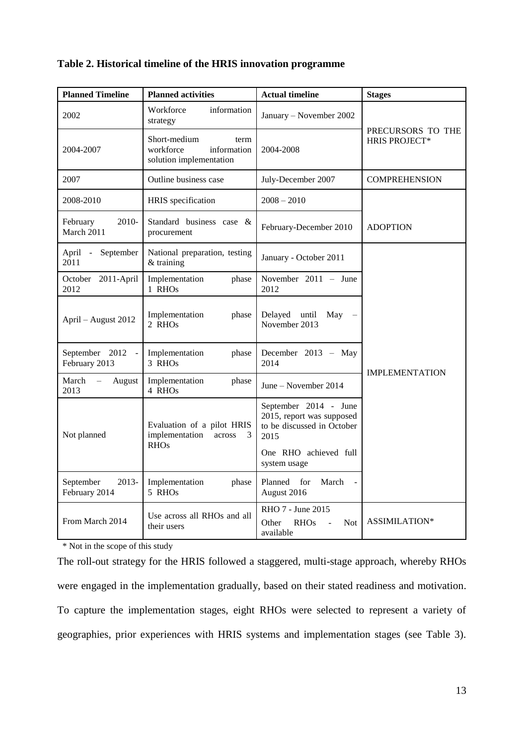**Table 2. Historical timeline of the HRIS innovation programme**

| Planned Timeline | Planned activities | Actual timeline | Stages |
|---|---|---|---|
| 2002 | Workforce information strategy | January – November 2002 | PRECURSORS TO THE HRIS PROJECT* |
| 2004-2007 | Short-medium term workforce information solution implementation | 2004-2008 | |
| 2007 | Outline business case | July-December 2007 | COMPREHENSION |
| 2008-2010 | HRIS specification | 2008 – 2010 | ADOPTION |
| February 2010-March 2011 | Standard business case & procurement | February-December 2010 | |
| April - September 2011 | National preparation, testing & training | January - October 2011 | IMPLEMENTATION |
| October 2011-April 2012 | Implementation phase 1 RHOs | November 2011 – June 2012 | |
| April – August 2012 | Implementation phase 2 RHOs | Delayed until May – November 2013 | |
| September 2012 - February 2013 | Implementation phase 3 RHOs | December 2013 – May 2014 | |
| March – August 2013 | Implementation phase 4 RHOs | June – November 2014 | |
| Not planned | Evaluation of a pilot HRIS implementation across 3 RHOs | September 2014 - June 2015, report was supposed to be discussed in October 2015<br><br>One RHO achieved full system usage | |
| September 2013-February 2014 | Implementation phase 5 RHOs | Planned for March - August 2016 | |
| From March 2014 | Use across all RHOs and all their users | RHO 7 - June 2015<br><br>Other RHOs - Not available | ASSIMILATION* |

\* Not in the scope of this study

The roll-out strategy for the HRIS followed a staggered, multi-stage approach, whereby RHOs were engaged in the implementation gradually, based on their stated readiness and motivation. To capture the implementation stages, eight RHOs were selected to represent a variety of geographies, prior experiences with HRIS systems and implementation stages (see Table 3).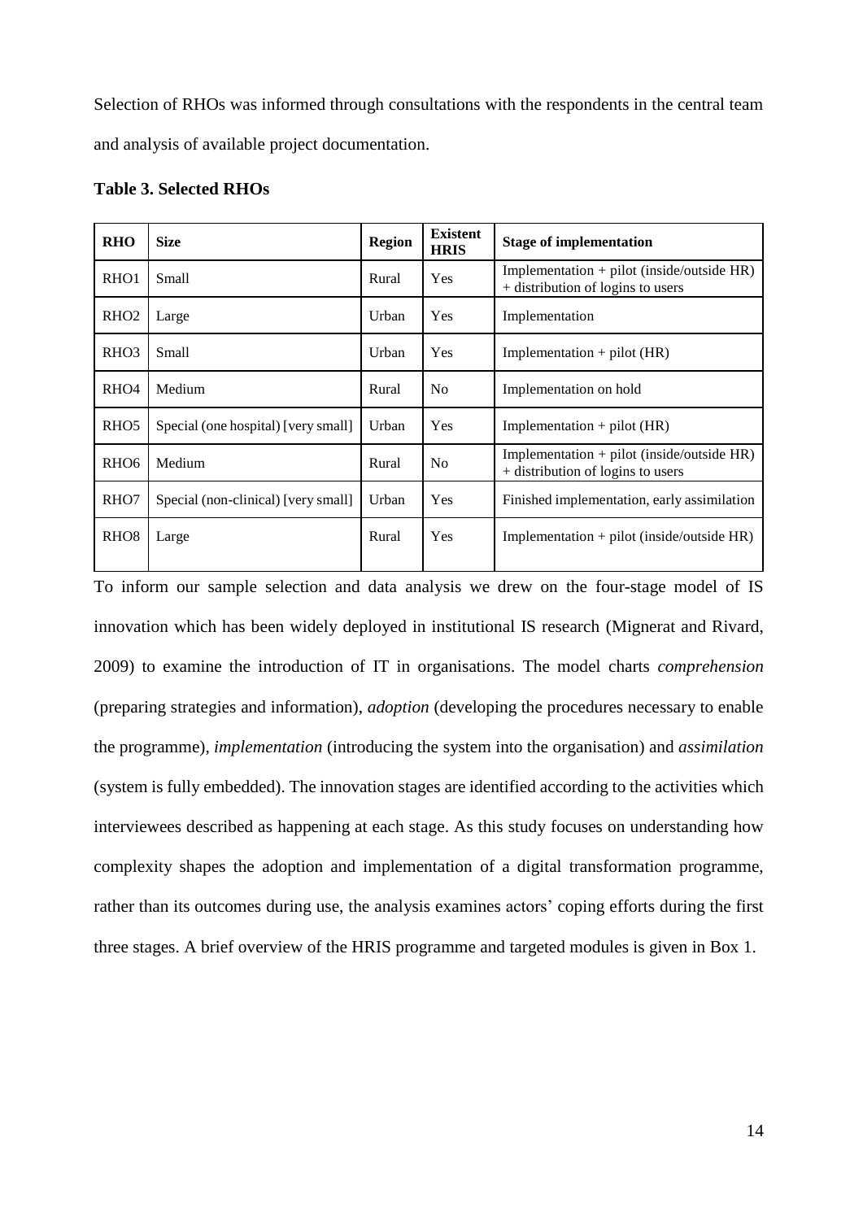Selection of RHOs was informed through consultations with the respondents in the central team and analysis of available project documentation.

**Table 3. Selected RHOs**

| RHO | Size | Region | Existent HRIS | Stage of implementation |
|---|---|---|---|---|
| RHO1 | Small | Rural | Yes | Implementation + pilot (inside/outside HR) + distribution of logins to users |
| RHO2 | Large | Urban | Yes | Implementation |
| RHO3 | Small | Urban | Yes | Implementation + pilot (HR) |
| RHO4 | Medium | Rural | No | Implementation on hold |
| RHO5 | Special (one hospital) [very small] | Urban | Yes | Implementation + pilot (HR) |
| RHO6 | Medium | Rural | No | Implementation + pilot (inside/outside HR) + distribution of logins to users |
| RHO7 | Special (non-clinical) [very small] | Urban | Yes | Finished implementation, early assimilation |
| RHO8 | Large | Rural | Yes | Implementation + pilot (inside/outside HR) |

To inform our sample selection and data analysis we drew on the four-stage model of IS innovation which has been widely deployed in institutional IS research (Mignerat and Rivard, 2009) to examine the introduction of IT in organisations. The model charts *comprehension* (preparing strategies and information), *adoption* (developing the procedures necessary to enable the programme), *implementation* (introducing the system into the organisation) and *assimilation* (system is fully embedded). The innovation stages are identified according to the activities which interviewees described as happening at each stage. As this study focuses on understanding how complexity shapes the adoption and implementation of a digital transformation programme, rather than its outcomes during use, the analysis examines actors' coping efforts during the first three stages. A brief overview of the HRIS programme and targeted modules is given in Box 1.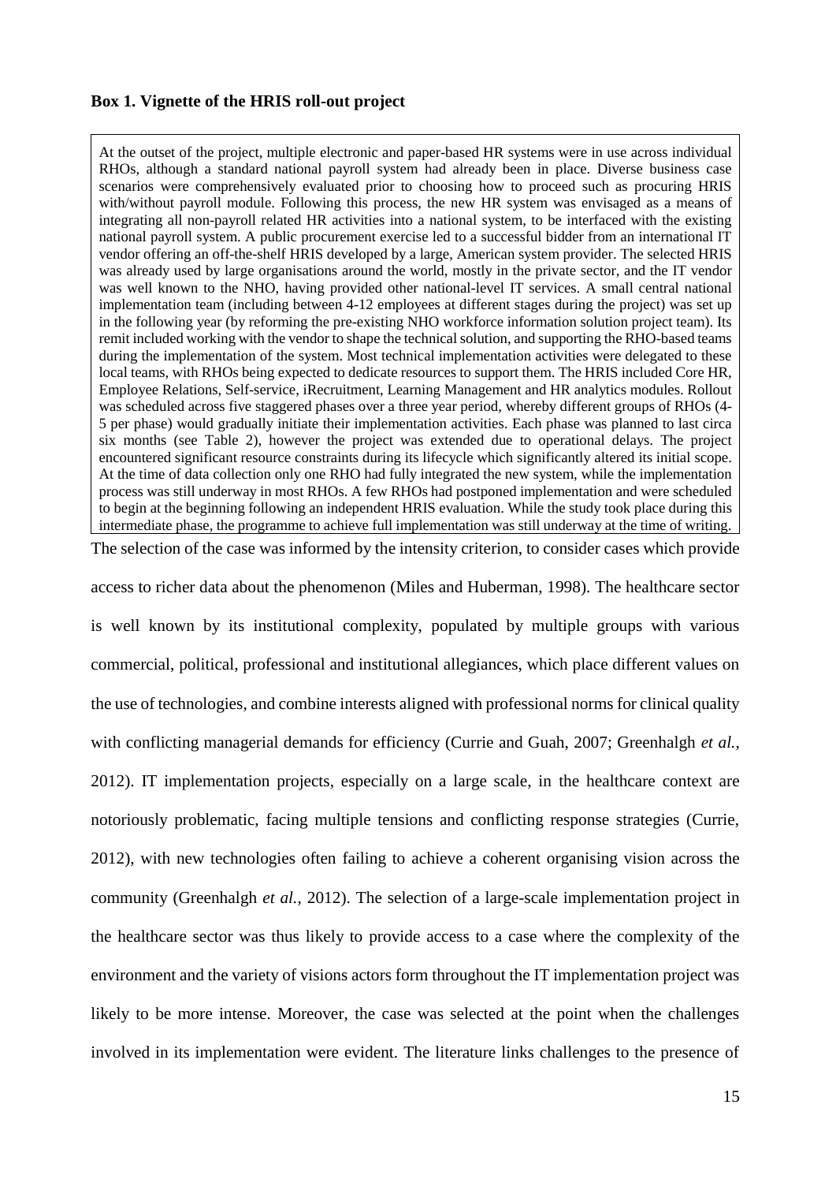**Box 1. Vignette of the HRIS roll-out project**

At the outset of the project, multiple electronic and paper-based HR systems were in use across individual RHOs, although a standard national payroll system had already been in place. Diverse business case scenarios were comprehensively evaluated prior to choosing how to proceed such as procuring HRIS with/without payroll module. Following this process, the new HR system was envisaged as a means of integrating all non-payroll related HR activities into a national system, to be interfaced with the existing national payroll system. A public procurement exercise led to a successful bidder from an international IT vendor offering an off-the-shelf HRIS developed by a large, American system provider. The selected HRIS was already used by large organisations around the world, mostly in the private sector, and the IT vendor was well known to the NHO, having provided other national-level IT services. A small central national implementation team (including between 4-12 employees at different stages during the project) was set up in the following year (by reforming the pre-existing NHO workforce information solution project team). Its remit included working with the vendor to shape the technical solution, and supporting the RHO-based teams during the implementation of the system. Most technical implementation activities were delegated to these local teams, with RHOs being expected to dedicate resources to support them. The HRIS included Core HR, Employee Relations, Self-service, iRecruitment, Learning Management and HR analytics modules. Rollout was scheduled across five staggered phases over a three year period, whereby different groups of RHOs (4-5 per phase) would gradually initiate their implementation activities. Each phase was planned to last circa six months (see Table 2), however the project was extended due to operational delays. The project encountered significant resource constraints during its lifecycle which significantly altered its initial scope. At the time of data collection only one RHO had fully integrated the new system, while the implementation process was still underway in most RHOs. A few RHOs had postponed implementation and were scheduled to begin at the beginning following an independent HRIS evaluation. While the study took place during this intermediate phase, the programme to achieve full implementation was still underway at the time of writing.

The selection of the case was informed by the intensity criterion, to consider cases which provide access to richer data about the phenomenon (Miles and Huberman, 1998). The healthcare sector is well known by its institutional complexity, populated by multiple groups with various commercial, political, professional and institutional allegiances, which place different values on the use of technologies, and combine interests aligned with professional norms for clinical quality with conflicting managerial demands for efficiency (Currie and Guah, 2007; Greenhalgh *et al.*, 2012). IT implementation projects, especially on a large scale, in the healthcare context are notoriously problematic, facing multiple tensions and conflicting response strategies (Currie, 2012), with new technologies often failing to achieve a coherent organising vision across the community (Greenhalgh *et al.*, 2012). The selection of a large-scale implementation project in the healthcare sector was thus likely to provide access to a case where the complexity of the environment and the variety of visions actors form throughout the IT implementation project was likely to be more intense. Moreover, the case was selected at the point when the challenges involved in its implementation were evident. The literature links challenges to the presence of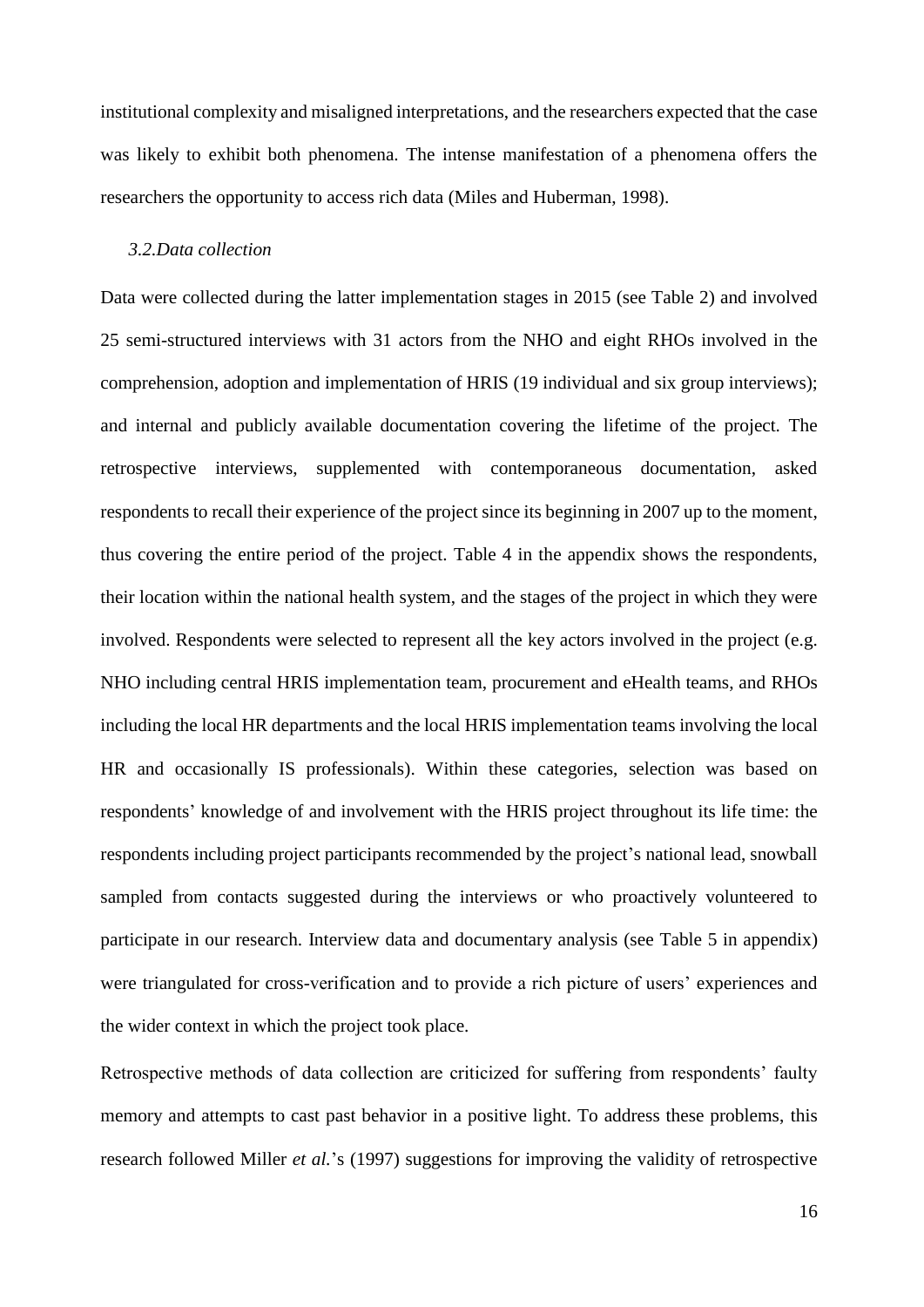institutional complexity and misaligned interpretations, and the researchers expected that the case was likely to exhibit both phenomena. The intense manifestation of a phenomena offers the researchers the opportunity to access rich data (Miles and Huberman, 1998).

### *3.2.Data collection*

Data were collected during the latter implementation stages in 2015 (see Table 2) and involved 25 semi-structured interviews with 31 actors from the NHO and eight RHOs involved in the comprehension, adoption and implementation of HRIS (19 individual and six group interviews); and internal and publicly available documentation covering the lifetime of the project. The retrospective interviews, supplemented with contemporaneous documentation, asked respondents to recall their experience of the project since its beginning in 2007 up to the moment, thus covering the entire period of the project. Table 4 in the appendix shows the respondents, their location within the national health system, and the stages of the project in which they were involved. Respondents were selected to represent all the key actors involved in the project (e.g. NHO including central HRIS implementation team, procurement and eHealth teams, and RHOs including the local HR departments and the local HRIS implementation teams involving the local HR and occasionally IS professionals). Within these categories, selection was based on respondents' knowledge of and involvement with the HRIS project throughout its life time: the respondents including project participants recommended by the project's national lead, snowball sampled from contacts suggested during the interviews or who proactively volunteered to participate in our research. Interview data and documentary analysis (see Table 5 in appendix) were triangulated for cross-verification and to provide a rich picture of users' experiences and the wider context in which the project took place.

Retrospective methods of data collection are criticized for suffering from respondents' faulty memory and attempts to cast past behavior in a positive light. To address these problems, this research followed Miller *et al.*'s (1997) suggestions for improving the validity of retrospective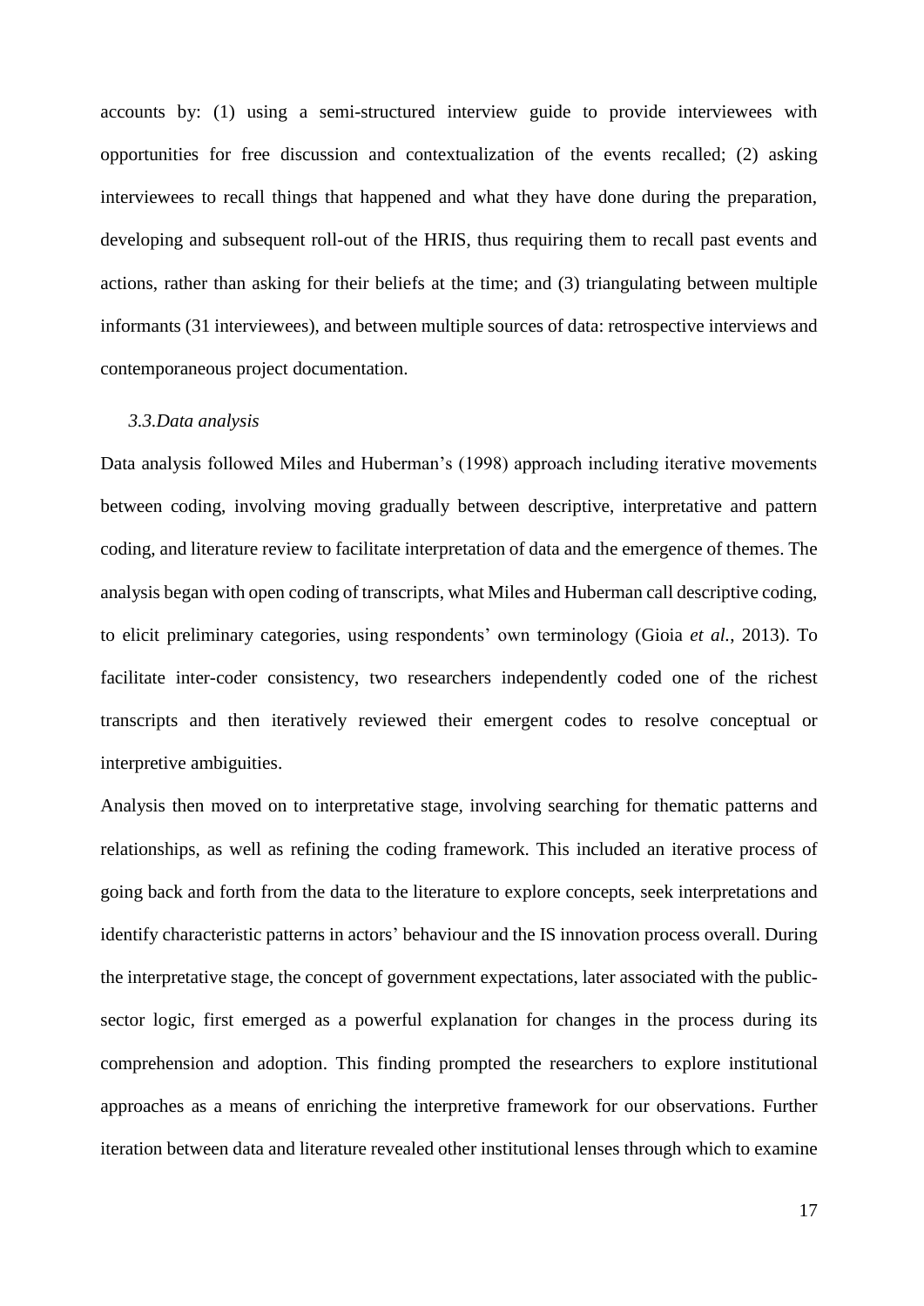accounts by: (1) using a semi-structured interview guide to provide interviewees with opportunities for free discussion and contextualization of the events recalled; (2) asking interviewees to recall things that happened and what they have done during the preparation, developing and subsequent roll-out of the HRIS, thus requiring them to recall past events and actions, rather than asking for their beliefs at the time; and (3) triangulating between multiple informants (31 interviewees), and between multiple sources of data: retrospective interviews and contemporaneous project documentation.

### *3.3.Data analysis*

Data analysis followed Miles and Huberman's (1998) approach including iterative movements between coding, involving moving gradually between descriptive, interpretative and pattern coding, and literature review to facilitate interpretation of data and the emergence of themes. The analysis began with open coding of transcripts, what Miles and Huberman call descriptive coding, to elicit preliminary categories, using respondents' own terminology (Gioia *et al.*, 2013). To facilitate inter-coder consistency, two researchers independently coded one of the richest transcripts and then iteratively reviewed their emergent codes to resolve conceptual or interpretive ambiguities.

Analysis then moved on to interpretative stage, involving searching for thematic patterns and relationships, as well as refining the coding framework. This included an iterative process of going back and forth from the data to the literature to explore concepts, seek interpretations and identify characteristic patterns in actors' behaviour and the IS innovation process overall. During the interpretative stage, the concept of government expectations, later associated with the public-sector logic, first emerged as a powerful explanation for changes in the process during its comprehension and adoption. This finding prompted the researchers to explore institutional approaches as a means of enriching the interpretive framework for our observations. Further iteration between data and literature revealed other institutional lenses through which to examine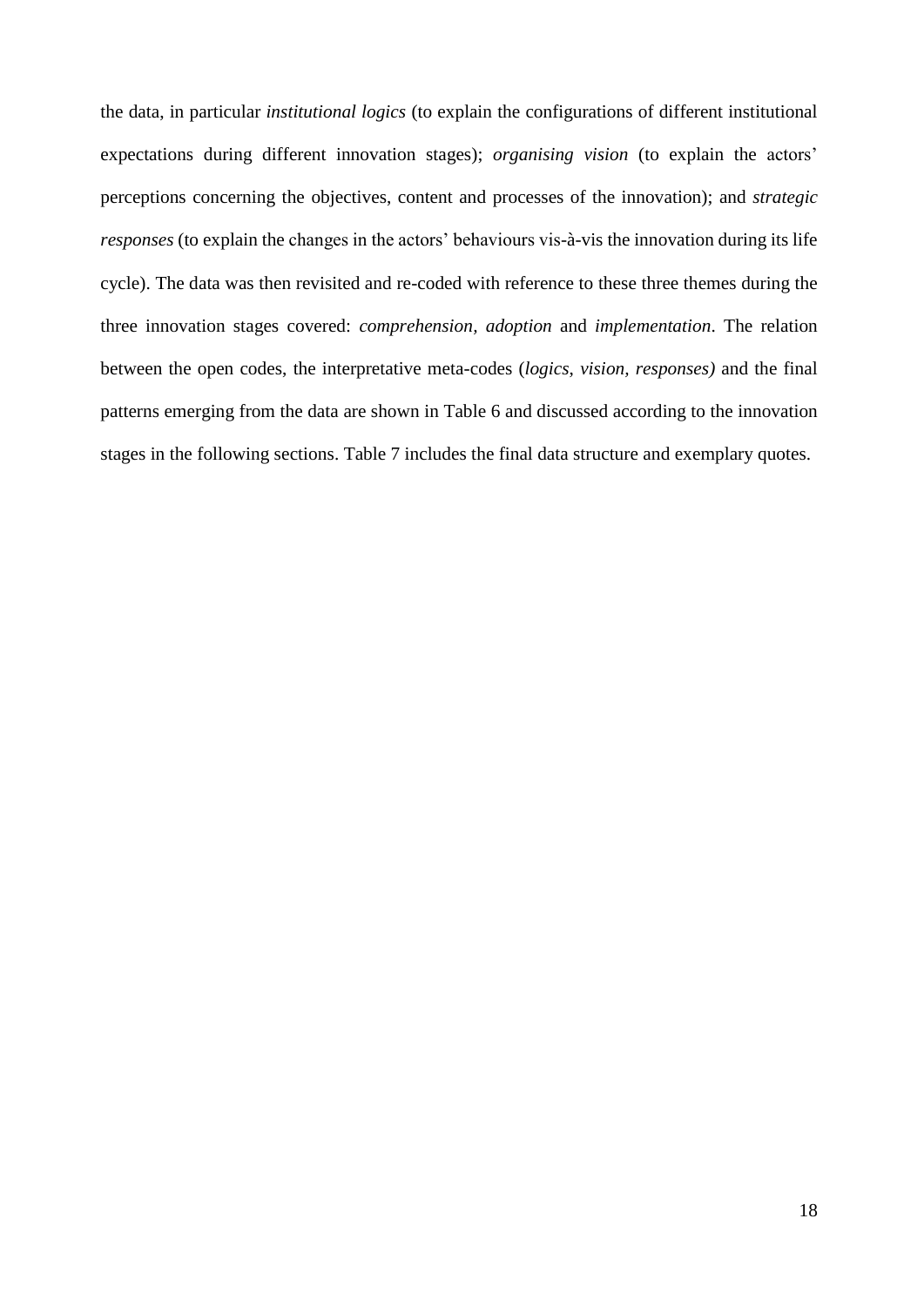the data, in particular *institutional logics* (to explain the configurations of different institutional expectations during different innovation stages); *organising vision* (to explain the actors' perceptions concerning the objectives, content and processes of the innovation); and *strategic responses* (to explain the changes in the actors' behaviours vis-à-vis the innovation during its life cycle). The data was then revisited and re-coded with reference to these three themes during the three innovation stages covered: *comprehension*, *adoption* and *implementation*. The relation between the open codes, the interpretative meta-codes (*logics*, *vision, responses)* and the final patterns emerging from the data are shown in Table 6 and discussed according to the innovation stages in the following sections. Table 7 includes the final data structure and exemplary quotes.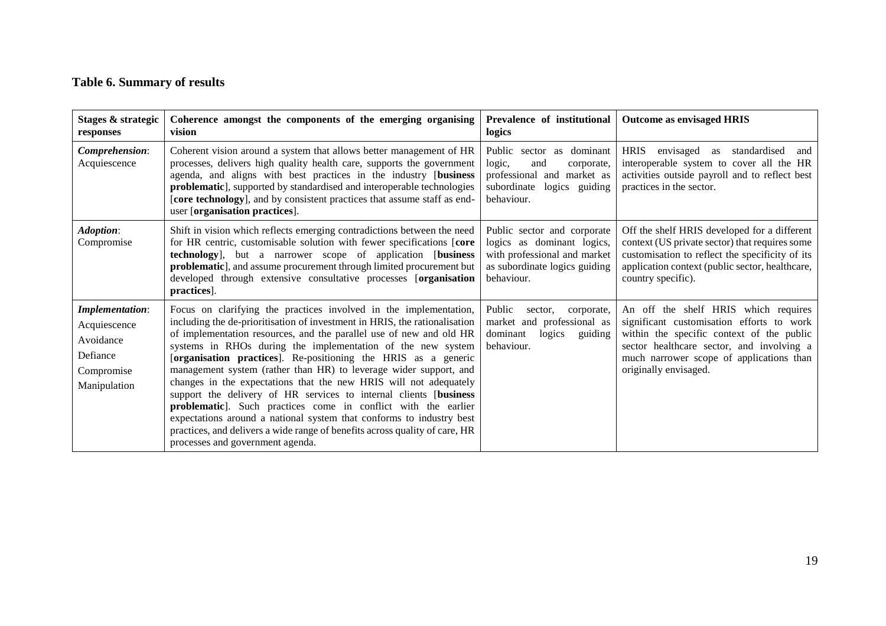**Table 6. Summary of results**

| Stages & strategic responses | Coherence amongst the components of the emerging organising vision | Prevalence of institutional logics | Outcome as envisaged HRIS |
|---|---|---|---|
| ***Comprehension*:** Acquiescence | Coherent vision around a system that allows better management of HR processes, delivers high quality health care, supports the government agenda, and aligns with best practices in the industry [**business problematic**], supported by standardised and interoperable technologies [**core technology**], and by consistent practices that assume staff as end-user [**organisation practices**]. | Public sector as dominant logic, and corporate, professional and market as subordinate logics guiding behaviour. | HRIS envisaged as standardised and interoperable system to cover all the HR activities outside payroll and to reflect best practices in the sector. |
| ***Adoption*:** Compromise | Shift in vision which reflects emerging contradictions between the need for HR centric, customisable solution with fewer specifications [**core technology**], but a narrower scope of application [**business problematic**], and assume procurement through limited procurement but developed through extensive consultative processes [**organisation practices**]. | Public sector and corporate logics as dominant logics, with professional and market as subordinate logics guiding behaviour. | Off the shelf HRIS developed for a different context (US private sector) that requires some customisation to reflect the specificity of its application context (public sector, healthcare, country specific). |
| ***Implementation*:** Acquiescence<br>Avoidance<br>Defiance<br>Compromise<br>Manipulation | Focus on clarifying the practices involved in the implementation, including the de-prioritisation of investment in HRIS, the rationalisation of implementation resources, and the parallel use of new and old HR systems in RHOs during the implementation of the new system [**organisation practices**]. Re-positioning the HRIS as a generic management system (rather than HR) to leverage wider support, and changes in the expectations that the new HRIS will not adequately support the delivery of HR services to internal clients [**business problematic**]. Such practices come in conflict with the earlier expectations around a national system that conforms to industry best practices, and delivers a wide range of benefits across quality of care, HR processes and government agenda. | Public sector, corporate, market and professional as dominant logics guiding behaviour. | An off the shelf HRIS which requires significant customisation efforts to work within the specific context of the public sector healthcare sector, and involving a much narrower scope of applications than originally envisaged. |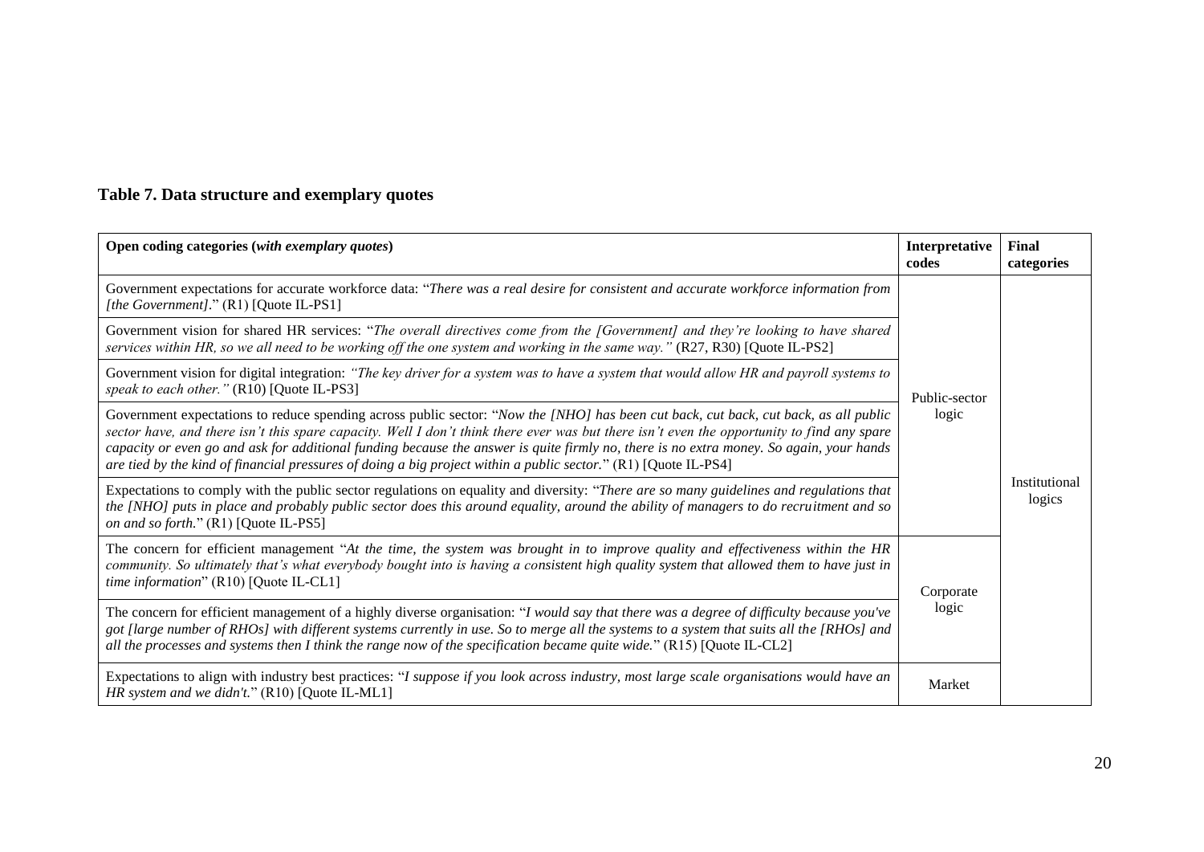**Table 7. Data structure and exemplary quotes**

| **Open coding categories (*with exemplary quotes*)** | **Interpretative codes** | **Final categories** |
|---|---|---|
| Government expectations for accurate workforce data: "*There was a real desire for consistent and accurate workforce information from [the Government].*" (R1) [Quote IL-PS1] | Public-sector logic | Institutional logics |
| Government vision for shared HR services: "*The overall directives come from the [Government] and they're looking to have shared services within HR, so we all need to be working off the one system and working in the same way.*" (R27, R30) [Quote IL-PS2] | | |
| Government vision for digital integration: *"The key driver for a system was to have a system that would allow HR and payroll systems to speak to each other."* (R10) [Quote IL-PS3] | | |
| Government expectations to reduce spending across public sector: "*Now the [NHO] has been cut back, cut back, cut back, as all public sector have, and there isn't this spare capacity. Well I don't think there ever was but there isn't even the opportunity to find any spare capacity or even go and ask for additional funding because the answer is quite firmly no, there is no extra money. So again, your hands are tied by the kind of financial pressures of doing a big project within a public sector.*" (R1) [Quote IL-PS4] | | |
| Expectations to comply with the public sector regulations on equality and diversity: "*There are so many guidelines and regulations that the [NHO] puts in place and probably public sector does this around equality, around the ability of managers to do recruitment and so on and so forth.*" (R1) [Quote IL-PS5] | | |
| The concern for efficient management "*At the time, the system was brought in to improve quality and effectiveness within the HR community. So ultimately that's what everybody bought into is having a consistent high quality system that allowed them to have just in time information*" (R10) [Quote IL-CL1] | Corporate logic | |
| The concern for efficient management of a highly diverse organisation: "*I would say that there was a degree of difficulty because you've got [large number of RHOs] with different systems currently in use. So to merge all the systems to a system that suits all the [RHOs] and all the processes and systems then I think the range now of the specification became quite wide.*" (R15) [Quote IL-CL2] | | |
| Expectations to align with industry best practices: "*I suppose if you look across industry, most large scale organisations would have an HR system and we didn't.*" (R10) [Quote IL-ML1] | Market | |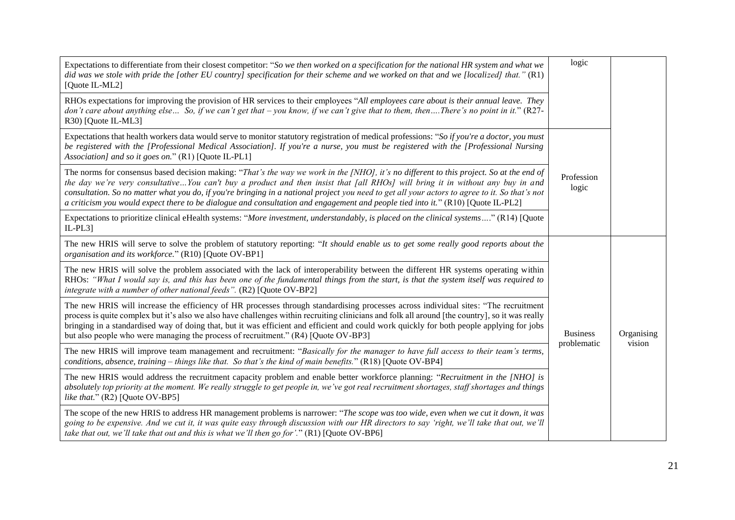| | | |
|---|---|---|
| Expectations to differentiate from their closest competitor: "*So we then worked on a specification for the national HR system and what we did was we stole with pride the [other EU country] specification for their scheme and we worked on that and we [localized] that."* (R1) [Quote IL-ML2] | logic | |
| RHOs expectations for improving the provision of HR services to their employees "*All employees care about is their annual leave. They don't care about anything else… So, if we can't get that – you know, if we can't give that to them, then….There's no point in it.*" (R27-R30) [Quote IL-ML3] | | |
| Expectations that health workers data would serve to monitor statutory registration of medical professions: "*So if you're a doctor, you must be registered with the [Professional Medical Association]. If you're a nurse, you must be registered with the [Professional Nursing Association] and so it goes on.*" (R1) [Quote IL-PL1] | Profession logic | |
| The norms for consensus based decision making: "*That's the way we work in the [NHO], it's no different to this project. So at the end of the day we're very consultative…You can't buy a product and then insist that [all RHOs] will bring it in without any buy in and consultation. So no matter what you do, if you're bringing in a national project you need to get all your actors to agree to it. So that's not a criticism you would expect there to be dialogue and consultation and engagement and people tied into it.*" (R10) [Quote IL-PL2] | | |
| Expectations to prioritize clinical eHealth systems: "*More investment, understandably, is placed on the clinical systems….*" (R14) [Quote IL-PL3] | | |
| The new HRIS will serve to solve the problem of statutory reporting: "*It should enable us to get some really good reports about the organisation and its workforce.*" (R10) [Quote OV-BP1] | Business problematic | Organising vision |
| The new HRIS will solve the problem associated with the lack of interoperability between the different HR systems operating within RHOs: *"What I would say is, and this has been one of the fundamental things from the start, is that the system itself was required to integrate with a number of other national feeds".* (R2) [Quote OV-BP2] | | |
| The new HRIS will increase the efficiency of HR processes through standardising processes across individual sites: "The recruitment process is quite complex but it's also we also have challenges within recruiting clinicians and folk all around [the country], so it was really bringing in a standardised way of doing that, but it was efficient and efficient and could work quickly for both people applying for jobs but also people who were managing the process of recruitment." (R4) [Quote OV-BP3] | | |
| The new HRIS will improve team management and recruitment: "*Basically for the manager to have full access to their team's terms, conditions, absence, training – things like that. So that's the kind of main benefits.*" (R18) [Quote OV-BP4] | | |
| The new HRIS would address the recruitment capacity problem and enable better workforce planning: "*Recruitment in the [NHO] is absolutely top priority at the moment. We really struggle to get people in, we've got real recruitment shortages, staff shortages and things like that.*" (R2) [Quote OV-BP5] | | |
| The scope of the new HRIS to address HR management problems is narrower: "*The scope was too wide, even when we cut it down, it was going to be expensive. And we cut it, it was quite easy through discussion with our HR directors to say 'right, we'll take that out, we'll take that out, we'll take that out and this is what we'll then go for'.*" (R1) [Quote OV-BP6] | | |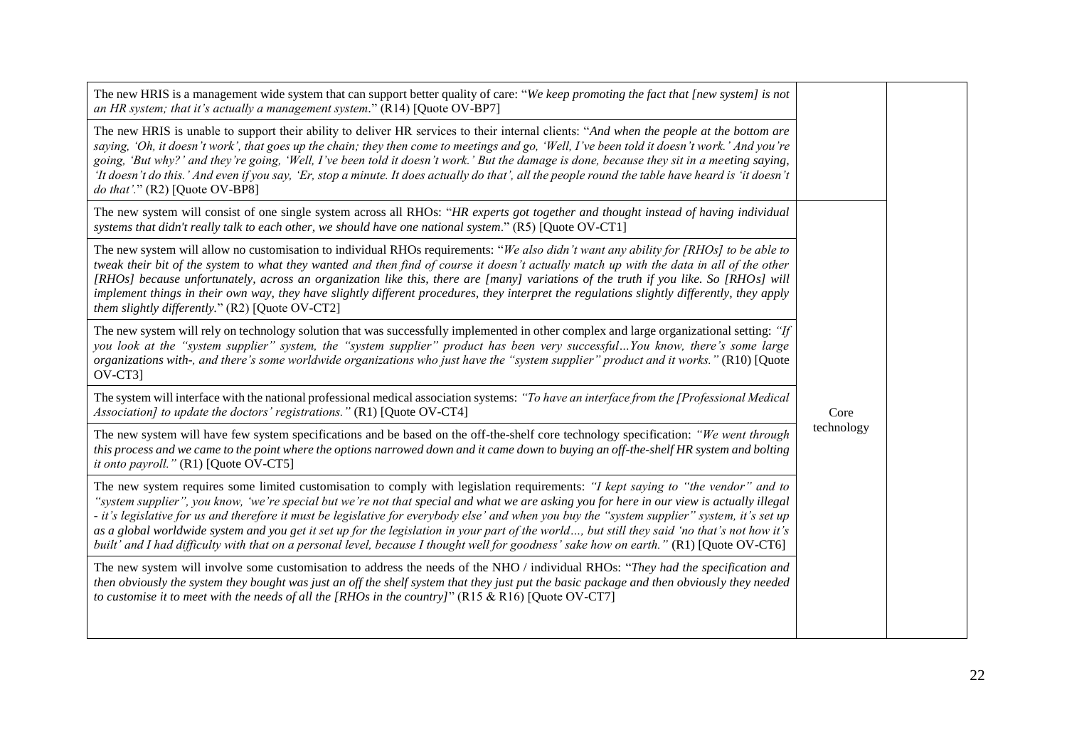| | | |
|---|---|---|
| The new HRIS is a management wide system that can support better quality of care: "*We keep promoting the fact that [new system] is not an HR system; that it's actually a management system*." (R14) [Quote OV-BP7] | | |
| The new HRIS is unable to support their ability to deliver HR services to their internal clients: "*And when the people at the bottom are saying, 'Oh, it doesn't work', that goes up the chain; they then come to meetings and go, 'Well, I've been told it doesn't work.' And you're going, 'But why?' and they're going, 'Well, I've been told it doesn't work.' But the damage is done, because they sit in a meeting saying, 'It doesn't do this.' And even if you say, 'Er, stop a minute. It does actually do that', all the people round the table have heard is 'it doesn't do that'.*" (R2) [Quote OV-BP8] | | |
| The new system will consist of one single system across all RHOs: "*HR experts got together and thought instead of having individual systems that didn't really talk to each other, we should have one national system*." (R5) [Quote OV-CT1] | Core technology | |
| The new system will allow no customisation to individual RHOs requirements: "*We also didn't want any ability for [RHOs] to be able to tweak their bit of the system to what they wanted and then find of course it doesn't actually match up with the data in all of the other [RHOs] because unfortunately, across an organization like this, there are [many] variations of the truth if you like. So [RHOs] will implement things in their own way, they have slightly different procedures, they interpret the regulations slightly differently, they apply them slightly differently.*" (R2) [Quote OV-CT2] | | |
| The new system will rely on technology solution that was successfully implemented in other complex and large organizational setting: *"If you look at the "system supplier" system, the "system supplier" product has been very successful…You know, there's some large organizations with-, and there's some worldwide organizations who just have the "system supplier" product and it works."* (R10) [Quote OV-CT3] | | |
| The system will interface with the national professional medical association systems: *"To have an interface from the [Professional Medical Association] to update the doctors' registrations."* (R1) [Quote OV-CT4] | | |
| The new system will have few system specifications and be based on the off-the-shelf core technology specification: *"We went through this process and we came to the point where the options narrowed down and it came down to buying an off-the-shelf HR system and bolting it onto payroll."* (R1) [Quote OV-CT5] | | |
| The new system requires some limited customisation to comply with legislation requirements: *"I kept saying to "the vendor" and to "system supplier", you know, 'we're special but we're not that special and what we are asking you for here in our view is actually illegal - it's legislative for us and therefore it must be legislative for everybody else' and when you buy the "system supplier" system, it's set up as a global worldwide system and you get it set up for the legislation in your part of the world…, but still they said 'no that's not how it's built' and I had difficulty with that on a personal level, because I thought well for goodness' sake how on earth."* (R1) [Quote OV-CT6] | | |
| The new system will involve some customisation to address the needs of the NHO / individual RHOs: "*They had the specification and then obviously the system they bought was just an off the shelf system that they just put the basic package and then obviously they needed to customise it to meet with the needs of all the [RHOs in the country]*" (R15 & R16) [Quote OV-CT7] | | |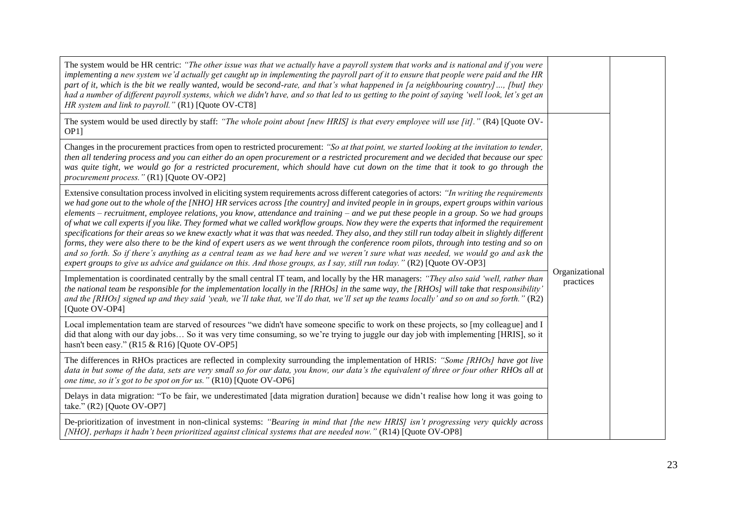| | | |
|---|---|---|
| The system would be HR centric: *"The other issue was that we actually have a payroll system that works and is national and if you were implementing a new system we'd actually get caught up in implementing the payroll part of it to ensure that people were paid and the HR part of it, which is the bit we really wanted, would be second-rate, and that's what happened in [a neighbouring country]…, [but] they had a number of different payroll systems, which we didn't have, and so that led to us getting to the point of saying 'well look, let's get an HR system and link to payroll."* (R1) [Quote OV-CT8] | | |
| The system would be used directly by staff: *"The whole point about [new HRIS] is that every employee will use [it]."* (R4) [Quote OV-OP1] | Organizational practices | |
| Changes in the procurement practices from open to restricted procurement: *"So at that point, we started looking at the invitation to tender, then all tendering process and you can either do an open procurement or a restricted procurement and we decided that because our spec was quite tight, we would go for a restricted procurement, which should have cut down on the time that it took to go through the procurement process."* (R1) [Quote OV-OP2] | | |
| Extensive consultation process involved in eliciting system requirements across different categories of actors: *"In writing the requirements we had gone out to the whole of the [NHO] HR services across [the country] and invited people in in groups, expert groups within various elements – recruitment, employee relations, you know, attendance and training – and we put these people in a group. So we had groups of what we call experts if you like. They formed what we called workflow groups. Now they were the experts that informed the requirement specifications for their areas so we knew exactly what it was that was needed. They also, and they still run today albeit in slightly different forms, they were also there to be the kind of expert users as we went through the conference room pilots, through into testing and so on and so forth. So if there's anything as a central team as we had here and we weren't sure what was needed, we would go and ask the expert groups to give us advice and guidance on this. And those groups, as I say, still run today."* (R2) [Quote OV-OP3] | | |
| Implementation is coordinated centrally by the small central IT team, and locally by the HR managers: *"They also said 'well, rather than the national team be responsible for the implementation locally in the [RHOs] in the same way, the [RHOs] will take that responsibility' and the [RHOs] signed up and they said 'yeah, we'll take that, we'll do that, we'll set up the teams locally' and so on and so forth."* (R2) [Quote OV-OP4] | | |
| Local implementation team are starved of resources "we didn't have someone specific to work on these projects, so [my colleague] and I did that along with our day jobs… So it was very time consuming, so we're trying to juggle our day job with implementing [HRIS], so it hasn't been easy." (R15 & R16) [Quote OV-OP5] | | |
| The differences in RHOs practices are reflected in complexity surrounding the implementation of HRIS: *"Some [RHOs] have got live data in but some of the data, sets are very small so for our data, you know, our data's the equivalent of three or four other RHOs all at one time, so it's got to be spot on for us."* (R10) [Quote OV-OP6] | | |
| Delays in data migration: "To be fair, we underestimated [data migration duration] because we didn't realise how long it was going to take." (R2) [Quote OV-OP7] | | |
| De-prioritization of investment in non-clinical systems: *"Bearing in mind that [the new HRIS] isn't progressing very quickly across [NHO], perhaps it hadn't been prioritized against clinical systems that are needed now."* (R14) [Quote OV-OP8] | | |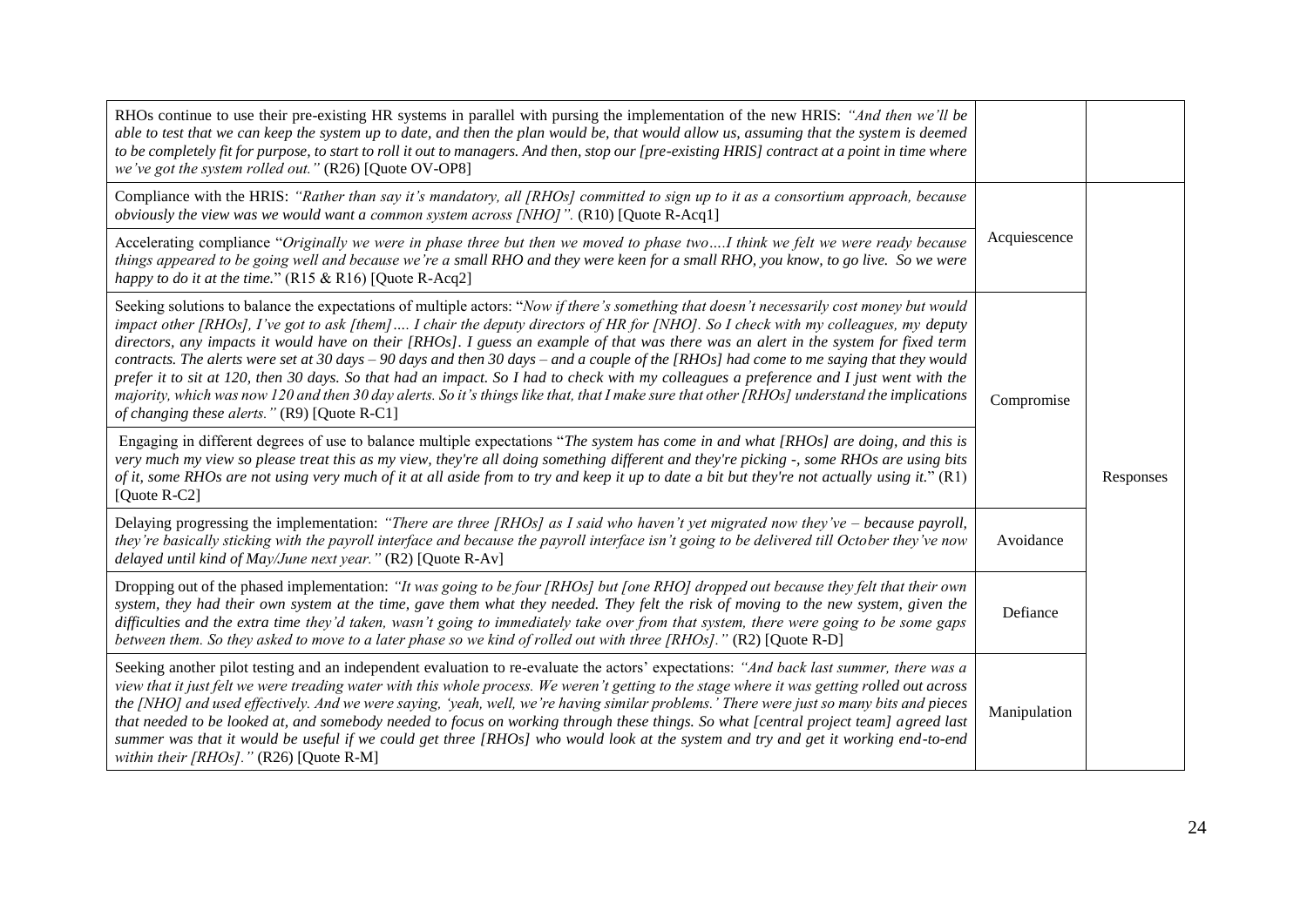| | | |
|---|---|---|
| RHOs continue to use their pre-existing HR systems in parallel with pursing the implementation of the new HRIS: *"And then we'll be able to test that we can keep the system up to date, and then the plan would be, that would allow us, assuming that the system is deemed to be completely fit for purpose, to start to roll it out to managers. And then, stop our [pre-existing HRIS] contract at a point in time where we've got the system rolled out."* (R26) [Quote OV-OP8] | | |
| Compliance with the HRIS: *"Rather than say it's mandatory, all [RHOs] committed to sign up to it as a consortium approach, because obviously the view was we would want a common system across [NHO]".* (R10) [Quote R-Acq1] | Acquiescence | Responses |
| Accelerating compliance "*Originally we were in phase three but then we moved to phase two….I think we felt we were ready because things appeared to be going well and because we're a small RHO and they were keen for a small RHO, you know, to go live. So we were happy to do it at the time.*" (R15 & R16) [Quote R-Acq2] | | |
| Seeking solutions to balance the expectations of multiple actors: "*Now if there's something that doesn't necessarily cost money but would impact other [RHOs], I've got to ask [them]…. I chair the deputy directors of HR for [NHO]. So I check with my colleagues, my deputy directors, any impacts it would have on their [RHOs]. I guess an example of that was there was an alert in the system for fixed term contracts. The alerts were set at 30 days – 90 days and then 30 days – and a couple of the [RHOs] had come to me saying that they would prefer it to sit at 120, then 30 days. So that had an impact. So I had to check with my colleagues a preference and I just went with the majority, which was now 120 and then 30 day alerts. So it's things like that, that I make sure that other [RHOs] understand the implications of changing these alerts."* (R9) [Quote R-C1] | Compromise | |
| Engaging in different degrees of use to balance multiple expectations "*The system has come in and what [RHOs] are doing, and this is very much my view so please treat this as my view, they're all doing something different and they're picking -, some RHOs are using bits of it, some RHOs are not using very much of it at all aside from to try and keep it up to date a bit but they're not actually using it.*" (R1) [Quote R-C2] | | |
| Delaying progressing the implementation: *"There are three [RHOs] as I said who haven't yet migrated now they've – because payroll, they're basically sticking with the payroll interface and because the payroll interface isn't going to be delivered till October they've now delayed until kind of May/June next year."* (R2) [Quote R-Av] | Avoidance | |
| Dropping out of the phased implementation: *"It was going to be four [RHOs] but [one RHO] dropped out because they felt that their own system, they had their own system at the time, gave them what they needed. They felt the risk of moving to the new system, given the difficulties and the extra time they'd taken, wasn't going to immediately take over from that system, there were going to be some gaps between them. So they asked to move to a later phase so we kind of rolled out with three [RHOs]."* (R2) [Quote R-D] | Defiance | |
| Seeking another pilot testing and an independent evaluation to re-evaluate the actors' expectations: *"And back last summer, there was a view that it just felt we were treading water with this whole process. We weren't getting to the stage where it was getting rolled out across the [NHO] and used effectively. And we were saying, 'yeah, well, we're having similar problems.' There were just so many bits and pieces that needed to be looked at, and somebody needed to focus on working through these things. So what [central project team] agreed last summer was that it would be useful if we could get three [RHOs] who would look at the system and try and get it working end-to-end within their [RHOs]."* (R26) [Quote R-M] | Manipulation | |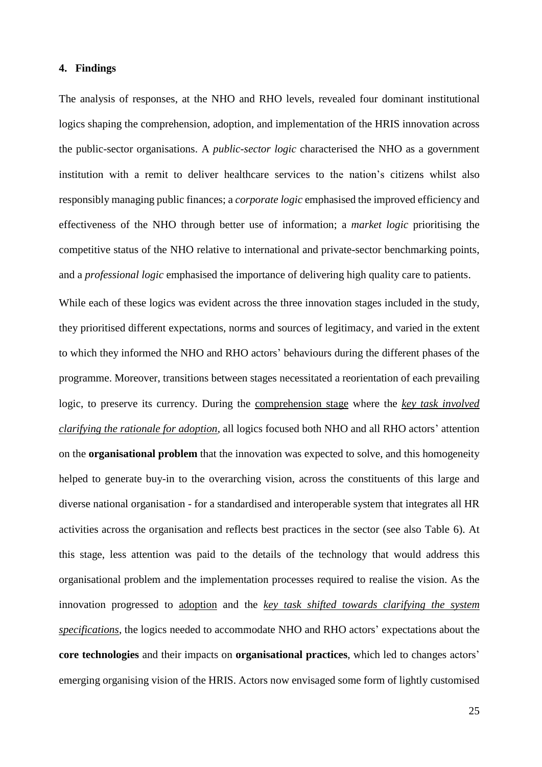## 4. Findings

The analysis of responses, at the NHO and RHO levels, revealed four dominant institutional logics shaping the comprehension, adoption, and implementation of the HRIS innovation across the public-sector organisations. A *public-sector logic* characterised the NHO as a government institution with a remit to deliver healthcare services to the nation's citizens whilst also responsibly managing public finances; a *corporate logic* emphasised the improved efficiency and effectiveness of the NHO through better use of information; a *market logic* prioritising the competitive status of the NHO relative to international and private-sector benchmarking points, and a *professional logic* emphasised the importance of delivering high quality care to patients.

While each of these logics was evident across the three innovation stages included in the study, they prioritised different expectations, norms and sources of legitimacy, and varied in the extent to which they informed the NHO and RHO actors' behaviours during the different phases of the programme. Moreover, transitions between stages necessitated a reorientation of each prevailing logic, to preserve its currency. During the <u>comprehension stage</u> where the <u>*key task involved clarifying the rationale for adoption*</u>, all logics focused both NHO and all RHO actors' attention on the **organisational problem** that the innovation was expected to solve, and this homogeneity helped to generate buy-in to the overarching vision, across the constituents of this large and diverse national organisation - for a standardised and interoperable system that integrates all HR activities across the organisation and reflects best practices in the sector (see also Table 6). At this stage, less attention was paid to the details of the technology that would address this organisational problem and the implementation processes required to realise the vision. As the innovation progressed to <u>adoption</u> and the <u>*key task shifted towards clarifying the system specifications*</u>, the logics needed to accommodate NHO and RHO actors' expectations about the **core technologies** and their impacts on **organisational practices**, which led to changes actors' emerging organising vision of the HRIS. Actors now envisaged some form of lightly customised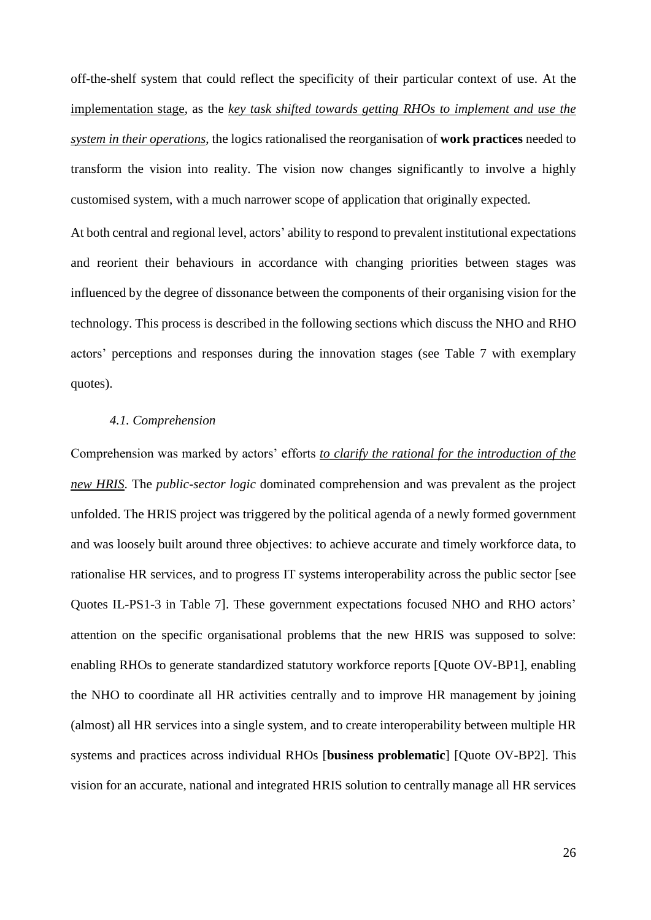off-the-shelf system that could reflect the specificity of their particular context of use. At the <u>implementation stage</u>, as the <u>*key task shifted towards getting RHOs to implement and use the system in their operations*</u>, the logics rationalised the reorganisation of **work practices** needed to transform the vision into reality. The vision now changes significantly to involve a highly customised system, with a much narrower scope of application that originally expected.

At both central and regional level, actors' ability to respond to prevalent institutional expectations and reorient their behaviours in accordance with changing priorities between stages was influenced by the degree of dissonance between the components of their organising vision for the technology. This process is described in the following sections which discuss the NHO and RHO actors' perceptions and responses during the innovation stages (see Table 7 with exemplary quotes).

### *4.1. Comprehension*

Comprehension was marked by actors' efforts <u>*to clarify the rational for the introduction of the new HRIS*</u>. The *public-sector logic* dominated comprehension and was prevalent as the project unfolded. The HRIS project was triggered by the political agenda of a newly formed government and was loosely built around three objectives: to achieve accurate and timely workforce data, to rationalise HR services, and to progress IT systems interoperability across the public sector [see Quotes IL-PS1-3 in Table 7]. These government expectations focused NHO and RHO actors' attention on the specific organisational problems that the new HRIS was supposed to solve: enabling RHOs to generate standardized statutory workforce reports [Quote OV-BP1], enabling the NHO to coordinate all HR activities centrally and to improve HR management by joining (almost) all HR services into a single system, and to create interoperability between multiple HR systems and practices across individual RHOs [**business problematic**] [Quote OV-BP2]. This vision for an accurate, national and integrated HRIS solution to centrally manage all HR services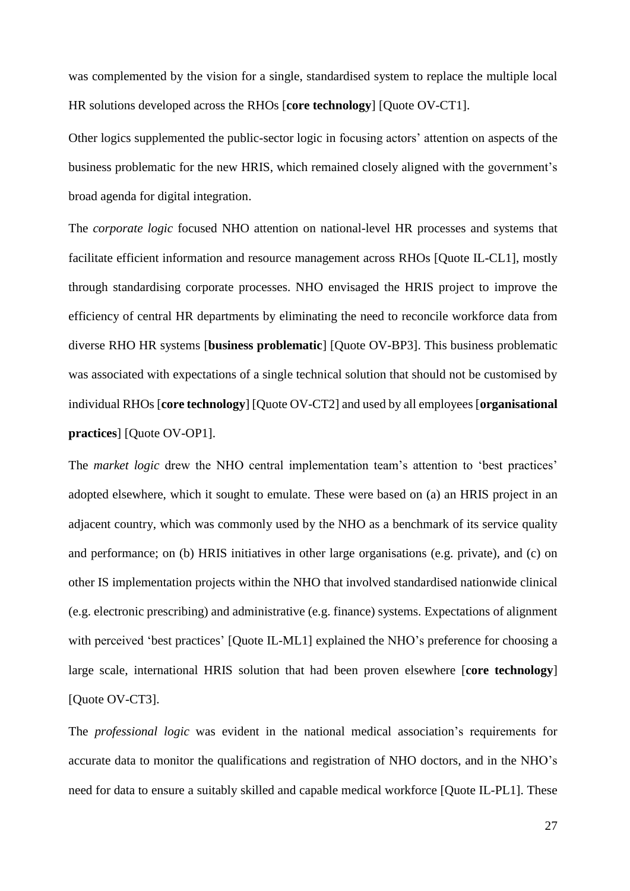was complemented by the vision for a single, standardised system to replace the multiple local HR solutions developed across the RHOs [**core technology**] [Quote OV-CT1].

Other logics supplemented the public-sector logic in focusing actors' attention on aspects of the business problematic for the new HRIS, which remained closely aligned with the government's broad agenda for digital integration.

The *corporate logic* focused NHO attention on national-level HR processes and systems that facilitate efficient information and resource management across RHOs [Quote IL-CL1], mostly through standardising corporate processes. NHO envisaged the HRIS project to improve the efficiency of central HR departments by eliminating the need to reconcile workforce data from diverse RHO HR systems [**business problematic**] [Quote OV-BP3]. This business problematic was associated with expectations of a single technical solution that should not be customised by individual RHOs [**core technology**] [Quote OV-CT2] and used by all employees [**organisational practices**] [Quote OV-OP1].

The *market logic* drew the NHO central implementation team's attention to 'best practices' adopted elsewhere, which it sought to emulate. These were based on (a) an HRIS project in an adjacent country, which was commonly used by the NHO as a benchmark of its service quality and performance; on (b) HRIS initiatives in other large organisations (e.g. private), and (c) on other IS implementation projects within the NHO that involved standardised nationwide clinical (e.g. electronic prescribing) and administrative (e.g. finance) systems. Expectations of alignment with perceived 'best practices' [Quote IL-ML1] explained the NHO's preference for choosing a large scale, international HRIS solution that had been proven elsewhere [**core technology**] [Quote OV-CT3].

The *professional logic* was evident in the national medical association's requirements for accurate data to monitor the qualifications and registration of NHO doctors, and in the NHO's need for data to ensure a suitably skilled and capable medical workforce [Quote IL-PL1]. These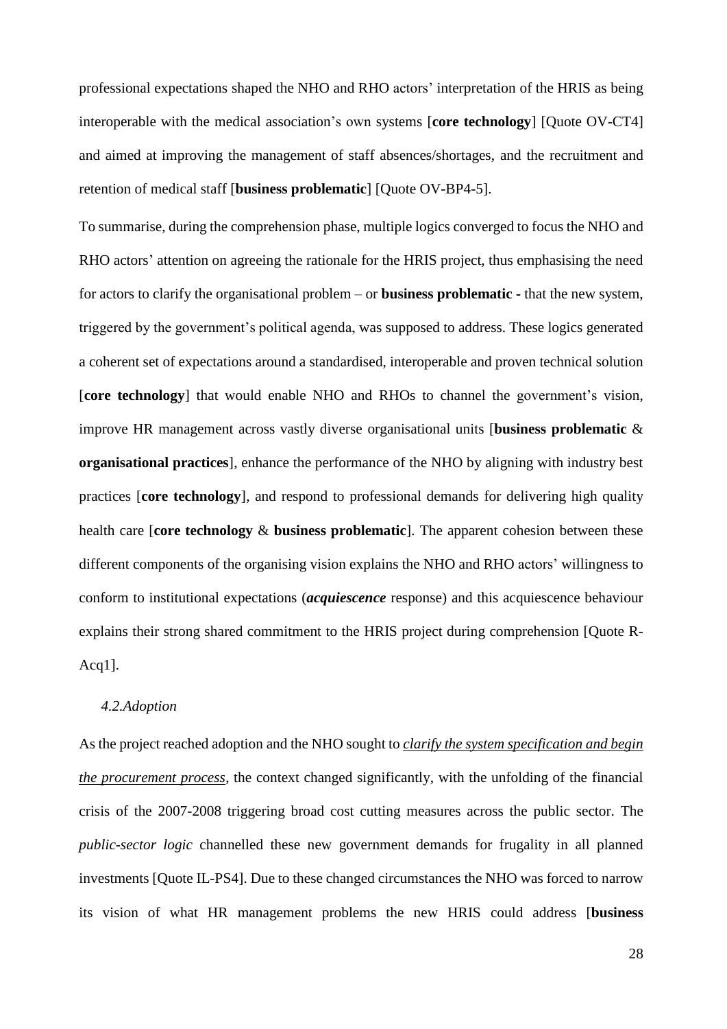professional expectations shaped the NHO and RHO actors' interpretation of the HRIS as being interoperable with the medical association's own systems [**core technology**] [Quote OV-CT4] and aimed at improving the management of staff absences/shortages, and the recruitment and retention of medical staff [**business problematic**] [Quote OV-BP4-5].

To summarise, during the comprehension phase, multiple logics converged to focus the NHO and RHO actors' attention on agreeing the rationale for the HRIS project, thus emphasising the need for actors to clarify the organisational problem – or **business problematic** - that the new system, triggered by the government's political agenda, was supposed to address. These logics generated a coherent set of expectations around a standardised, interoperable and proven technical solution [**core technology**] that would enable NHO and RHOs to channel the government's vision, improve HR management across vastly diverse organisational units [**business problematic** & **organisational practices**], enhance the performance of the NHO by aligning with industry best practices [**core technology**], and respond to professional demands for delivering high quality health care [**core technology** & **business problematic**]. The apparent cohesion between these different components of the organising vision explains the NHO and RHO actors' willingness to conform to institutional expectations (***acquiescence*** response) and this acquiescence behaviour explains their strong shared commitment to the HRIS project during comprehension [Quote R-Acq1].

### *4.2.Adoption*

As the project reached adoption and the NHO sought to *clarify the system specification and begin the procurement process*, the context changed significantly, with the unfolding of the financial crisis of the 2007-2008 triggering broad cost cutting measures across the public sector. The *public-sector logic* channelled these new government demands for frugality in all planned investments [Quote IL-PS4]. Due to these changed circumstances the NHO was forced to narrow its vision of what HR management problems the new HRIS could address [**business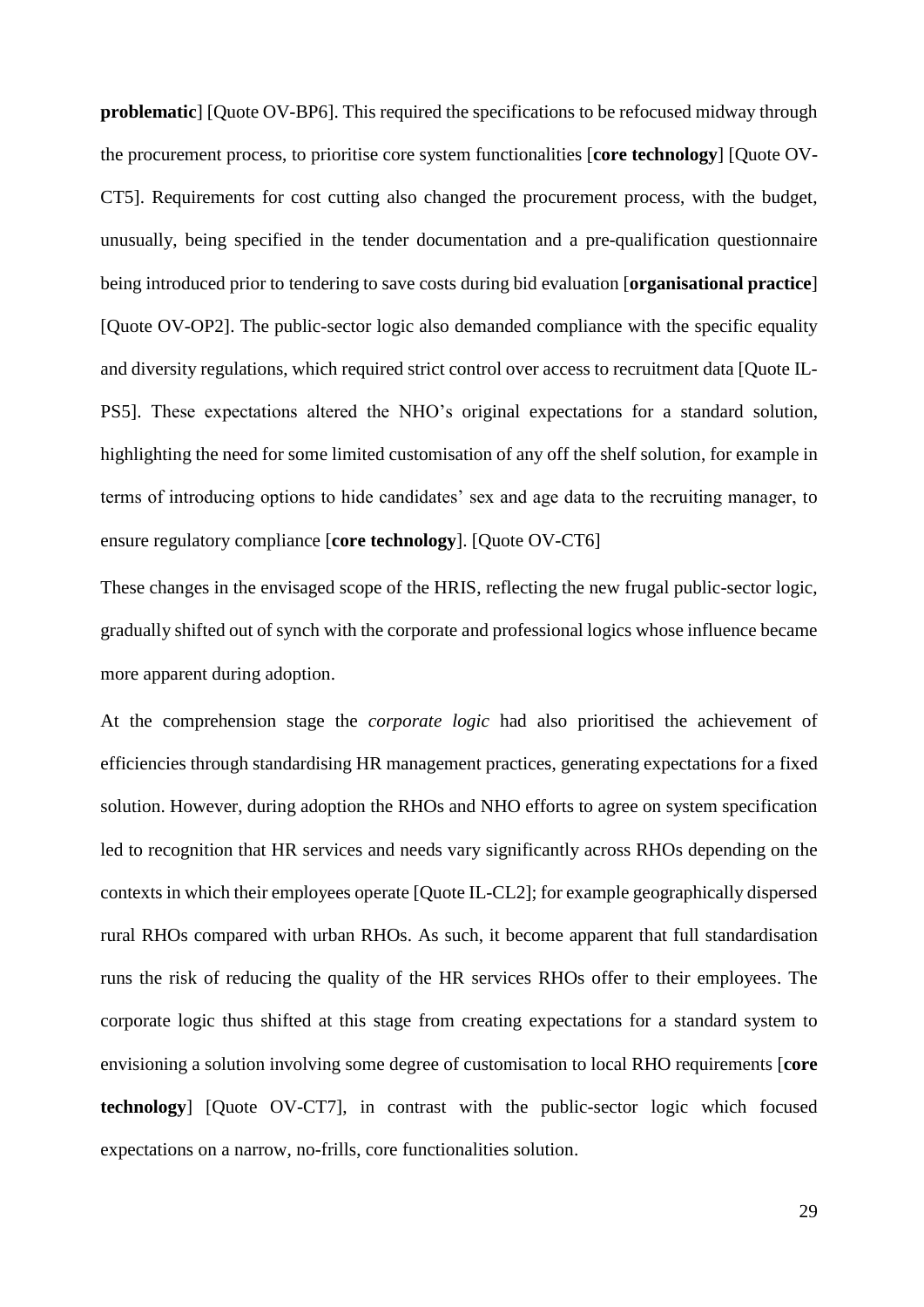**problematic**] [Quote OV-BP6]. This required the specifications to be refocused midway through the procurement process, to prioritise core system functionalities [**core technology**] [Quote OV-CT5]. Requirements for cost cutting also changed the procurement process, with the budget, unusually, being specified in the tender documentation and a pre-qualification questionnaire being introduced prior to tendering to save costs during bid evaluation [**organisational practice**] [Quote OV-OP2]. The public-sector logic also demanded compliance with the specific equality and diversity regulations, which required strict control over access to recruitment data [Quote IL-PS5]. These expectations altered the NHO's original expectations for a standard solution, highlighting the need for some limited customisation of any off the shelf solution, for example in terms of introducing options to hide candidates' sex and age data to the recruiting manager, to ensure regulatory compliance [**core technology**]. [Quote OV-CT6]

These changes in the envisaged scope of the HRIS, reflecting the new frugal public-sector logic, gradually shifted out of synch with the corporate and professional logics whose influence became more apparent during adoption.

At the comprehension stage the *corporate logic* had also prioritised the achievement of efficiencies through standardising HR management practices, generating expectations for a fixed solution. However, during adoption the RHOs and NHO efforts to agree on system specification led to recognition that HR services and needs vary significantly across RHOs depending on the contexts in which their employees operate [Quote IL-CL2]; for example geographically dispersed rural RHOs compared with urban RHOs. As such, it become apparent that full standardisation runs the risk of reducing the quality of the HR services RHOs offer to their employees. The corporate logic thus shifted at this stage from creating expectations for a standard system to envisioning a solution involving some degree of customisation to local RHO requirements [**core technology**] [Quote OV-CT7], in contrast with the public-sector logic which focused expectations on a narrow, no-frills, core functionalities solution.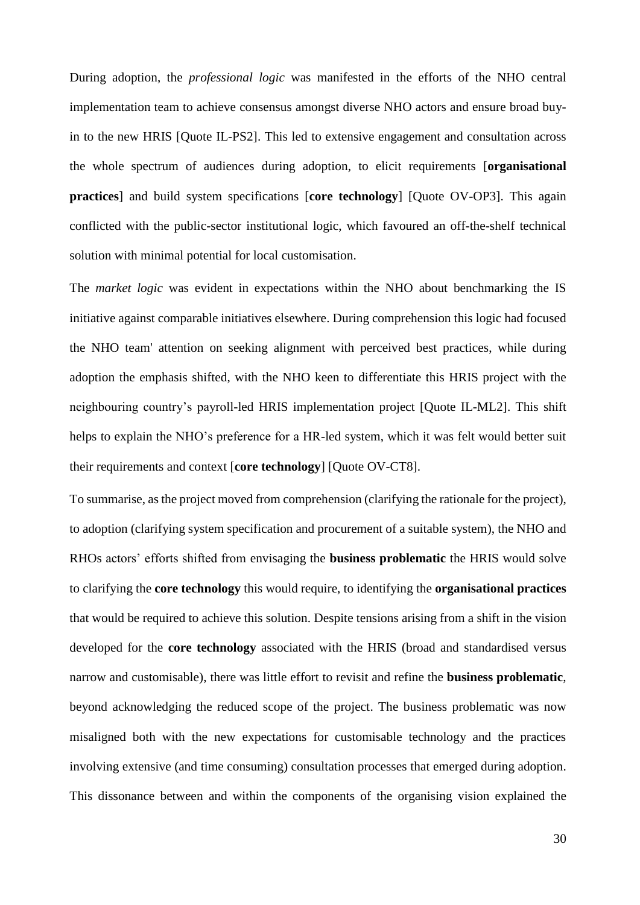During adoption, the *professional logic* was manifested in the efforts of the NHO central implementation team to achieve consensus amongst diverse NHO actors and ensure broad buy-in to the new HRIS [Quote IL-PS2]. This led to extensive engagement and consultation across the whole spectrum of audiences during adoption, to elicit requirements [**organisational practices**] and build system specifications [**core technology**] [Quote OV-OP3]. This again conflicted with the public-sector institutional logic, which favoured an off-the-shelf technical solution with minimal potential for local customisation.

The *market logic* was evident in expectations within the NHO about benchmarking the IS initiative against comparable initiatives elsewhere. During comprehension this logic had focused the NHO team' attention on seeking alignment with perceived best practices, while during adoption the emphasis shifted, with the NHO keen to differentiate this HRIS project with the neighbouring country's payroll-led HRIS implementation project [Quote IL-ML2]. This shift helps to explain the NHO's preference for a HR-led system, which it was felt would better suit their requirements and context [**core technology**] [Quote OV-CT8].

To summarise, as the project moved from comprehension (clarifying the rationale for the project), to adoption (clarifying system specification and procurement of a suitable system), the NHO and RHOs actors' efforts shifted from envisaging the **business problematic** the HRIS would solve to clarifying the **core technology** this would require, to identifying the **organisational practices** that would be required to achieve this solution. Despite tensions arising from a shift in the vision developed for the **core technology** associated with the HRIS (broad and standardised versus narrow and customisable), there was little effort to revisit and refine the **business problematic**, beyond acknowledging the reduced scope of the project. The business problematic was now misaligned both with the new expectations for customisable technology and the practices involving extensive (and time consuming) consultation processes that emerged during adoption. This dissonance between and within the components of the organising vision explained the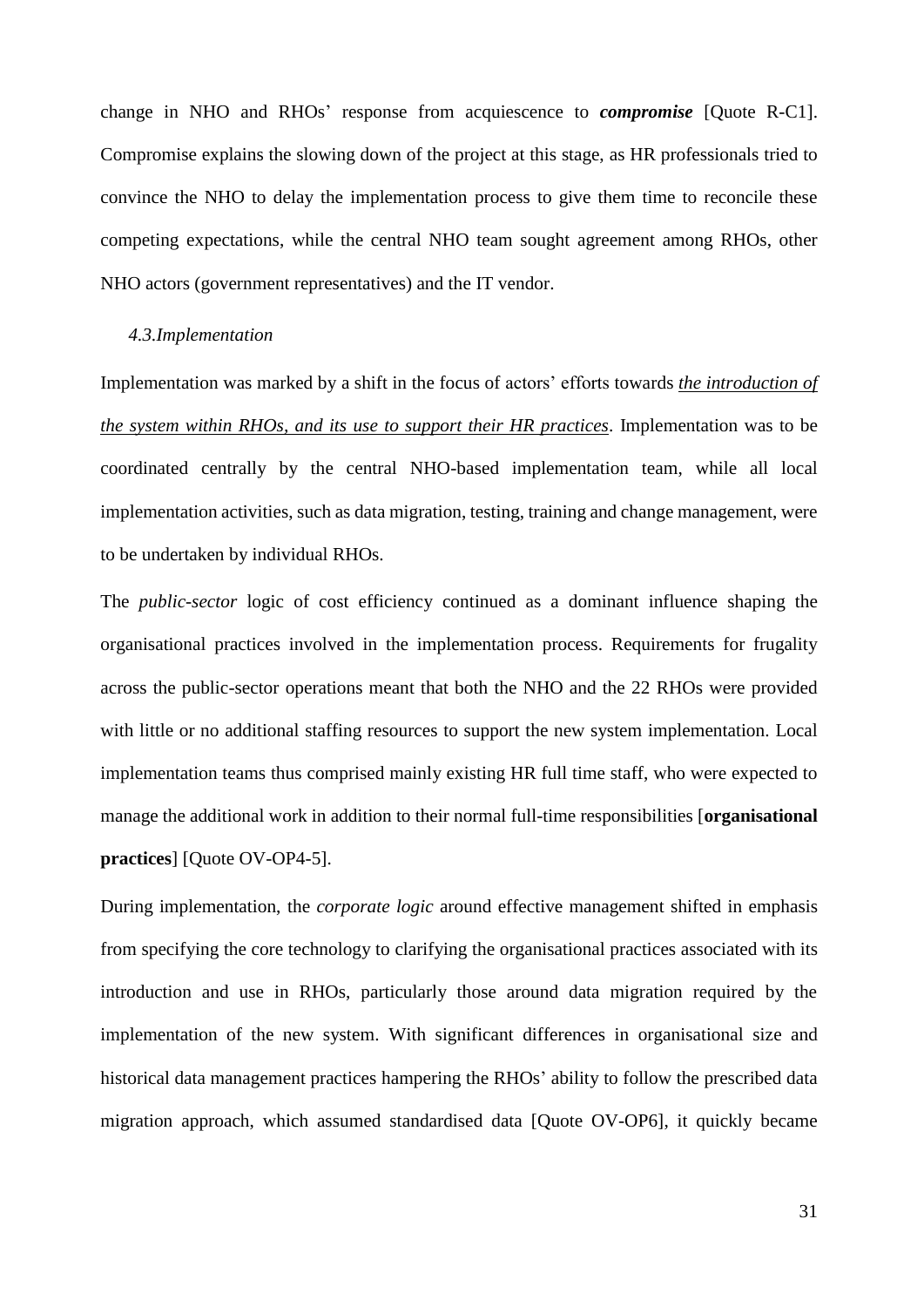change in NHO and RHOs' response from acquiescence to ***compromise*** [Quote R-C1]. Compromise explains the slowing down of the project at this stage, as HR professionals tried to convince the NHO to delay the implementation process to give them time to reconcile these competing expectations, while the central NHO team sought agreement among RHOs, other NHO actors (government representatives) and the IT vendor.

### *4.3.Implementation*

Implementation was marked by a shift in the focus of actors' efforts towards <u>*the introduction of the system within RHOs, and its use to support their HR practices*</u>. Implementation was to be coordinated centrally by the central NHO-based implementation team, while all local implementation activities, such as data migration, testing, training and change management, were to be undertaken by individual RHOs.

The *public-sector* logic of cost efficiency continued as a dominant influence shaping the organisational practices involved in the implementation process. Requirements for frugality across the public-sector operations meant that both the NHO and the 22 RHOs were provided with little or no additional staffing resources to support the new system implementation. Local implementation teams thus comprised mainly existing HR full time staff, who were expected to manage the additional work in addition to their normal full-time responsibilities [**organisational practices**] [Quote OV-OP4-5].

During implementation, the *corporate logic* around effective management shifted in emphasis from specifying the core technology to clarifying the organisational practices associated with its introduction and use in RHOs, particularly those around data migration required by the implementation of the new system. With significant differences in organisational size and historical data management practices hampering the RHOs' ability to follow the prescribed data migration approach, which assumed standardised data [Quote OV-OP6], it quickly became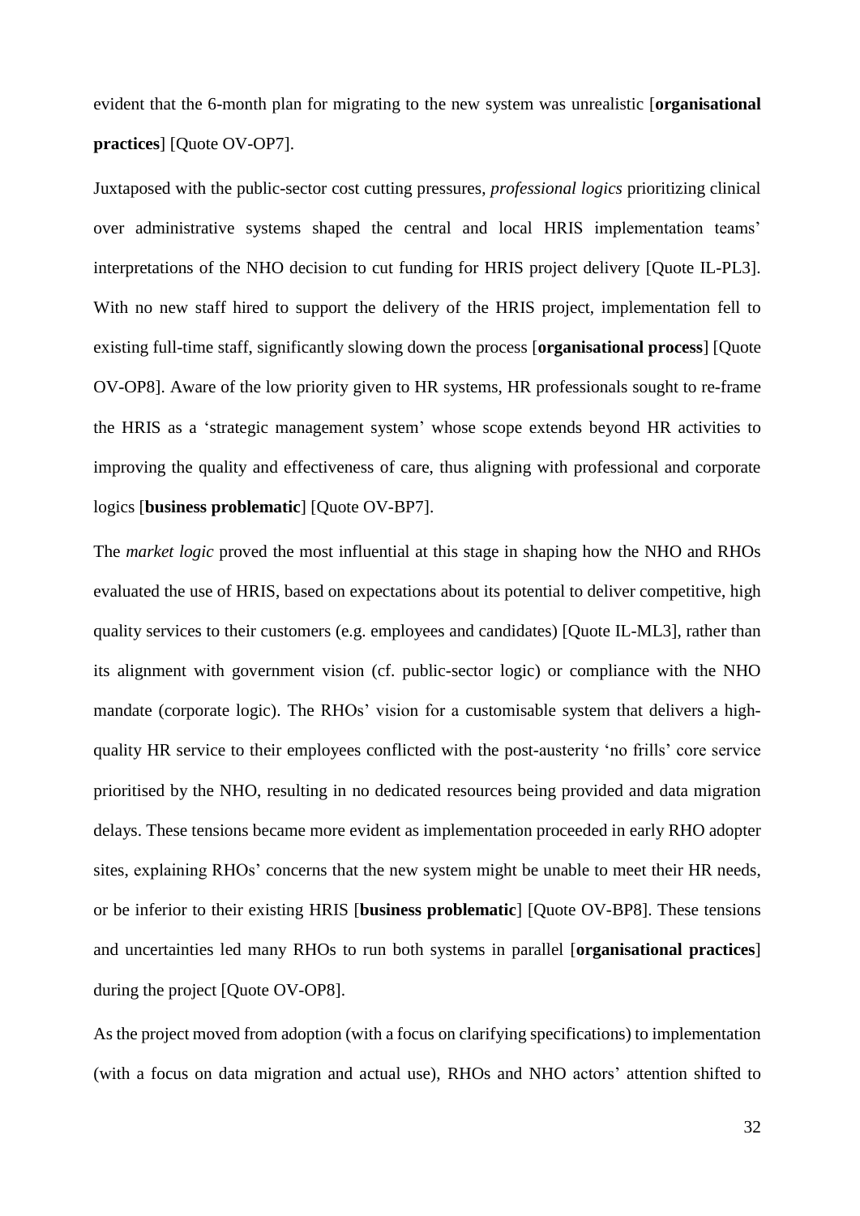evident that the 6-month plan for migrating to the new system was unrealistic [**organisational practices**] [Quote OV-OP7].

Juxtaposed with the public-sector cost cutting pressures, *professional logics* prioritizing clinical over administrative systems shaped the central and local HRIS implementation teams' interpretations of the NHO decision to cut funding for HRIS project delivery [Quote IL-PL3]. With no new staff hired to support the delivery of the HRIS project, implementation fell to existing full-time staff, significantly slowing down the process [**organisational process**] [Quote OV-OP8]. Aware of the low priority given to HR systems, HR professionals sought to re-frame the HRIS as a 'strategic management system' whose scope extends beyond HR activities to improving the quality and effectiveness of care, thus aligning with professional and corporate logics [**business problematic**] [Quote OV-BP7].

The *market logic* proved the most influential at this stage in shaping how the NHO and RHOs evaluated the use of HRIS, based on expectations about its potential to deliver competitive, high quality services to their customers (e.g. employees and candidates) [Quote IL-ML3], rather than its alignment with government vision (cf. public-sector logic) or compliance with the NHO mandate (corporate logic). The RHOs' vision for a customisable system that delivers a high-quality HR service to their employees conflicted with the post-austerity 'no frills' core service prioritised by the NHO, resulting in no dedicated resources being provided and data migration delays. These tensions became more evident as implementation proceeded in early RHO adopter sites, explaining RHOs' concerns that the new system might be unable to meet their HR needs, or be inferior to their existing HRIS [**business problematic**] [Quote OV-BP8]. These tensions and uncertainties led many RHOs to run both systems in parallel [**organisational practices**] during the project [Quote OV-OP8].

As the project moved from adoption (with a focus on clarifying specifications) to implementation (with a focus on data migration and actual use), RHOs and NHO actors' attention shifted to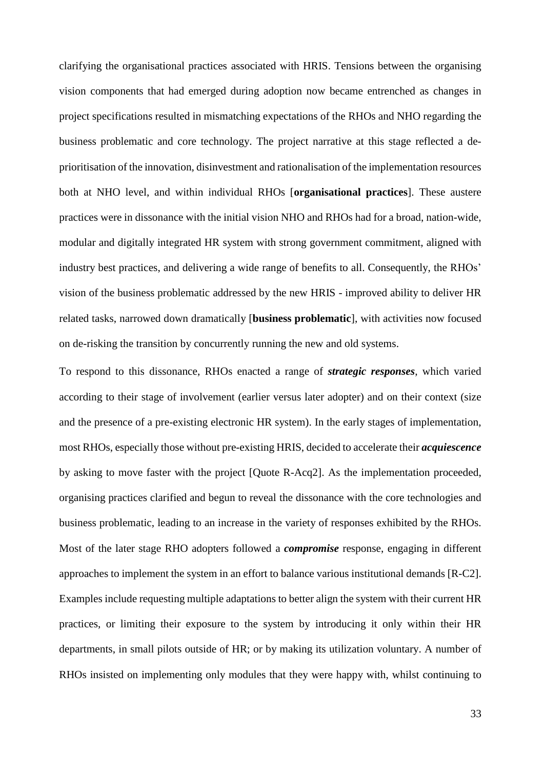clarifying the organisational practices associated with HRIS. Tensions between the organising vision components that had emerged during adoption now became entrenched as changes in project specifications resulted in mismatching expectations of the RHOs and NHO regarding the business problematic and core technology. The project narrative at this stage reflected a de-prioritisation of the innovation, disinvestment and rationalisation of the implementation resources both at NHO level, and within individual RHOs [**organisational practices**]. These austere practices were in dissonance with the initial vision NHO and RHOs had for a broad, nation-wide, modular and digitally integrated HR system with strong government commitment, aligned with industry best practices, and delivering a wide range of benefits to all. Consequently, the RHOs' vision of the business problematic addressed by the new HRIS - improved ability to deliver HR related tasks, narrowed down dramatically [**business problematic**], with activities now focused on de-risking the transition by concurrently running the new and old systems.

To respond to this dissonance, RHOs enacted a range of ***strategic responses***, which varied according to their stage of involvement (earlier versus later adopter) and on their context (size and the presence of a pre-existing electronic HR system). In the early stages of implementation, most RHOs, especially those without pre-existing HRIS, decided to accelerate their ***acquiescence*** by asking to move faster with the project [Quote R-Acq2]. As the implementation proceeded, organising practices clarified and begun to reveal the dissonance with the core technologies and business problematic, leading to an increase in the variety of responses exhibited by the RHOs. Most of the later stage RHO adopters followed a ***compromise*** response, engaging in different approaches to implement the system in an effort to balance various institutional demands [R-C2]. Examples include requesting multiple adaptations to better align the system with their current HR practices, or limiting their exposure to the system by introducing it only within their HR departments, in small pilots outside of HR; or by making its utilization voluntary. A number of RHOs insisted on implementing only modules that they were happy with, whilst continuing to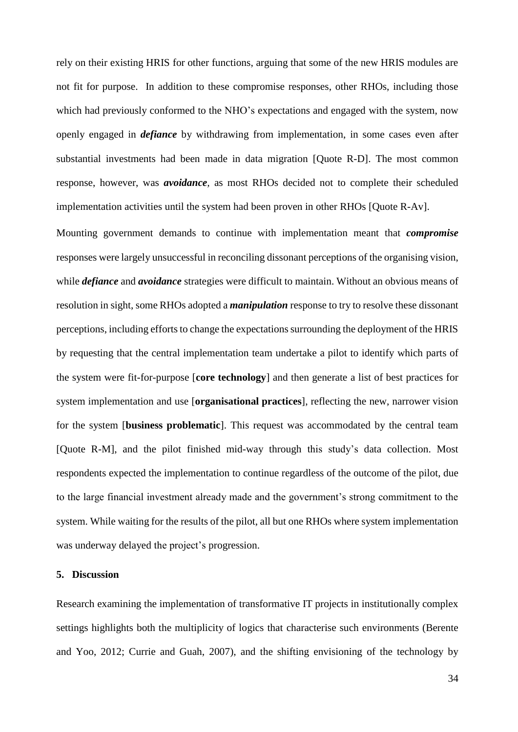rely on their existing HRIS for other functions, arguing that some of the new HRIS modules are not fit for purpose. In addition to these compromise responses, other RHOs, including those which had previously conformed to the NHO's expectations and engaged with the system, now openly engaged in ***defiance*** by withdrawing from implementation, in some cases even after substantial investments had been made in data migration [Quote R-D]. The most common response, however, was ***avoidance***, as most RHOs decided not to complete their scheduled implementation activities until the system had been proven in other RHOs [Quote R-Av].

Mounting government demands to continue with implementation meant that ***compromise*** responses were largely unsuccessful in reconciling dissonant perceptions of the organising vision, while ***defiance*** and ***avoidance*** strategies were difficult to maintain. Without an obvious means of resolution in sight, some RHOs adopted a ***manipulation*** response to try to resolve these dissonant perceptions, including efforts to change the expectations surrounding the deployment of the HRIS by requesting that the central implementation team undertake a pilot to identify which parts of the system were fit-for-purpose [**core technology**] and then generate a list of best practices for system implementation and use [**organisational practices**], reflecting the new, narrower vision for the system [**business problematic**]. This request was accommodated by the central team [Quote R-M], and the pilot finished mid-way through this study's data collection. Most respondents expected the implementation to continue regardless of the outcome of the pilot, due to the large financial investment already made and the government's strong commitment to the system. While waiting for the results of the pilot, all but one RHOs where system implementation was underway delayed the project's progression.

## 5. Discussion

Research examining the implementation of transformative IT projects in institutionally complex settings highlights both the multiplicity of logics that characterise such environments (Berente and Yoo, 2012; Currie and Guah, 2007), and the shifting envisioning of the technology by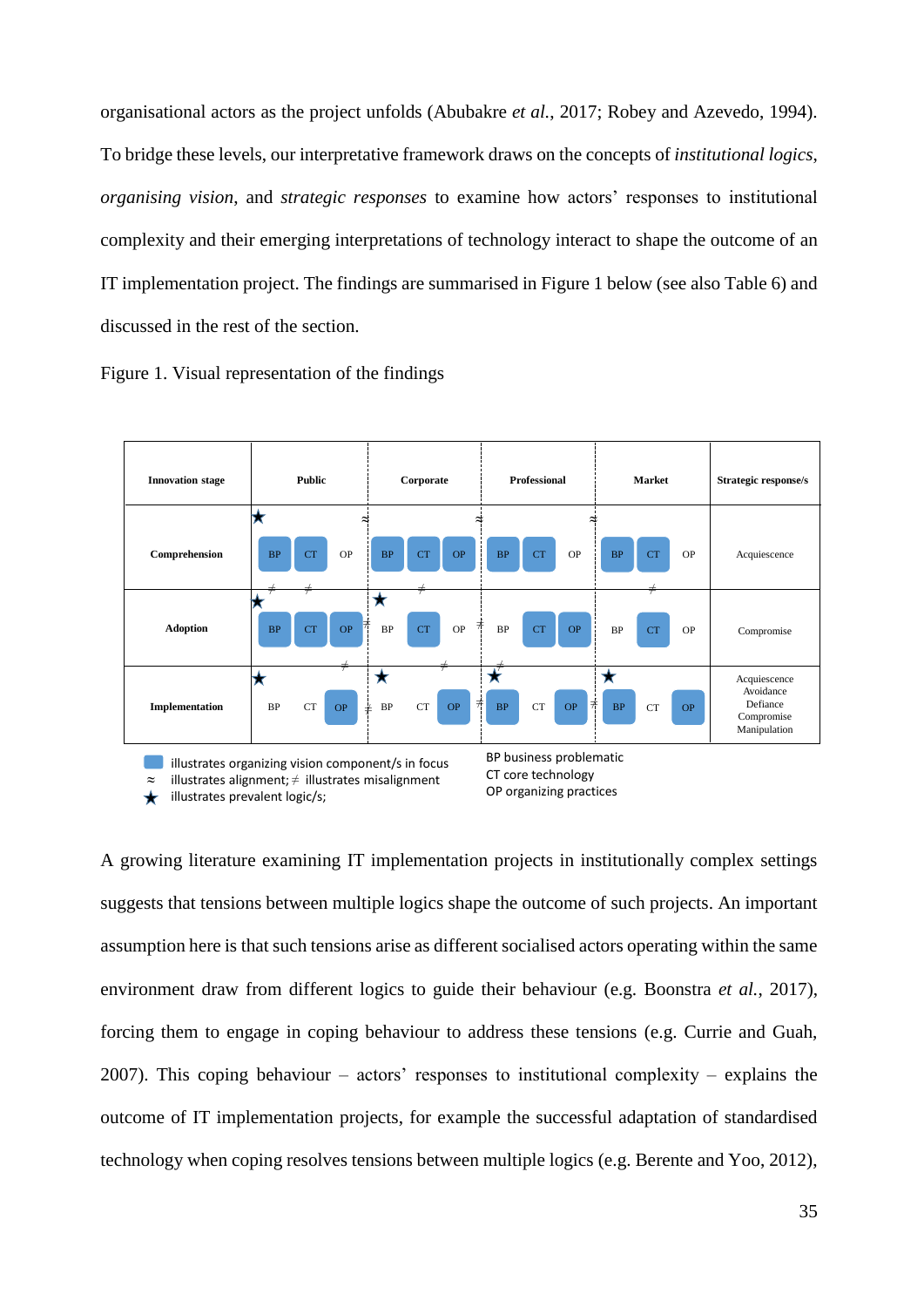organisational actors as the project unfolds (Abubakre *et al.*, 2017; Robey and Azevedo, 1994). To bridge these levels, our interpretative framework draws on the concepts of *institutional logics*, *organising vision*, and *strategic responses* to examine how actors' responses to institutional complexity and their emerging interpretations of technology interact to shape the outcome of an IT implementation project. The findings are summarised in Figure 1 below (see also Table 6) and discussed in the rest of the section.

Figure 1. Visual representation of the findings

| Innovation stage | Public | Corporate | Professional | Market | Strategic response/s |
|---|---|---|---|---|---|
| Comprehension | ★ BP CT OP ≈ | BP CT OP ≈ | BP CT OP ≈ | BP CT OP | Acquiescence |
| Adoption | ★ BP ≠ CT ≠ OP ≠ | ★ BP CT ≠ OP ≠ | BP CT OP | BP CT ≠ OP | Compromise |
| Implementation | ★ BP CT OP ≠ ≠ | ★ BP CT OP ≠ ≠ | ★ BP ≠ CT OP ≠ | ★ BP CT OP | Acquiescence<br>Avoidance<br>Defiance<br>Compromise<br>Manipulation |

■ illustrates organizing vision component/s in focus
≈ illustrates alignment; ≠ illustrates misalignment
★ illustrates prevalent logic/s;

BP business problematic
CT core technology
OP organizing practices

A growing literature examining IT implementation projects in institutionally complex settings suggests that tensions between multiple logics shape the outcome of such projects. An important assumption here is that such tensions arise as different socialised actors operating within the same environment draw from different logics to guide their behaviour (e.g. Boonstra *et al.*, 2017), forcing them to engage in coping behaviour to address these tensions (e.g. Currie and Guah, 2007). This coping behaviour – actors' responses to institutional complexity – explains the outcome of IT implementation projects, for example the successful adaptation of standardised technology when coping resolves tensions between multiple logics (e.g. Berente and Yoo, 2012),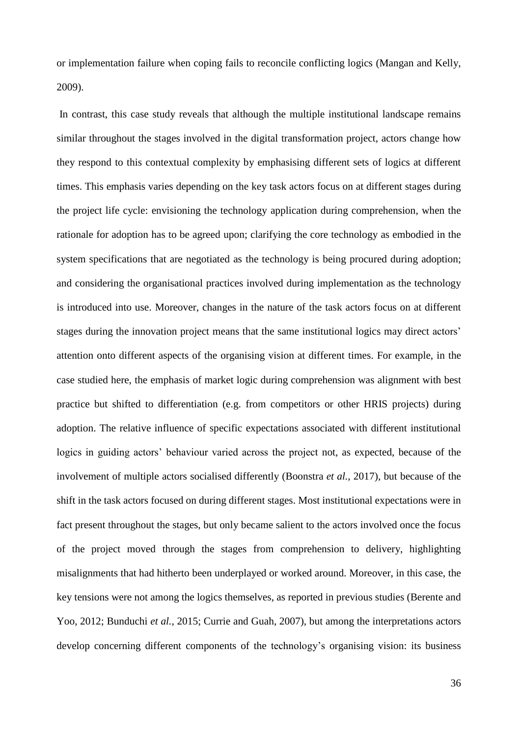or implementation failure when coping fails to reconcile conflicting logics (Mangan and Kelly, 2009).

In contrast, this case study reveals that although the multiple institutional landscape remains similar throughout the stages involved in the digital transformation project, actors change how they respond to this contextual complexity by emphasising different sets of logics at different times. This emphasis varies depending on the key task actors focus on at different stages during the project life cycle: envisioning the technology application during comprehension, when the rationale for adoption has to be agreed upon; clarifying the core technology as embodied in the system specifications that are negotiated as the technology is being procured during adoption; and considering the organisational practices involved during implementation as the technology is introduced into use. Moreover, changes in the nature of the task actors focus on at different stages during the innovation project means that the same institutional logics may direct actors' attention onto different aspects of the organising vision at different times. For example, in the case studied here, the emphasis of market logic during comprehension was alignment with best practice but shifted to differentiation (e.g. from competitors or other HRIS projects) during adoption. The relative influence of specific expectations associated with different institutional logics in guiding actors' behaviour varied across the project not, as expected, because of the involvement of multiple actors socialised differently (Boonstra *et al.*, 2017), but because of the shift in the task actors focused on during different stages. Most institutional expectations were in fact present throughout the stages, but only became salient to the actors involved once the focus of the project moved through the stages from comprehension to delivery, highlighting misalignments that had hitherto been underplayed or worked around. Moreover, in this case, the key tensions were not among the logics themselves, as reported in previous studies (Berente and Yoo, 2012; Bunduchi *et al.*, 2015; Currie and Guah, 2007), but among the interpretations actors develop concerning different components of the technology's organising vision: its business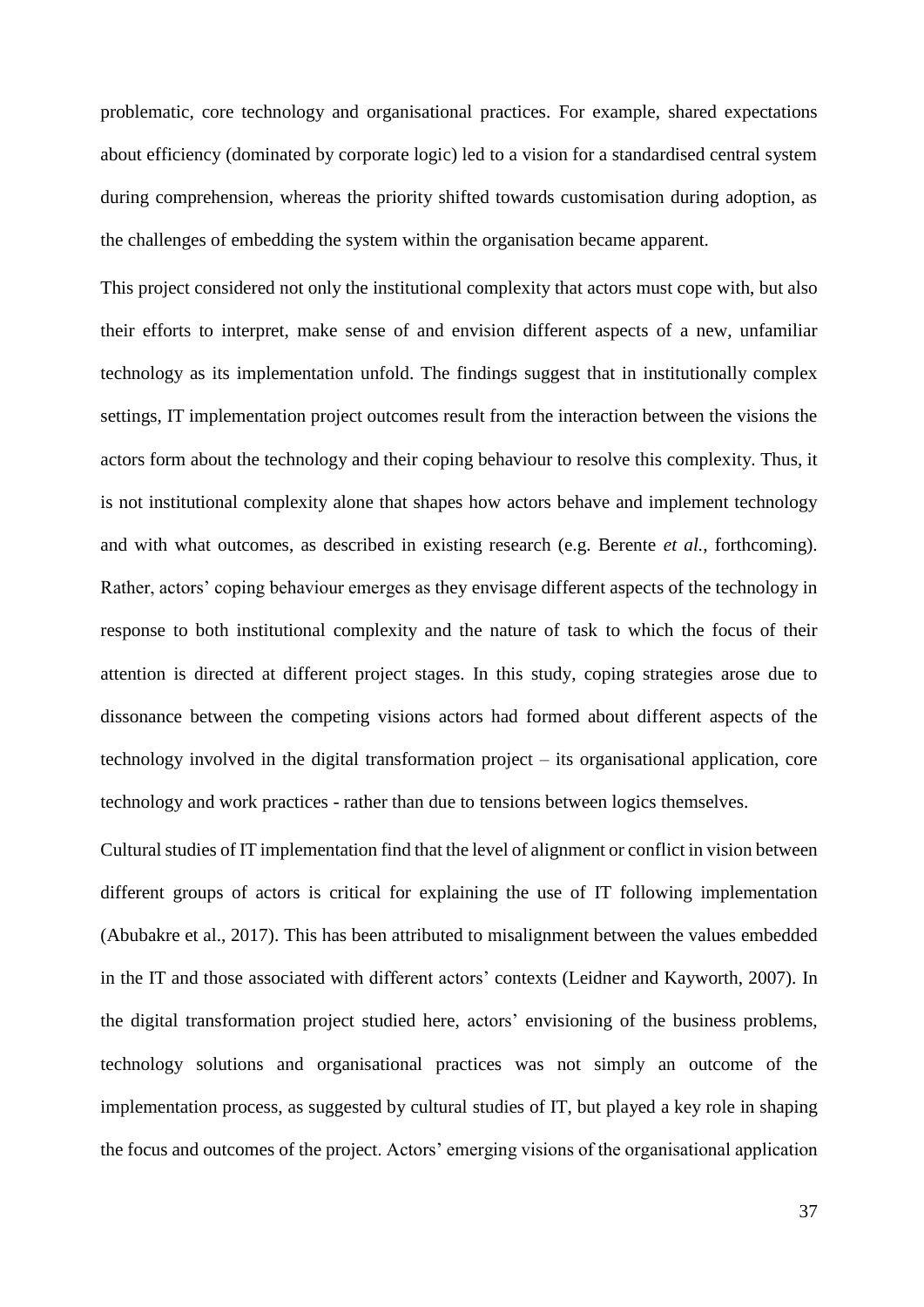problematic, core technology and organisational practices. For example, shared expectations about efficiency (dominated by corporate logic) led to a vision for a standardised central system during comprehension, whereas the priority shifted towards customisation during adoption, as the challenges of embedding the system within the organisation became apparent.

This project considered not only the institutional complexity that actors must cope with, but also their efforts to interpret, make sense of and envision different aspects of a new, unfamiliar technology as its implementation unfold. The findings suggest that in institutionally complex settings, IT implementation project outcomes result from the interaction between the visions the actors form about the technology and their coping behaviour to resolve this complexity. Thus, it is not institutional complexity alone that shapes how actors behave and implement technology and with what outcomes, as described in existing research (e.g. Berente *et al.*, forthcoming). Rather, actors' coping behaviour emerges as they envisage different aspects of the technology in response to both institutional complexity and the nature of task to which the focus of their attention is directed at different project stages. In this study, coping strategies arose due to dissonance between the competing visions actors had formed about different aspects of the technology involved in the digital transformation project – its organisational application, core technology and work practices - rather than due to tensions between logics themselves.

Cultural studies of IT implementation find that the level of alignment or conflict in vision between different groups of actors is critical for explaining the use of IT following implementation (Abubakre et al., 2017). This has been attributed to misalignment between the values embedded in the IT and those associated with different actors' contexts (Leidner and Kayworth, 2007). In the digital transformation project studied here, actors' envisioning of the business problems, technology solutions and organisational practices was not simply an outcome of the implementation process, as suggested by cultural studies of IT, but played a key role in shaping the focus and outcomes of the project. Actors' emerging visions of the organisational application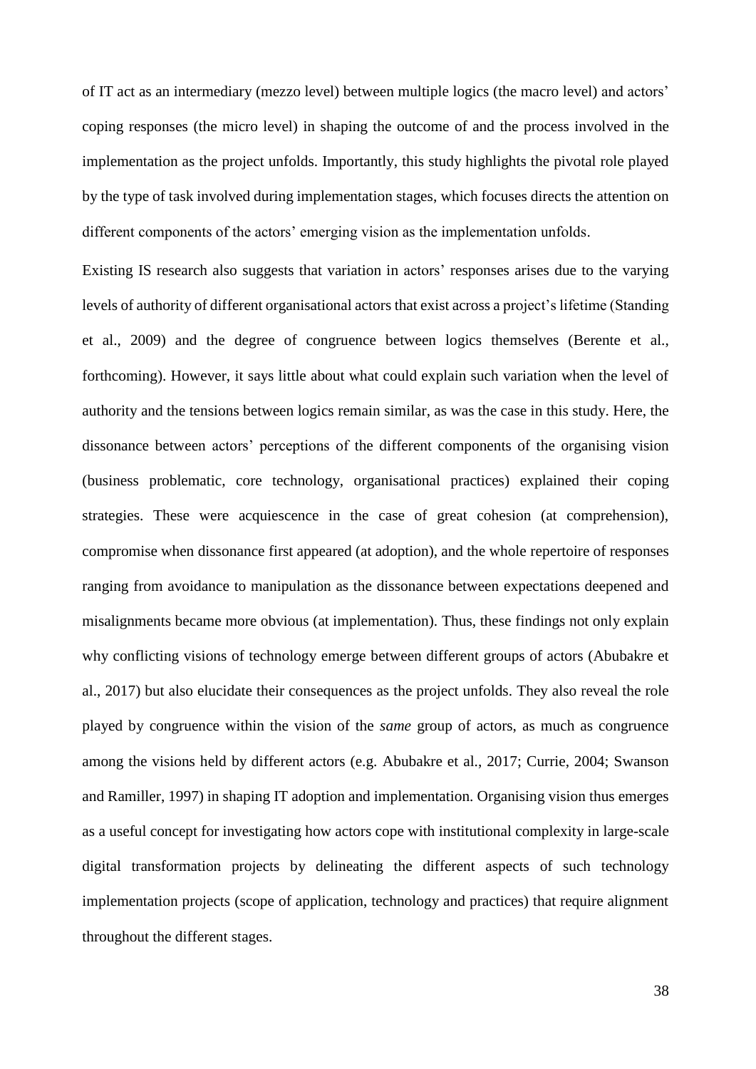of IT act as an intermediary (mezzo level) between multiple logics (the macro level) and actors' coping responses (the micro level) in shaping the outcome of and the process involved in the implementation as the project unfolds. Importantly, this study highlights the pivotal role played by the type of task involved during implementation stages, which focuses directs the attention on different components of the actors' emerging vision as the implementation unfolds.

Existing IS research also suggests that variation in actors' responses arises due to the varying levels of authority of different organisational actors that exist across a project's lifetime (Standing et al., 2009) and the degree of congruence between logics themselves (Berente et al., forthcoming). However, it says little about what could explain such variation when the level of authority and the tensions between logics remain similar, as was the case in this study. Here, the dissonance between actors' perceptions of the different components of the organising vision (business problematic, core technology, organisational practices) explained their coping strategies. These were acquiescence in the case of great cohesion (at comprehension), compromise when dissonance first appeared (at adoption), and the whole repertoire of responses ranging from avoidance to manipulation as the dissonance between expectations deepened and misalignments became more obvious (at implementation). Thus, these findings not only explain why conflicting visions of technology emerge between different groups of actors (Abubakre et al., 2017) but also elucidate their consequences as the project unfolds. They also reveal the role played by congruence within the vision of the *same* group of actors, as much as congruence among the visions held by different actors (e.g. Abubakre et al., 2017; Currie, 2004; Swanson and Ramiller, 1997) in shaping IT adoption and implementation. Organising vision thus emerges as a useful concept for investigating how actors cope with institutional complexity in large-scale digital transformation projects by delineating the different aspects of such technology implementation projects (scope of application, technology and practices) that require alignment throughout the different stages.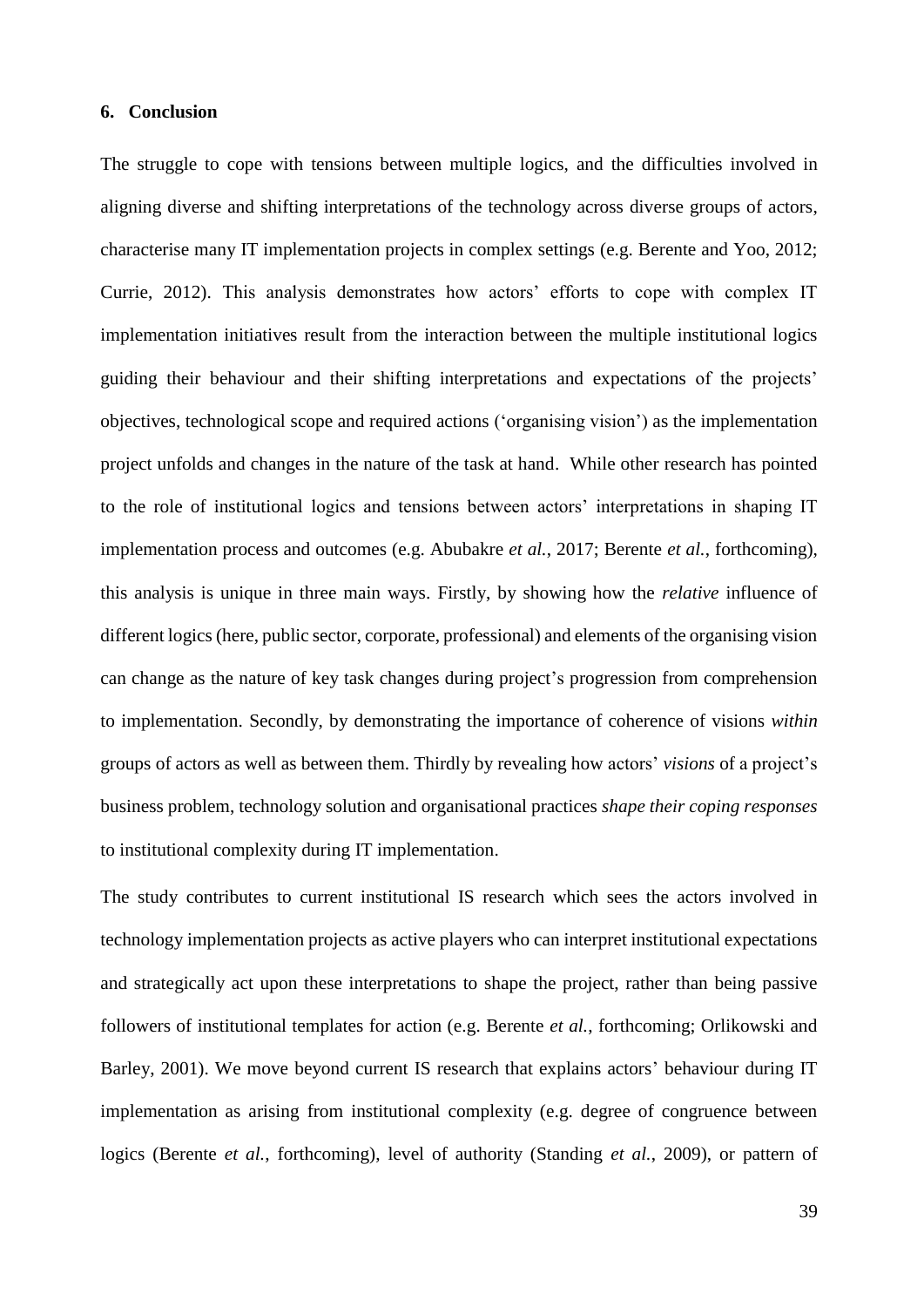## 6. Conclusion

The struggle to cope with tensions between multiple logics, and the difficulties involved in aligning diverse and shifting interpretations of the technology across diverse groups of actors, characterise many IT implementation projects in complex settings (e.g. Berente and Yoo, 2012; Currie, 2012). This analysis demonstrates how actors' efforts to cope with complex IT implementation initiatives result from the interaction between the multiple institutional logics guiding their behaviour and their shifting interpretations and expectations of the projects' objectives, technological scope and required actions ('organising vision') as the implementation project unfolds and changes in the nature of the task at hand. While other research has pointed to the role of institutional logics and tensions between actors' interpretations in shaping IT implementation process and outcomes (e.g. Abubakre *et al.*, 2017; Berente *et al.*, forthcoming), this analysis is unique in three main ways. Firstly, by showing how the *relative* influence of different logics (here, public sector, corporate, professional) and elements of the organising vision can change as the nature of key task changes during project's progression from comprehension to implementation. Secondly, by demonstrating the importance of coherence of visions *within* groups of actors as well as between them. Thirdly by revealing how actors' *visions* of a project's business problem, technology solution and organisational practices *shape their coping responses* to institutional complexity during IT implementation.

The study contributes to current institutional IS research which sees the actors involved in technology implementation projects as active players who can interpret institutional expectations and strategically act upon these interpretations to shape the project, rather than being passive followers of institutional templates for action (e.g. Berente *et al.*, forthcoming; Orlikowski and Barley, 2001). We move beyond current IS research that explains actors' behaviour during IT implementation as arising from institutional complexity (e.g. degree of congruence between logics (Berente *et al.*, forthcoming), level of authority (Standing *et al.*, 2009), or pattern of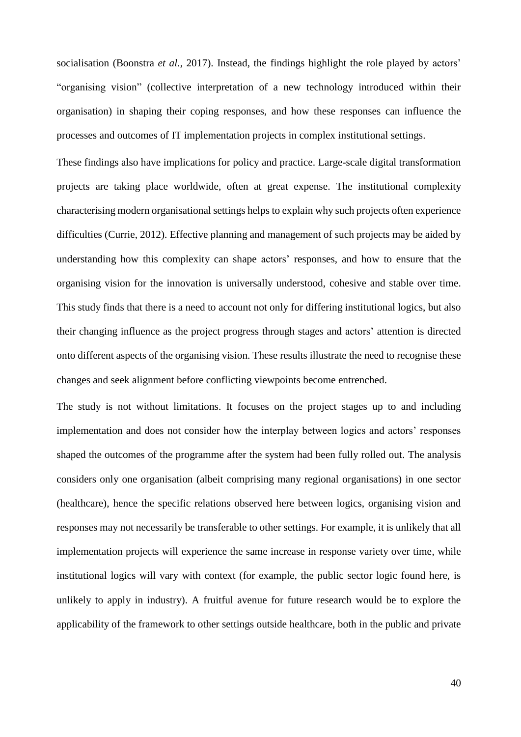socialisation (Boonstra *et al.*, 2017). Instead, the findings highlight the role played by actors' "organising vision" (collective interpretation of a new technology introduced within their organisation) in shaping their coping responses, and how these responses can influence the processes and outcomes of IT implementation projects in complex institutional settings.

These findings also have implications for policy and practice. Large-scale digital transformation projects are taking place worldwide, often at great expense. The institutional complexity characterising modern organisational settings helps to explain why such projects often experience difficulties (Currie, 2012). Effective planning and management of such projects may be aided by understanding how this complexity can shape actors' responses, and how to ensure that the organising vision for the innovation is universally understood, cohesive and stable over time. This study finds that there is a need to account not only for differing institutional logics, but also their changing influence as the project progress through stages and actors' attention is directed onto different aspects of the organising vision. These results illustrate the need to recognise these changes and seek alignment before conflicting viewpoints become entrenched.

The study is not without limitations. It focuses on the project stages up to and including implementation and does not consider how the interplay between logics and actors' responses shaped the outcomes of the programme after the system had been fully rolled out. The analysis considers only one organisation (albeit comprising many regional organisations) in one sector (healthcare), hence the specific relations observed here between logics, organising vision and responses may not necessarily be transferable to other settings. For example, it is unlikely that all implementation projects will experience the same increase in response variety over time, while institutional logics will vary with context (for example, the public sector logic found here, is unlikely to apply in industry). A fruitful avenue for future research would be to explore the applicability of the framework to other settings outside healthcare, both in the public and private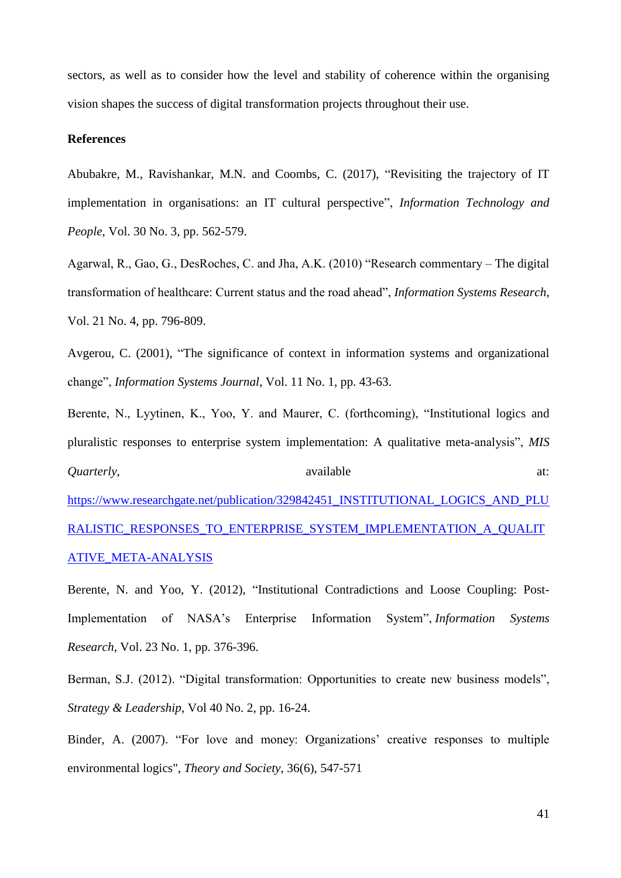sectors, as well as to consider how the level and stability of coherence within the organising vision shapes the success of digital transformation projects throughout their use.

**References**

Abubakre, M., Ravishankar, M.N. and Coombs, C. (2017), "Revisiting the trajectory of IT implementation in organisations: an IT cultural perspective", *Information Technology and People*, Vol. 30 No. 3, pp. 562-579.

Agarwal, R., Gao, G., DesRoches, C. and Jha, A.K. (2010) "Research commentary – The digital transformation of healthcare: Current status and the road ahead", *Information Systems Research*, Vol. 21 No. 4, pp. 796-809.

Avgerou, C. (2001), "The significance of context in information systems and organizational change", *Information Systems Journal*, Vol. 11 No. 1, pp. 43-63.

Berente, N., Lyytinen, K., Yoo, Y. and Maurer, C. (forthcoming), "Institutional logics and pluralistic responses to enterprise system implementation: A qualitative meta-analysis", *MIS Quarterly*, available at: https://www.researchgate.net/publication/329842451_INSTITUTIONAL_LOGICS_AND_PLURALISTIC_RESPONSES_TO_ENTERPRISE_SYSTEM_IMPLEMENTATION_A_QUALITATIVE_META-ANALYSIS

Berente, N. and Yoo, Y. (2012), "Institutional Contradictions and Loose Coupling: Post-Implementation of NASA's Enterprise Information System", *Information Systems Research*, Vol. 23 No. 1, pp. 376-396.

Berman, S.J. (2012). "Digital transformation: Opportunities to create new business models", *Strategy & Leadership*, Vol 40 No. 2, pp. 16-24.

Binder, A. (2007). "For love and money: Organizations' creative responses to multiple environmental logics", *Theory and Society*, 36(6), 547-571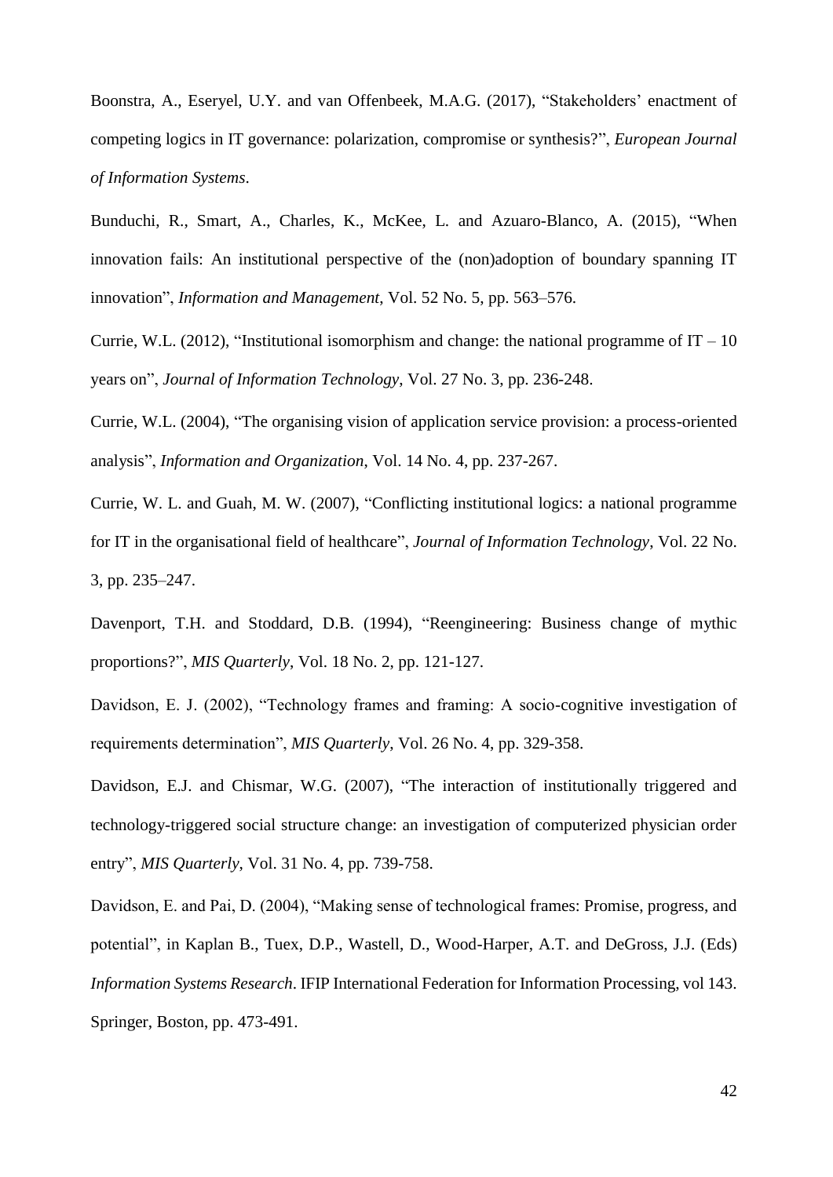Boonstra, A., Eseryel, U.Y. and van Offenbeek, M.A.G. (2017), "Stakeholders' enactment of competing logics in IT governance: polarization, compromise or synthesis?", *European Journal of Information Systems*.

Bunduchi, R., Smart, A., Charles, K., McKee, L. and Azuaro-Blanco, A. (2015), "When innovation fails: An institutional perspective of the (non)adoption of boundary spanning IT innovation", *Information and Management*, Vol. 52 No. 5, pp. 563–576.

Currie, W.L. (2012), "Institutional isomorphism and change: the national programme of IT – 10 years on", *Journal of Information Technology*, Vol. 27 No. 3, pp. 236-248.

Currie, W.L. (2004), "The organising vision of application service provision: a process-oriented analysis", *Information and Organization*, Vol. 14 No. 4, pp. 237-267.

Currie, W. L. and Guah, M. W. (2007), "Conflicting institutional logics: a national programme for IT in the organisational field of healthcare", *Journal of Information Technology*, Vol. 22 No. 3, pp. 235–247.

Davenport, T.H. and Stoddard, D.B. (1994), "Reengineering: Business change of mythic proportions?", *MIS Quarterly*, Vol. 18 No. 2, pp. 121-127.

Davidson, E. J. (2002), "Technology frames and framing: A socio-cognitive investigation of requirements determination", *MIS Quarterly*, Vol. 26 No. 4, pp. 329-358.

Davidson, E.J. and Chismar, W.G. (2007), "The interaction of institutionally triggered and technology-triggered social structure change: an investigation of computerized physician order entry", *MIS Quarterly*, Vol. 31 No. 4, pp. 739-758.

Davidson, E. and Pai, D. (2004), "Making sense of technological frames: Promise, progress, and potential", in Kaplan B., Tuex, D.P., Wastell, D., Wood-Harper, A.T. and DeGross, J.J. (Eds) *Information Systems Research*. IFIP International Federation for Information Processing, vol 143. Springer, Boston, pp. 473-491.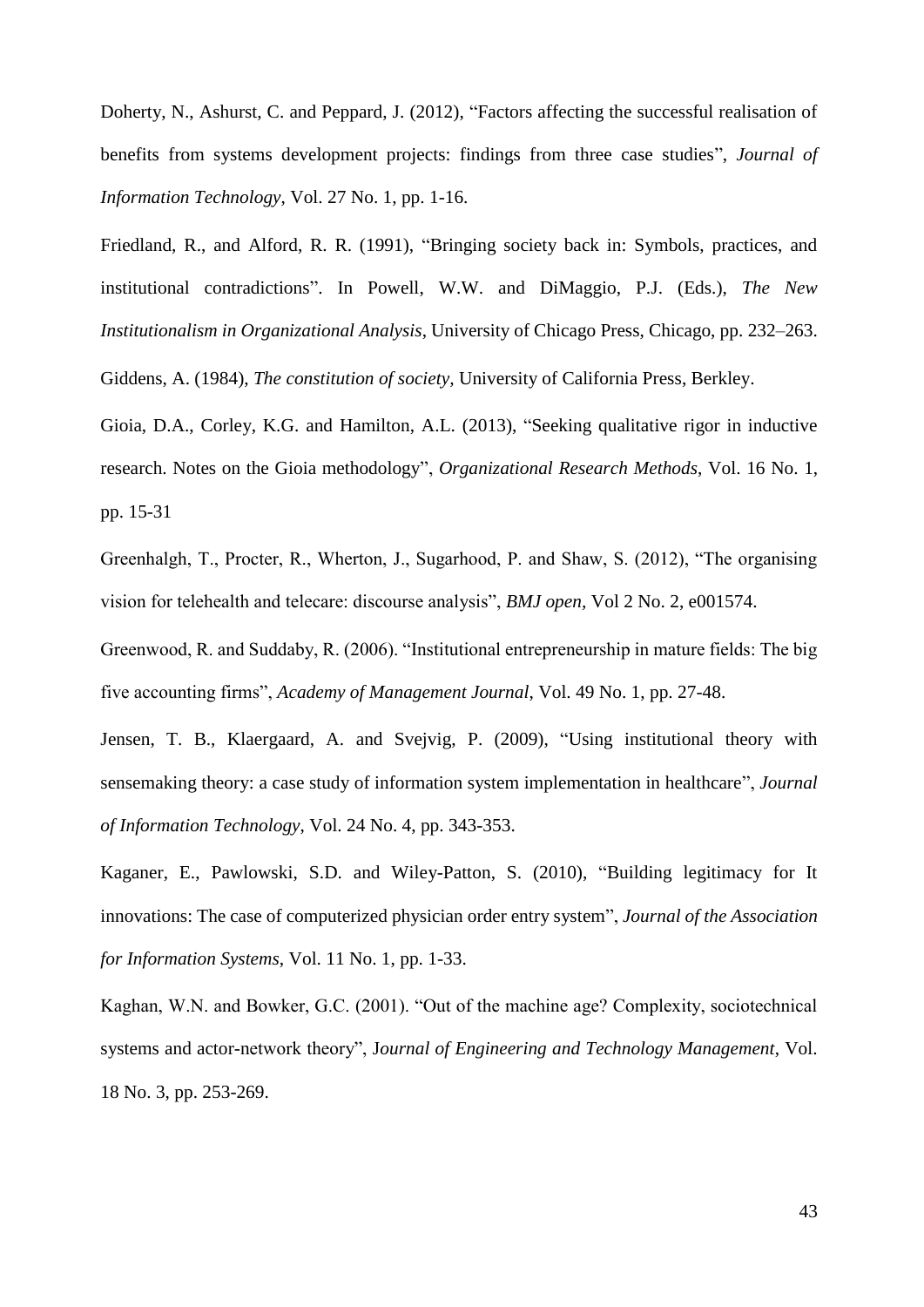Doherty, N., Ashurst, C. and Peppard, J. (2012), "Factors affecting the successful realisation of benefits from systems development projects: findings from three case studies", *Journal of Information Technology*, Vol. 27 No. 1, pp. 1-16.

Friedland, R., and Alford, R. R. (1991), "Bringing society back in: Symbols, practices, and institutional contradictions". In Powell, W.W. and DiMaggio, P.J. (Eds.), *The New Institutionalism in Organizational Analysis*, University of Chicago Press, Chicago, pp. 232–263.

Giddens, A. (1984), *The constitution of society*, University of California Press, Berkley.

Gioia, D.A., Corley, K.G. and Hamilton, A.L. (2013), "Seeking qualitative rigor in inductive research. Notes on the Gioia methodology", *Organizational Research Methods*, Vol. 16 No. 1, pp. 15-31

Greenhalgh, T., Procter, R., Wherton, J., Sugarhood, P. and Shaw, S. (2012), "The organising vision for telehealth and telecare: discourse analysis", *BMJ open*, Vol 2 No. 2, e001574.

Greenwood, R. and Suddaby, R. (2006). "Institutional entrepreneurship in mature fields: The big five accounting firms", *Academy of Management Journal*, Vol. 49 No. 1, pp. 27-48.

Jensen, T. B., Klaergaard, A. and Svejvig, P. (2009), "Using institutional theory with sensemaking theory: a case study of information system implementation in healthcare", *Journal of Information Technology*, Vol. 24 No. 4, pp. 343-353.

Kaganer, E., Pawlowski, S.D. and Wiley-Patton, S. (2010), "Building legitimacy for It innovations: The case of computerized physician order entry system", *Journal of the Association for Information Systems*, Vol. 11 No. 1, pp. 1-33.

Kaghan, W.N. and Bowker, G.C. (2001). "Out of the machine age? Complexity, sociotechnical systems and actor-network theory", *Journal of Engineering and Technology Management*, Vol. 18 No. 3, pp. 253-269.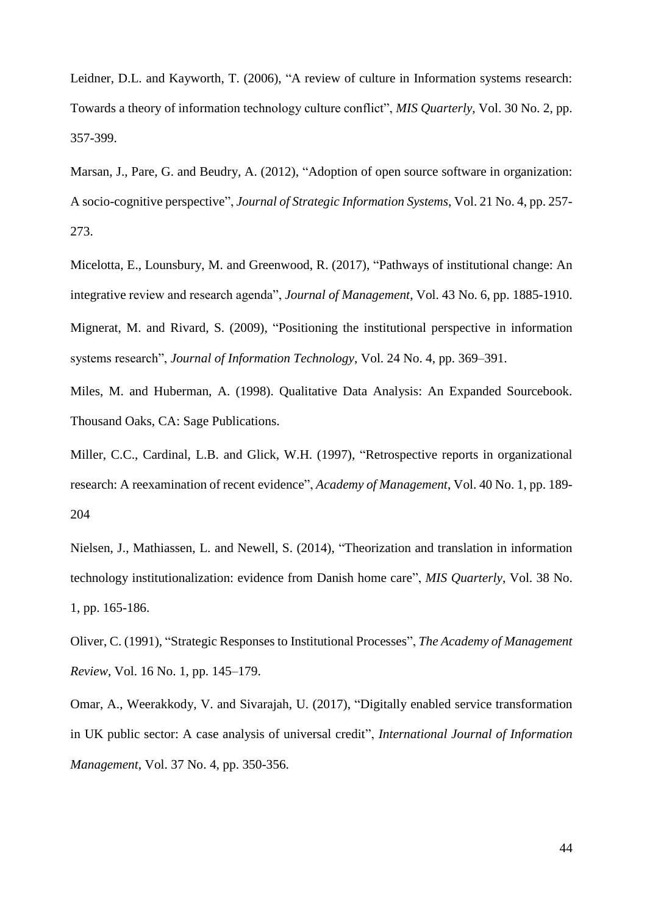Leidner, D.L. and Kayworth, T. (2006), "A review of culture in Information systems research: Towards a theory of information technology culture conflict", *MIS Quarterly*, Vol. 30 No. 2, pp. 357-399.

Marsan, J., Pare, G. and Beudry, A. (2012), "Adoption of open source software in organization: A socio-cognitive perspective", *Journal of Strategic Information Systems*, Vol. 21 No. 4, pp. 257-273.

Micelotta, E., Lounsbury, M. and Greenwood, R. (2017), "Pathways of institutional change: An integrative review and research agenda", *Journal of Management*, Vol. 43 No. 6, pp. 1885-1910.

Mignerat, M. and Rivard, S. (2009), "Positioning the institutional perspective in information systems research", *Journal of Information Technology*, Vol. 24 No. 4, pp. 369–391.

Miles, M. and Huberman, A. (1998). Qualitative Data Analysis: An Expanded Sourcebook. Thousand Oaks, CA: Sage Publications.

Miller, C.C., Cardinal, L.B. and Glick, W.H. (1997), "Retrospective reports in organizational research: A reexamination of recent evidence", *Academy of Management*, Vol. 40 No. 1, pp. 189-204

Nielsen, J., Mathiassen, L. and Newell, S. (2014), "Theorization and translation in information technology institutionalization: evidence from Danish home care", *MIS Quarterly*, Vol. 38 No. 1, pp. 165-186.

Oliver, C. (1991), "Strategic Responses to Institutional Processes", *The Academy of Management Review*, Vol. 16 No. 1, pp. 145–179.

Omar, A., Weerakkody, V. and Sivarajah, U. (2017), "Digitally enabled service transformation in UK public sector: A case analysis of universal credit", *International Journal of Information Management*, Vol. 37 No. 4, pp. 350-356.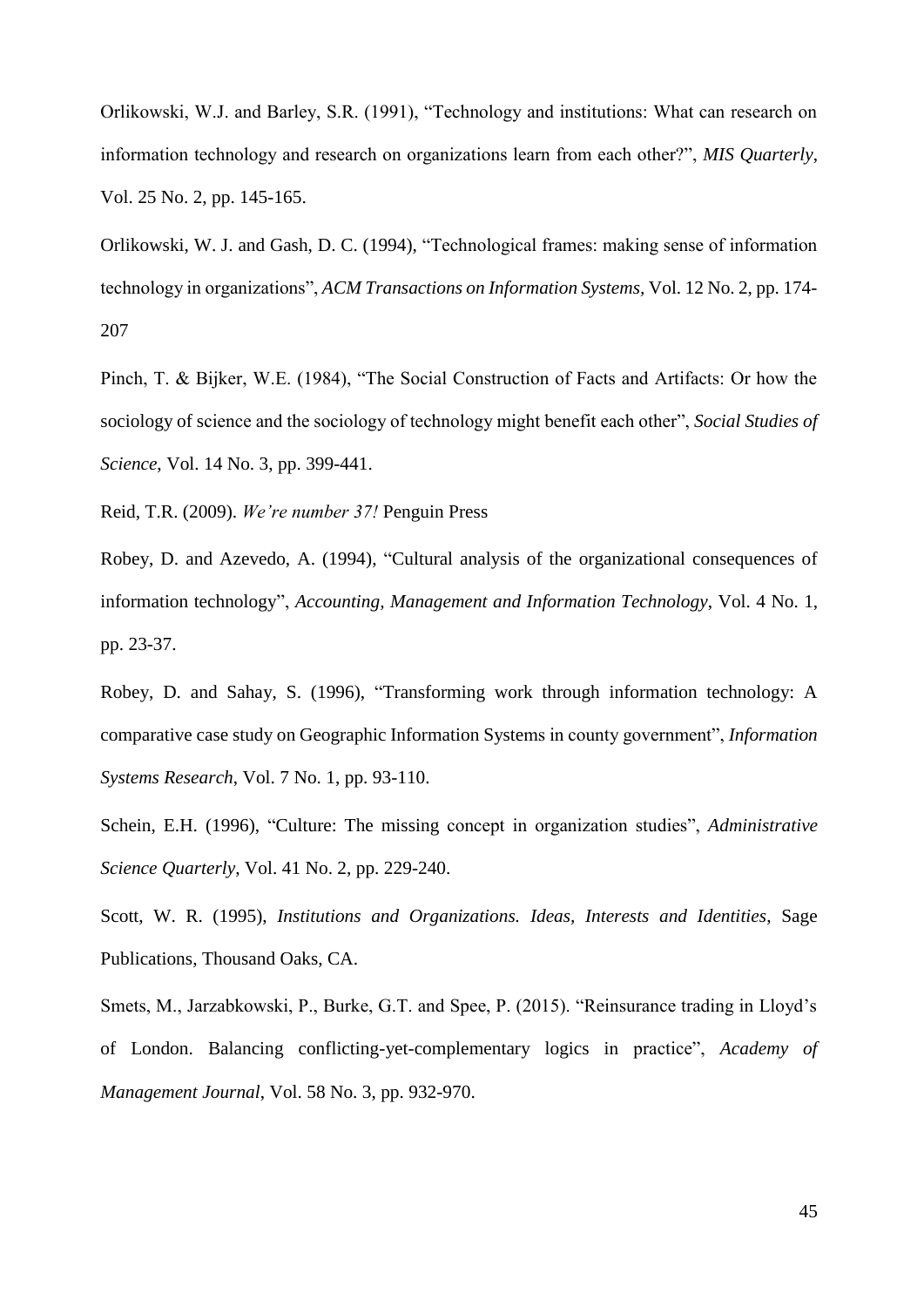Orlikowski, W.J. and Barley, S.R. (1991), "Technology and institutions: What can research on information technology and research on organizations learn from each other?", *MIS Quarterly*, Vol. 25 No. 2, pp. 145-165.

Orlikowski, W. J. and Gash, D. C. (1994), "Technological frames: making sense of information technology in organizations", *ACM Transactions on Information Systems*, Vol. 12 No. 2, pp. 174-207

Pinch, T. & Bijker, W.E. (1984), "The Social Construction of Facts and Artifacts: Or how the sociology of science and the sociology of technology might benefit each other", *Social Studies of Science*, Vol. 14 No. 3, pp. 399-441.

Reid, T.R. (2009). *We're number 37!* Penguin Press

Robey, D. and Azevedo, A. (1994), "Cultural analysis of the organizational consequences of information technology", *Accounting, Management and Information Technology*, Vol. 4 No. 1, pp. 23-37.

Robey, D. and Sahay, S. (1996), "Transforming work through information technology: A comparative case study on Geographic Information Systems in county government", *Information Systems Research*, Vol. 7 No. 1, pp. 93-110.

Schein, E.H. (1996), "Culture: The missing concept in organization studies", *Administrative Science Quarterly*, Vol. 41 No. 2, pp. 229-240.

Scott, W. R. (1995), *Institutions and Organizations. Ideas, Interests and Identities*, Sage Publications, Thousand Oaks, CA.

Smets, M., Jarzabkowski, P., Burke, G.T. and Spee, P. (2015). "Reinsurance trading in Lloyd's of London. Balancing conflicting-yet-complementary logics in practice", *Academy of Management Journal*, Vol. 58 No. 3, pp. 932-970.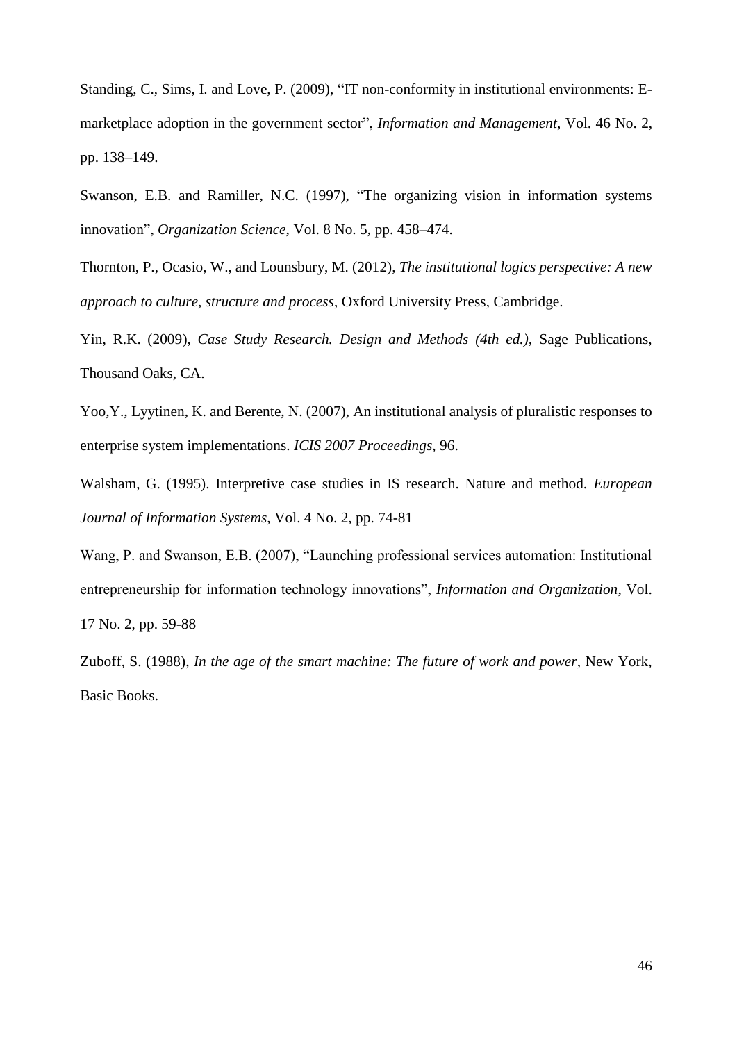Standing, C., Sims, I. and Love, P. (2009), "IT non-conformity in institutional environments: E-marketplace adoption in the government sector", *Information and Management*, Vol. 46 No. 2, pp. 138–149.

Swanson, E.B. and Ramiller, N.C. (1997), "The organizing vision in information systems innovation", *Organization Science*, Vol. 8 No. 5, pp. 458–474.

Thornton, P., Ocasio, W., and Lounsbury, M. (2012), *The institutional logics perspective: A new approach to culture, structure and process*, Oxford University Press, Cambridge.

Yin, R.K. (2009), *Case Study Research. Design and Methods (4th ed.)*, Sage Publications, Thousand Oaks, CA.

Yoo,Y., Lyytinen, K. and Berente, N. (2007), An institutional analysis of pluralistic responses to enterprise system implementations. *ICIS 2007 Proceedings*, 96.

Walsham, G. (1995). Interpretive case studies in IS research. Nature and method. *European Journal of Information Systems*, Vol. 4 No. 2, pp. 74-81

Wang, P. and Swanson, E.B. (2007), "Launching professional services automation: Institutional entrepreneurship for information technology innovations", *Information and Organization*, Vol. 17 No. 2, pp. 59-88

Zuboff, S. (1988), *In the age of the smart machine: The future of work and power*, New York, Basic Books.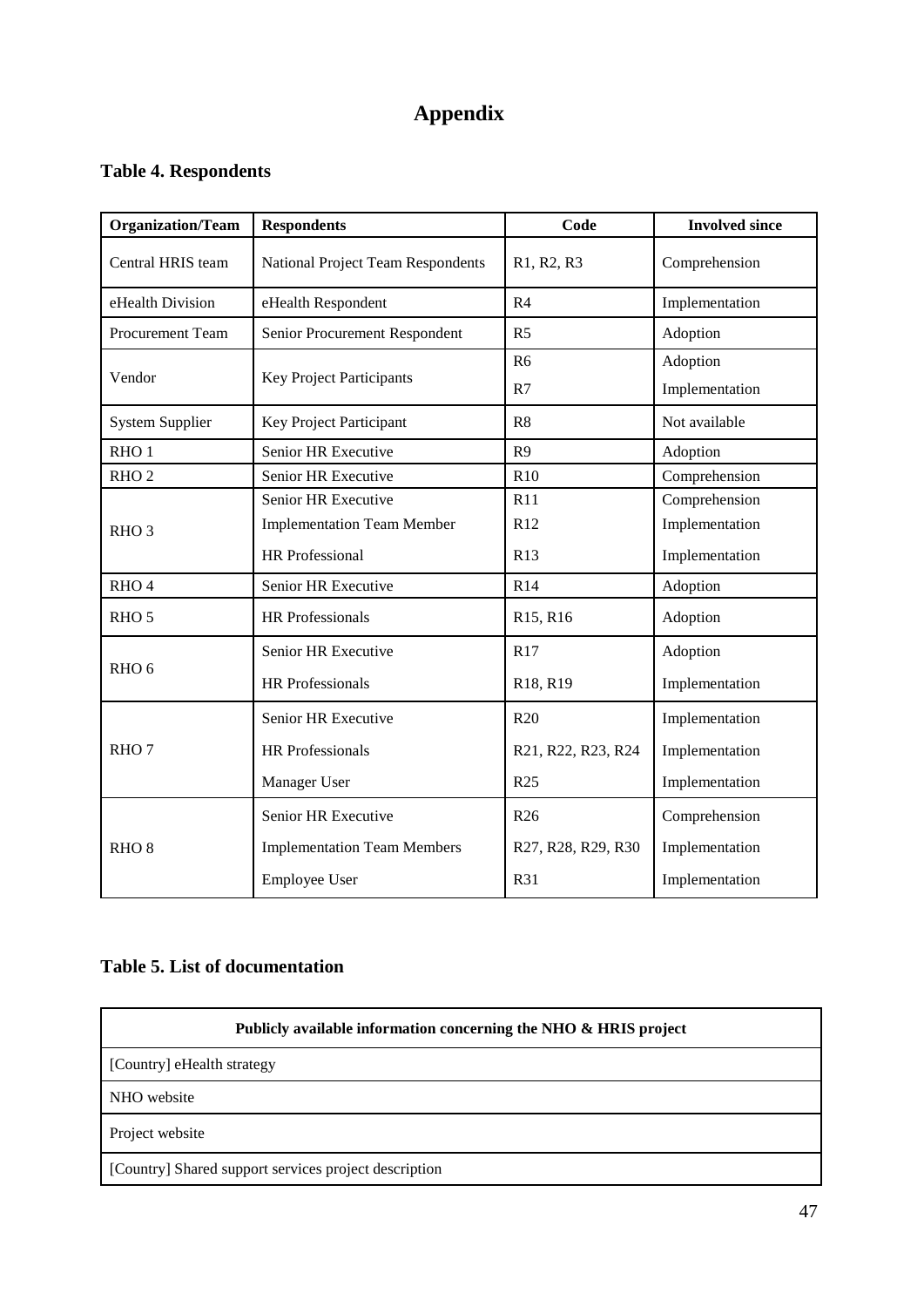# Appendix

## Table 4. Respondents

| Organization/Team | Respondents | Code | Involved since |
|---|---|---|---|
| Central HRIS team | National Project Team Respondents | R1, R2, R3 | Comprehension |
| eHealth Division | eHealth Respondent | R4 | Implementation |
| Procurement Team | Senior Procurement Respondent | R5 | Adoption |
| Vendor | Key Project Participants | R6 | Adoption |
| | | R7 | Implementation |
| System Supplier | Key Project Participant | R8 | Not available |
| RHO 1 | Senior HR Executive | R9 | Adoption |
| RHO 2 | Senior HR Executive | R10 | Comprehension |
| RHO 3 | Senior HR Executive | R11 | Comprehension |
| | Implementation Team Member | R12 | Implementation |
| | HR Professional | R13 | Implementation |
| RHO 4 | Senior HR Executive | R14 | Adoption |
| RHO 5 | HR Professionals | R15, R16 | Adoption |
| RHO 6 | Senior HR Executive | R17 | Adoption |
| | HR Professionals | R18, R19 | Implementation |
| RHO 7 | Senior HR Executive | R20 | Implementation |
| | HR Professionals | R21, R22, R23, R24 | Implementation |
| | Manager User | R25 | Implementation |
| RHO 8 | Senior HR Executive | R26 | Comprehension |
| | Implementation Team Members | R27, R28, R29, R30 | Implementation |
| | Employee User | R31 | Implementation |

## Table 5. List of documentation

| Publicly available information concerning the NHO & HRIS project |
|---|
| [Country] eHealth strategy |
| NHO website |
| Project website |
| [Country] Shared support services project description |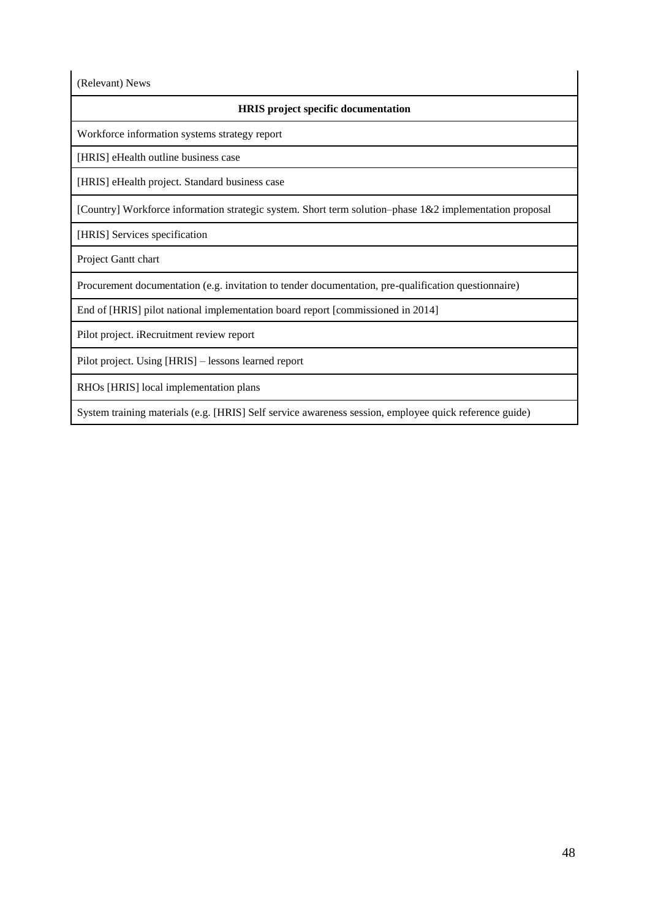| |
|---|
| (Relevant) News |
| **HRIS project specific documentation** |
| Workforce information systems strategy report |
| [HRIS] eHealth outline business case |
| [HRIS] eHealth project. Standard business case |
| [Country] Workforce information strategic system. Short term solution–phase 1&2 implementation proposal |
| [HRIS] Services specification |
| Project Gantt chart |
| Procurement documentation (e.g. invitation to tender documentation, pre-qualification questionnaire) |
| End of [HRIS] pilot national implementation board report [commissioned in 2014] |
| Pilot project. iRecruitment review report |
| Pilot project. Using [HRIS] – lessons learned report |
| RHOs [HRIS] local implementation plans |
| System training materials (e.g. [HRIS] Self service awareness session, employee quick reference guide) |